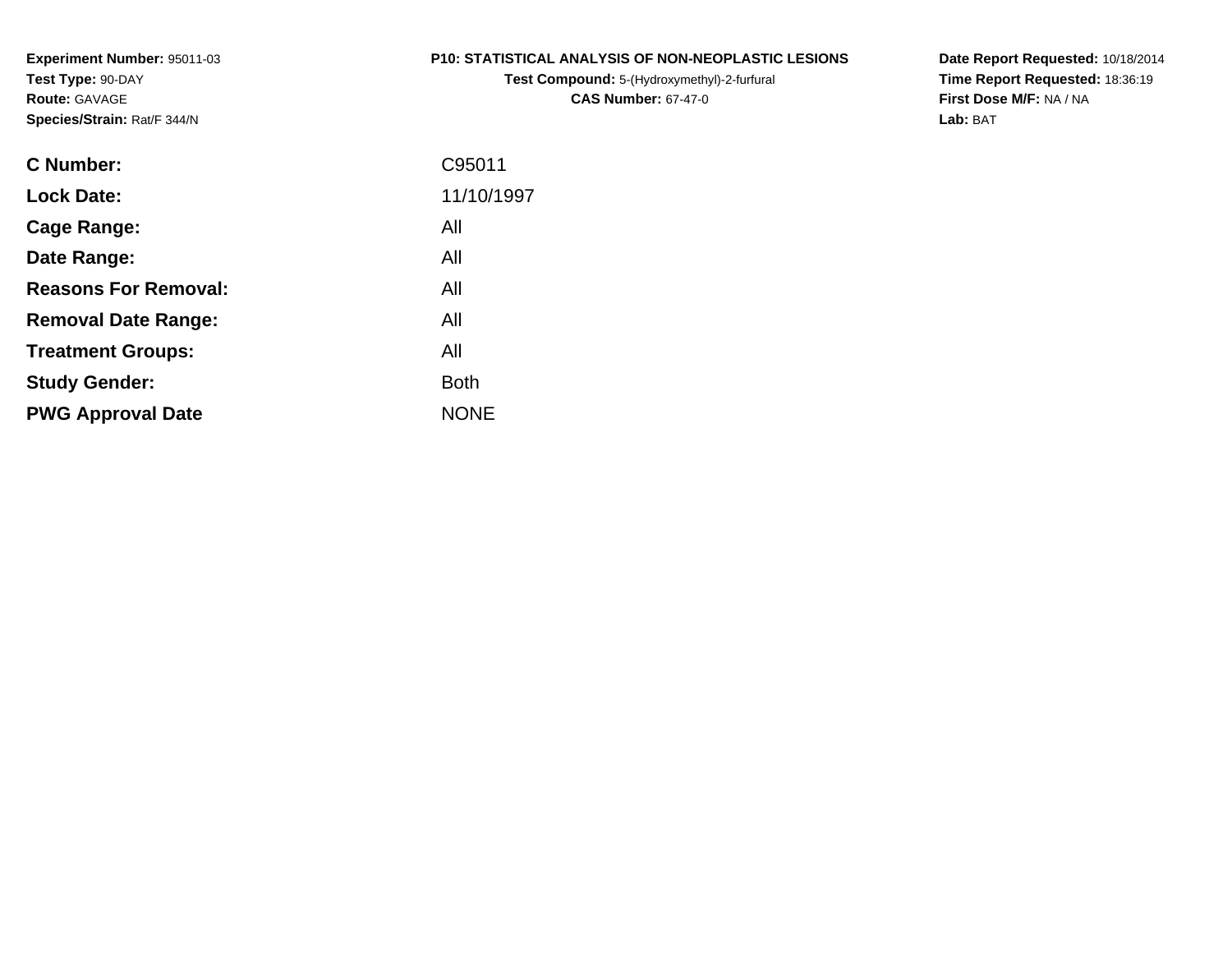**Experiment Number:** 95011-03
**Test Type:** 90-DAY
**Route:** GAVAGE
**Species/Strain:** Rat/F 344/N

**P10: STATISTICAL ANALYSIS OF NON-NEOPLASTIC LESIONS**
**Test Compound:** 5-(Hydroxymethyl)-2-furfural
**CAS Number:** 67-47-0

**Date Report Requested:** 10/18/2014
**Time Report Requested:** 18:36:19
**First Dose M/F:** NA / NA
**Lab:** BAT

| | |
|---|---|
| **C Number:** | C95011 |
| **Lock Date:** | 11/10/1997 |
| **Cage Range:** | All |
| **Date Range:** | All |
| **Reasons For Removal:** | All |
| **Removal Date Range:** | All |
| **Treatment Groups:** | All |
| **Study Gender:** | Both |
| **PWG Approval Date** | NONE |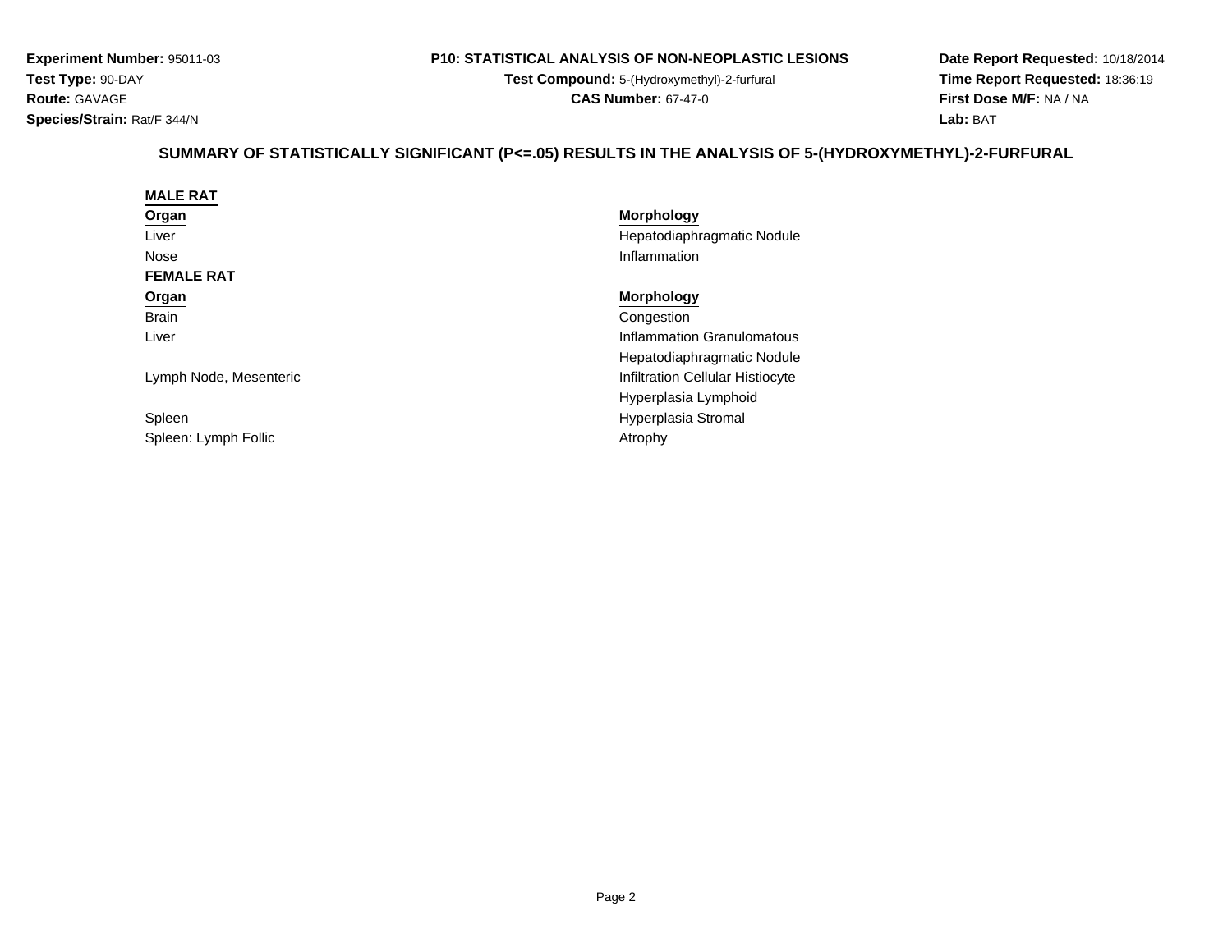**Experiment Number:** 95011-03
**Test Type:** 90-DAY
**Route:** GAVAGE
**Species/Strain:** Rat/F 344/N

**P10: STATISTICAL ANALYSIS OF NON-NEOPLASTIC LESIONS**
**Test Compound:** 5-(Hydroxymethyl)-2-furfural
**CAS Number:** 67-47-0

**Date Report Requested:** 10/18/2014
**Time Report Requested:** 18:36:19
**First Dose M/F:** NA / NA
**Lab:** BAT

## SUMMARY OF STATISTICALLY SIGNIFICANT (P<=.05) RESULTS IN THE ANALYSIS OF 5-(HYDROXYMETHYL)-2-FURFURAL

**MALE RAT**

| Organ | Morphology |
|---|---|
| Liver | Hepatodiaphragmatic Nodule |
| Nose | Inflammation |

**FEMALE RAT**

| Organ | Morphology |
|---|---|
| Brain | Congestion |
| Liver | Inflammation Granulomatous |
| | Hepatodiaphragmatic Nodule |
| Lymph Node, Mesenteric | Infiltration Cellular Histiocyte |
| | Hyperplasia Lymphoid |
| Spleen | Hyperplasia Stromal |
| Spleen: Lymph Follic | Atrophy |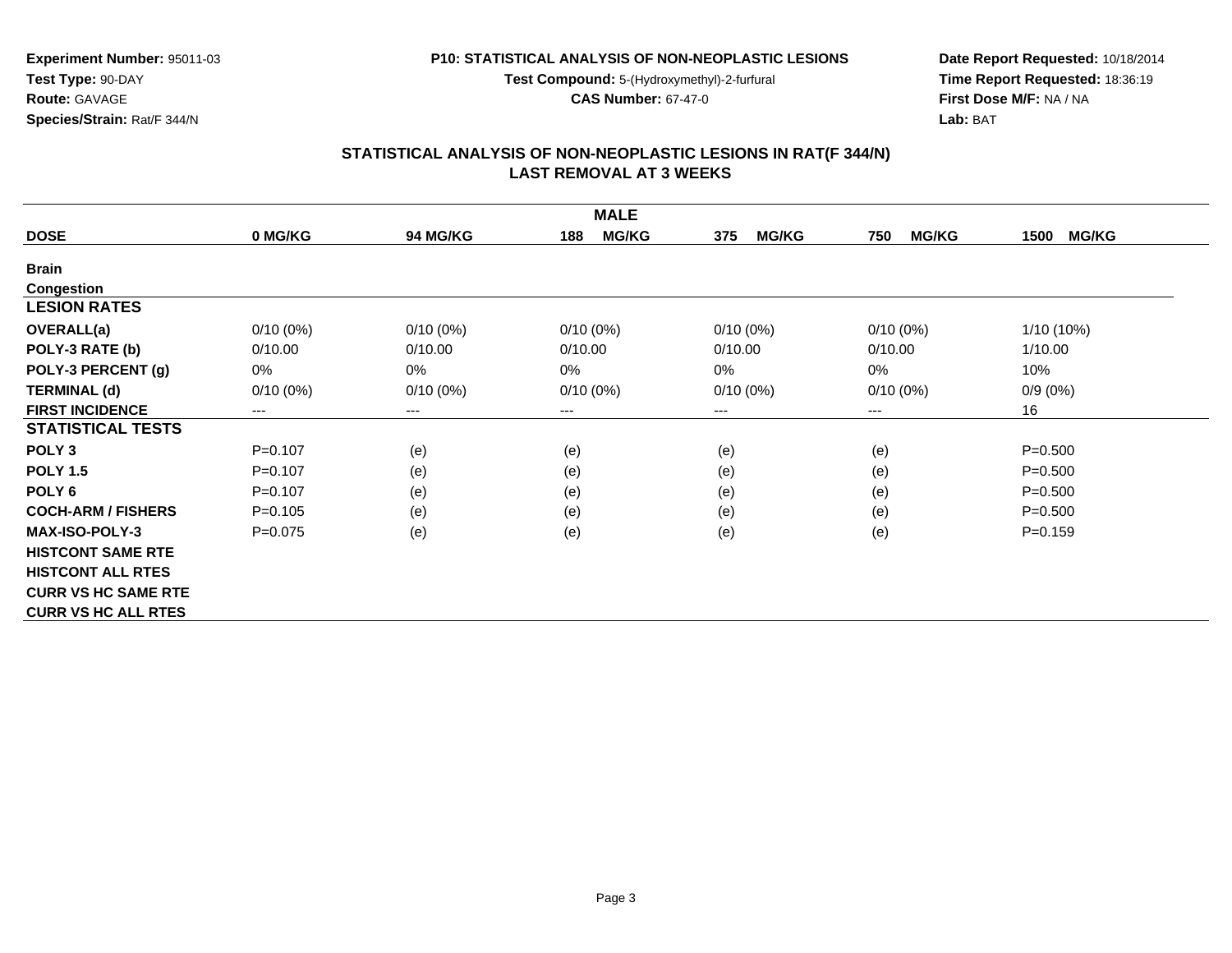**Experiment Number:** 95011-03
**Test Type:** 90-DAY
**Route:** GAVAGE
**Species/Strain:** Rat/F 344/N

**P10: STATISTICAL ANALYSIS OF NON-NEOPLASTIC LESIONS**
**Test Compound:** 5-(Hydroxymethyl)-2-furfural
**CAS Number:** 67-47-0

**Date Report Requested:** 10/18/2014
**Time Report Requested:** 18:36:19
**First Dose M/F:** NA / NA
**Lab:** BAT

## STATISTICAL ANALYSIS OF NON-NEOPLASTIC LESIONS IN RAT(F 344/N)
## LAST REMOVAL AT 3 WEEKS

| MALE | | | | | | |
|---|---|---|---|---|---|---|
| **DOSE** | **0 MG/KG** | **94 MG/KG** | **188 MG/KG** | **375 MG/KG** | **750 MG/KG** | **1500 MG/KG** |
| **Brain** | | | | | | |
| **Congestion** | | | | | | |
| **LESION RATES** | | | | | | |
| **OVERALL(a)** | 0/10 (0%) | 0/10 (0%) | 0/10 (0%) | 0/10 (0%) | 0/10 (0%) | 1/10 (10%) |
| **POLY-3 RATE (b)** | 0/10.00 | 0/10.00 | 0/10.00 | 0/10.00 | 0/10.00 | 1/10.00 |
| **POLY-3 PERCENT (g)** | 0% | 0% | 0% | 0% | 0% | 10% |
| **TERMINAL (d)** | 0/10 (0%) | 0/10 (0%) | 0/10 (0%) | 0/10 (0%) | 0/10 (0%) | 0/9 (0%) |
| **FIRST INCIDENCE** | --- | --- | --- | --- | --- | 16 |
| **STATISTICAL TESTS** | | | | | | |
| **POLY 3** | P=0.107 | (e) | (e) | (e) | (e) | P=0.500 |
| **POLY 1.5** | P=0.107 | (e) | (e) | (e) | (e) | P=0.500 |
| **POLY 6** | P=0.107 | (e) | (e) | (e) | (e) | P=0.500 |
| **COCH-ARM / FISHERS** | P=0.105 | (e) | (e) | (e) | (e) | P=0.500 |
| **MAX-ISO-POLY-3** | P=0.075 | (e) | (e) | (e) | (e) | P=0.159 |
| **HISTCONT SAME RTE** | | | | | | |
| **HISTCONT ALL RTES** | | | | | | |
| **CURR VS HC SAME RTE** | | | | | | |
| **CURR VS HC ALL RTES** | | | | | | |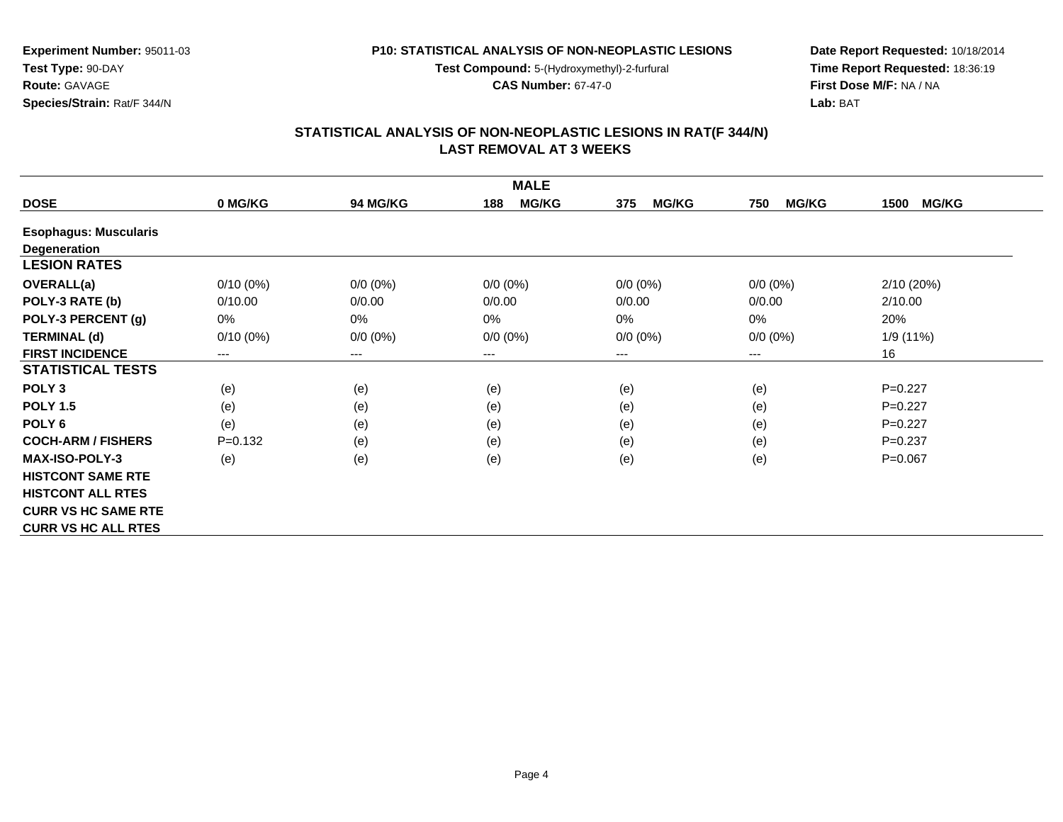**Experiment Number:** 95011-03
**Test Type:** 90-DAY
**Route:** GAVAGE
**Species/Strain:** Rat/F 344/N

**P10: STATISTICAL ANALYSIS OF NON-NEOPLASTIC LESIONS**
**Test Compound:** 5-(Hydroxymethyl)-2-furfural
**CAS Number:** 67-47-0

**Date Report Requested:** 10/18/2014
**Time Report Requested:** 18:36:19
**First Dose M/F:** NA / NA
**Lab:** BAT

## STATISTICAL ANALYSIS OF NON-NEOPLASTIC LESIONS IN RAT(F 344/N)
## LAST REMOVAL AT 3 WEEKS

| | MALE | | | | | |
|---|---|---|---|---|---|---|
| **DOSE** | **0 MG/KG** | **94 MG/KG** | **188 MG/KG** | **375 MG/KG** | **750 MG/KG** | **1500 MG/KG** |
| **Esophagus: Muscularis** | | | | | | |
| **Degeneration** | | | | | | |
| **LESION RATES** | | | | | | |
| **OVERALL(a)** | 0/10 (0%) | 0/0 (0%) | 0/0 (0%) | 0/0 (0%) | 0/0 (0%) | 2/10 (20%) |
| **POLY-3 RATE (b)** | 0/10.00 | 0/0.00 | 0/0.00 | 0/0.00 | 0/0.00 | 2/10.00 |
| **POLY-3 PERCENT (g)** | 0% | 0% | 0% | 0% | 0% | 20% |
| **TERMINAL (d)** | 0/10 (0%) | 0/0 (0%) | 0/0 (0%) | 0/0 (0%) | 0/0 (0%) | 1/9 (11%) |
| **FIRST INCIDENCE** | --- | --- | --- | --- | --- | 16 |
| **STATISTICAL TESTS** | | | | | | |
| **POLY 3** | (e) | (e) | (e) | (e) | (e) | P=0.227 |
| **POLY 1.5** | (e) | (e) | (e) | (e) | (e) | P=0.227 |
| **POLY 6** | (e) | (e) | (e) | (e) | (e) | P=0.227 |
| **COCH-ARM / FISHERS** | P=0.132 | (e) | (e) | (e) | (e) | P=0.237 |
| **MAX-ISO-POLY-3** | (e) | (e) | (e) | (e) | (e) | P=0.067 |
| **HISTCONT SAME RTE** | | | | | | |
| **HISTCONT ALL RTES** | | | | | | |
| **CURR VS HC SAME RTE** | | | | | | |
| **CURR VS HC ALL RTES** | | | | | | |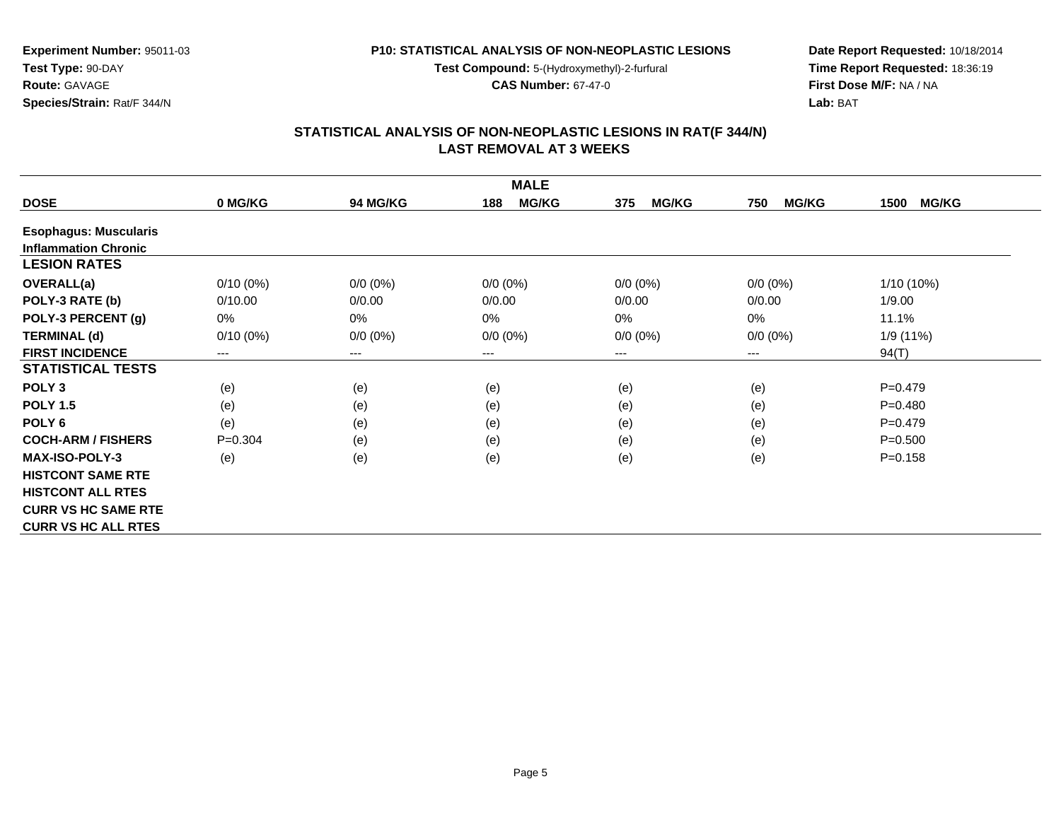**Experiment Number:** 95011-03
**Test Type:** 90-DAY
**Route:** GAVAGE
**Species/Strain:** Rat/F 344/N

**P10: STATISTICAL ANALYSIS OF NON-NEOPLASTIC LESIONS**
**Test Compound:** 5-(Hydroxymethyl)-2-furfural
**CAS Number:** 67-47-0

**Date Report Requested:** 10/18/2014
**Time Report Requested:** 18:36:19
**First Dose M/F:** NA / NA
**Lab:** BAT

## STATISTICAL ANALYSIS OF NON-NEOPLASTIC LESIONS IN RAT(F 344/N)
## LAST REMOVAL AT 3 WEEKS

| | MALE | | | | | |
|---|---|---|---|---|---|---|
| **DOSE** | **0 MG/KG** | **94 MG/KG** | **188 MG/KG** | **375 MG/KG** | **750 MG/KG** | **1500 MG/KG** |
| **Esophagus: Muscularis** | | | | | | |
| **Inflammation Chronic** | | | | | | |
| **LESION RATES** | | | | | | |
| **OVERALL(a)** | 0/10 (0%) | 0/0 (0%) | 0/0 (0%) | 0/0 (0%) | 0/0 (0%) | 1/10 (10%) |
| **POLY-3 RATE (b)** | 0/10.00 | 0/0.00 | 0/0.00 | 0/0.00 | 0/0.00 | 1/9.00 |
| **POLY-3 PERCENT (g)** | 0% | 0% | 0% | 0% | 0% | 11.1% |
| **TERMINAL (d)** | 0/10 (0%) | 0/0 (0%) | 0/0 (0%) | 0/0 (0%) | 0/0 (0%) | 1/9 (11%) |
| **FIRST INCIDENCE** | --- | --- | --- | --- | --- | 94(T) |
| **STATISTICAL TESTS** | | | | | | |
| **POLY 3** | (e) | (e) | (e) | (e) | (e) | P=0.479 |
| **POLY 1.5** | (e) | (e) | (e) | (e) | (e) | P=0.480 |
| **POLY 6** | (e) | (e) | (e) | (e) | (e) | P=0.479 |
| **COCH-ARM / FISHERS** | P=0.304 | (e) | (e) | (e) | (e) | P=0.500 |
| **MAX-ISO-POLY-3** | (e) | (e) | (e) | (e) | (e) | P=0.158 |
| **HISTCONT SAME RTE** | | | | | | |
| **HISTCONT ALL RTES** | | | | | | |
| **CURR VS HC SAME RTE** | | | | | | |
| **CURR VS HC ALL RTES** | | | | | | |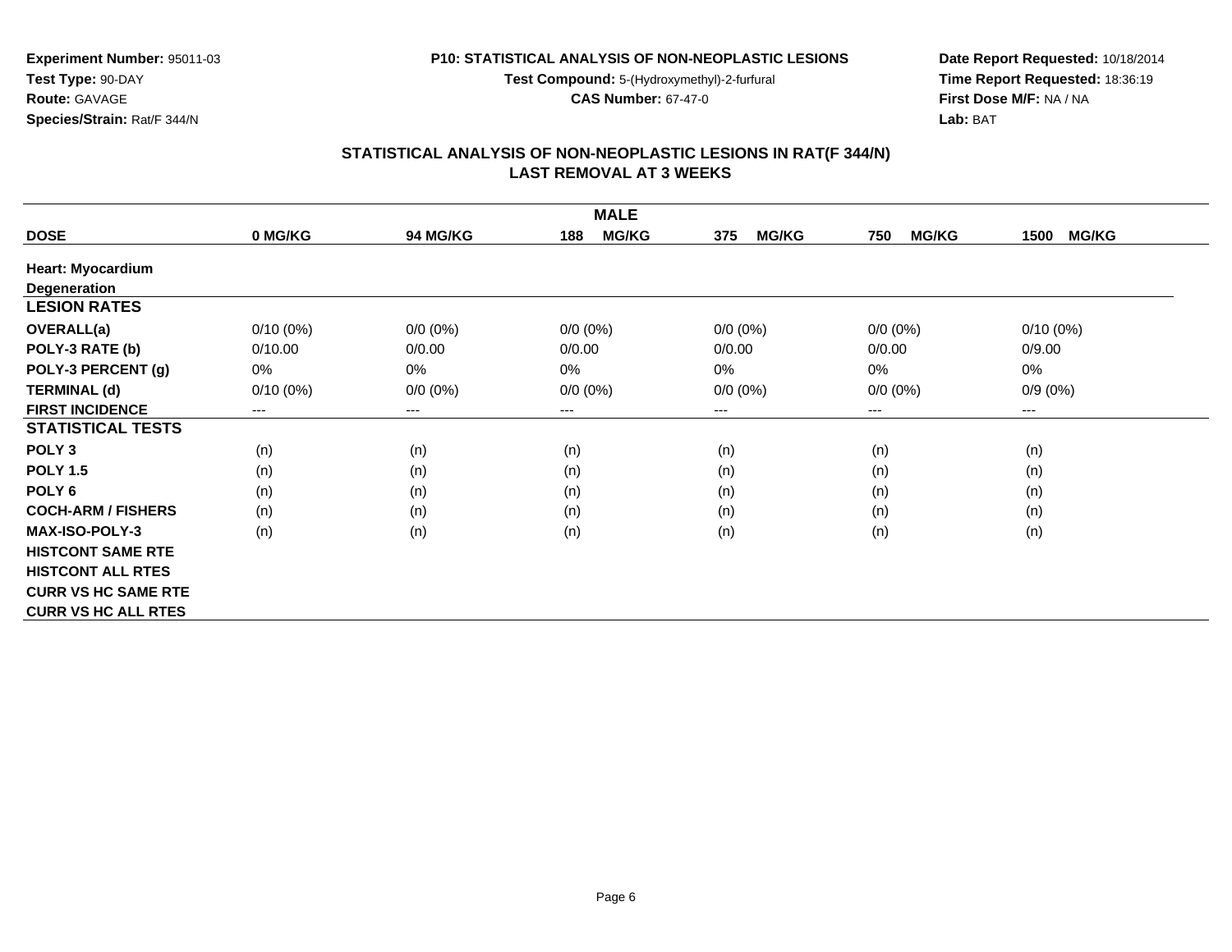**Experiment Number:** 95011-03
**Test Type:** 90-DAY
**Route:** GAVAGE
**Species/Strain:** Rat/F 344/N

**P10: STATISTICAL ANALYSIS OF NON-NEOPLASTIC LESIONS**
**Test Compound:** 5-(Hydroxymethyl)-2-furfural
**CAS Number:** 67-47-0

**Date Report Requested:** 10/18/2014
**Time Report Requested:** 18:36:19
**First Dose M/F:** NA / NA
**Lab:** BAT

## STATISTICAL ANALYSIS OF NON-NEOPLASTIC LESIONS IN RAT(F 344/N)
## LAST REMOVAL AT 3 WEEKS

| | | | MALE | | | |
|---|---|---|---|---|---|---|
| **DOSE** | **0 MG/KG** | **94 MG/KG** | **188 MG/KG** | **375 MG/KG** | **750 MG/KG** | **1500 MG/KG** |
| **Heart: Myocardium** | | | | | | |
| **Degeneration** | | | | | | |
| **LESION RATES** | | | | | | |
| **OVERALL(a)** | 0/10 (0%) | 0/0 (0%) | 0/0 (0%) | 0/0 (0%) | 0/0 (0%) | 0/10 (0%) |
| **POLY-3 RATE (b)** | 0/10.00 | 0/0.00 | 0/0.00 | 0/0.00 | 0/0.00 | 0/9.00 |
| **POLY-3 PERCENT (g)** | 0% | 0% | 0% | 0% | 0% | 0% |
| **TERMINAL (d)** | 0/10 (0%) | 0/0 (0%) | 0/0 (0%) | 0/0 (0%) | 0/0 (0%) | 0/9 (0%) |
| **FIRST INCIDENCE** | --- | --- | --- | --- | --- | --- |
| **STATISTICAL TESTS** | | | | | | |
| **POLY 3** | (n) | (n) | (n) | (n) | (n) | (n) |
| **POLY 1.5** | (n) | (n) | (n) | (n) | (n) | (n) |
| **POLY 6** | (n) | (n) | (n) | (n) | (n) | (n) |
| **COCH-ARM / FISHERS** | (n) | (n) | (n) | (n) | (n) | (n) |
| **MAX-ISO-POLY-3** | (n) | (n) | (n) | (n) | (n) | (n) |
| **HISTCONT SAME RTE** | | | | | | |
| **HISTCONT ALL RTES** | | | | | | |
| **CURR VS HC SAME RTE** | | | | | | |
| **CURR VS HC ALL RTES** | | | | | | |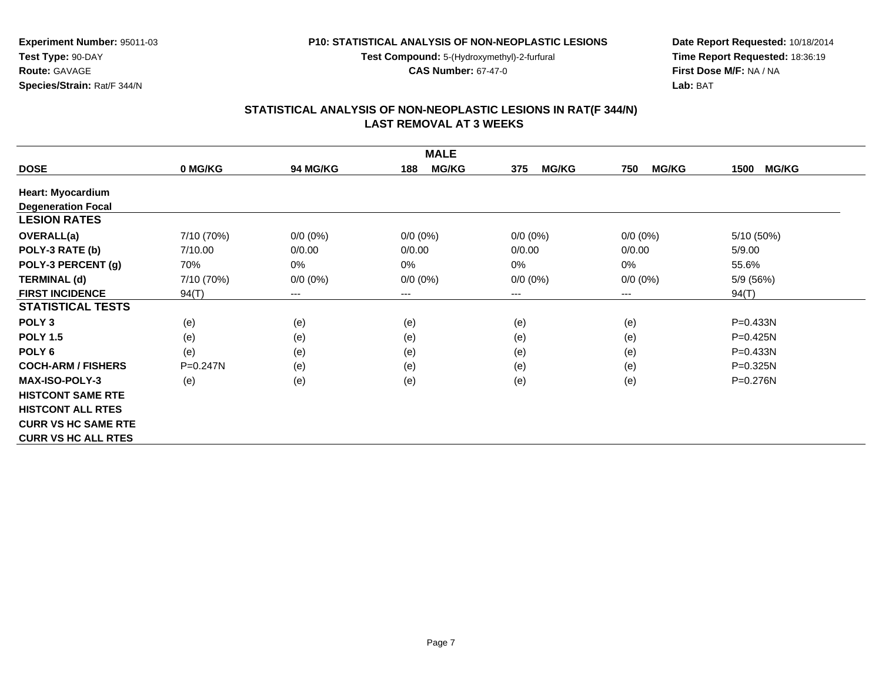**Experiment Number:** 95011-03
**Test Type:** 90-DAY
**Route:** GAVAGE
**Species/Strain:** Rat/F 344/N

**P10: STATISTICAL ANALYSIS OF NON-NEOPLASTIC LESIONS**
**Test Compound:** 5-(Hydroxymethyl)-2-furfural
**CAS Number:** 67-47-0

**Date Report Requested:** 10/18/2014
**Time Report Requested:** 18:36:19
**First Dose M/F:** NA / NA
**Lab:** BAT

## STATISTICAL ANALYSIS OF NON-NEOPLASTIC LESIONS IN RAT(F 344/N) LAST REMOVAL AT 3 WEEKS

| MALE | | | | | | |
|---|---|---|---|---|---|---|
| **DOSE** | **0 MG/KG** | **94 MG/KG** | **188 MG/KG** | **375 MG/KG** | **750 MG/KG** | **1500 MG/KG** |
| **Heart: Myocardium** | | | | | | |
| **Degeneration Focal** | | | | | | |
| **LESION RATES** | | | | | | |
| **OVERALL(a)** | 7/10 (70%) | 0/0 (0%) | 0/0 (0%) | 0/0 (0%) | 0/0 (0%) | 5/10 (50%) |
| **POLY-3 RATE (b)** | 7/10.00 | 0/0.00 | 0/0.00 | 0/0.00 | 0/0.00 | 5/9.00 |
| **POLY-3 PERCENT (g)** | 70% | 0% | 0% | 0% | 0% | 55.6% |
| **TERMINAL (d)** | 7/10 (70%) | 0/0 (0%) | 0/0 (0%) | 0/0 (0%) | 0/0 (0%) | 5/9 (56%) |
| **FIRST INCIDENCE** | 94(T) | --- | --- | --- | --- | 94(T) |
| **STATISTICAL TESTS** | | | | | | |
| **POLY 3** | (e) | (e) | (e) | (e) | (e) | P=0.433N |
| **POLY 1.5** | (e) | (e) | (e) | (e) | (e) | P=0.425N |
| **POLY 6** | (e) | (e) | (e) | (e) | (e) | P=0.433N |
| **COCH-ARM / FISHERS** | P=0.247N | (e) | (e) | (e) | (e) | P=0.325N |
| **MAX-ISO-POLY-3** | (e) | (e) | (e) | (e) | (e) | P=0.276N |
| **HISTCONT SAME RTE** | | | | | | |
| **HISTCONT ALL RTES** | | | | | | |
| **CURR VS HC SAME RTE** | | | | | | |
| **CURR VS HC ALL RTES** | | | | | | |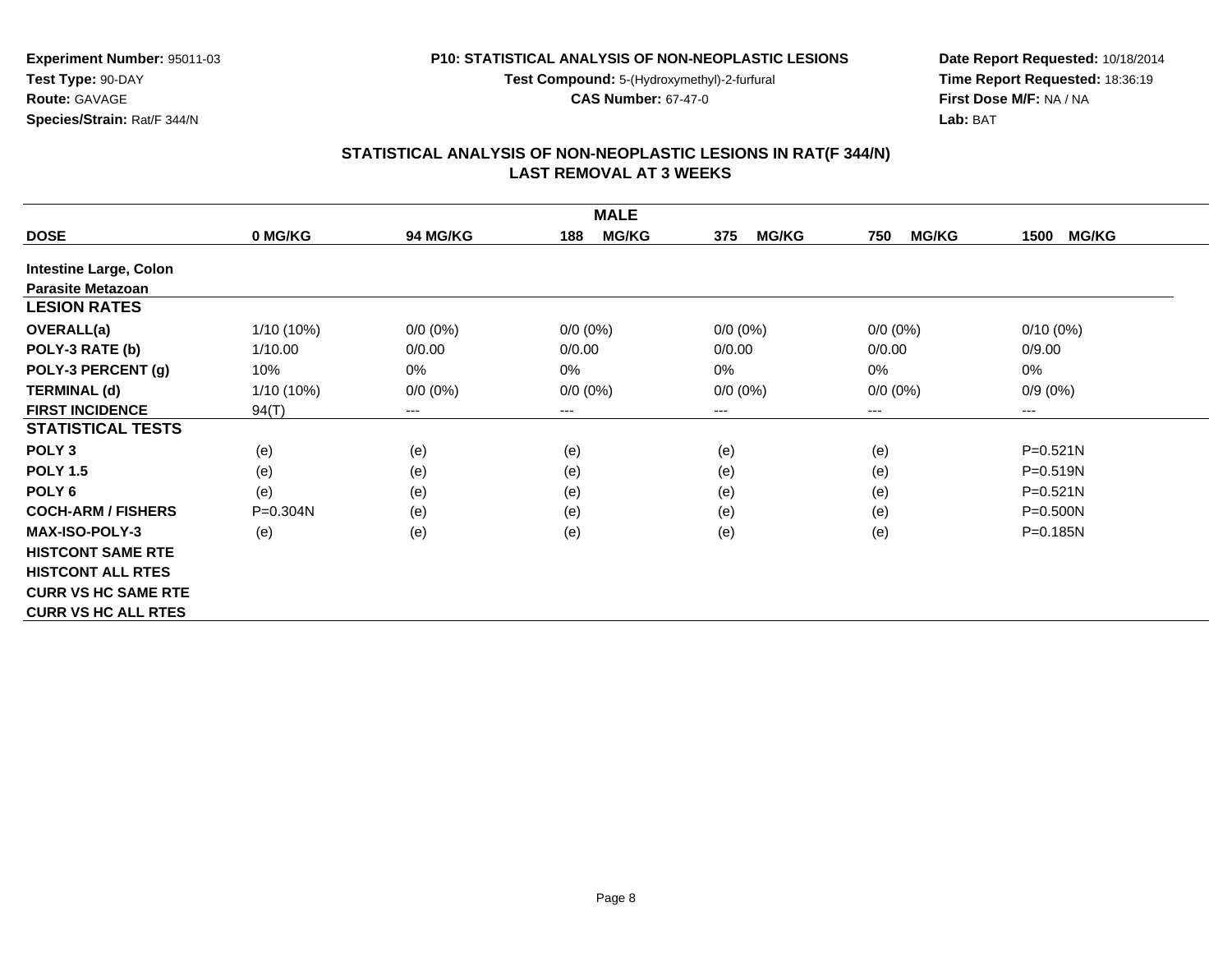**Experiment Number:** 95011-03
**Test Type:** 90-DAY
**Route:** GAVAGE
**Species/Strain:** Rat/F 344/N

**P10: STATISTICAL ANALYSIS OF NON-NEOPLASTIC LESIONS**
**Test Compound:** 5-(Hydroxymethyl)-2-furfural
**CAS Number:** 67-47-0

**Date Report Requested:** 10/18/2014
**Time Report Requested:** 18:36:19
**First Dose M/F:** NA / NA
**Lab:** BAT

## STATISTICAL ANALYSIS OF NON-NEOPLASTIC LESIONS IN RAT(F 344/N)
## LAST REMOVAL AT 3 WEEKS

| MALE | | | | | | |
|---|---|---|---|---|---|---|
| **DOSE** | **0 MG/KG** | **94 MG/KG** | **188 MG/KG** | **375 MG/KG** | **750 MG/KG** | **1500 MG/KG** |
| **Intestine Large, Colon** | | | | | | |
| **Parasite Metazoan** | | | | | | |
| **LESION RATES** | | | | | | |
| **OVERALL(a)** | 1/10 (10%) | 0/0 (0%) | 0/0 (0%) | 0/0 (0%) | 0/0 (0%) | 0/10 (0%) |
| **POLY-3 RATE (b)** | 1/10.00 | 0/0.00 | 0/0.00 | 0/0.00 | 0/0.00 | 0/9.00 |
| **POLY-3 PERCENT (g)** | 10% | 0% | 0% | 0% | 0% | 0% |
| **TERMINAL (d)** | 1/10 (10%) | 0/0 (0%) | 0/0 (0%) | 0/0 (0%) | 0/0 (0%) | 0/9 (0%) |
| **FIRST INCIDENCE** | 94(T) | --- | --- | --- | --- | --- |
| **STATISTICAL TESTS** | | | | | | |
| **POLY 3** | (e) | (e) | (e) | (e) | (e) | P=0.521N |
| **POLY 1.5** | (e) | (e) | (e) | (e) | (e) | P=0.519N |
| **POLY 6** | (e) | (e) | (e) | (e) | (e) | P=0.521N |
| **COCH-ARM / FISHERS** | P=0.304N | (e) | (e) | (e) | (e) | P=0.500N |
| **MAX-ISO-POLY-3** | (e) | (e) | (e) | (e) | (e) | P=0.185N |
| **HISTCONT SAME RTE** | | | | | | |
| **HISTCONT ALL RTES** | | | | | | |
| **CURR VS HC SAME RTE** | | | | | | |
| **CURR VS HC ALL RTES** | | | | | | |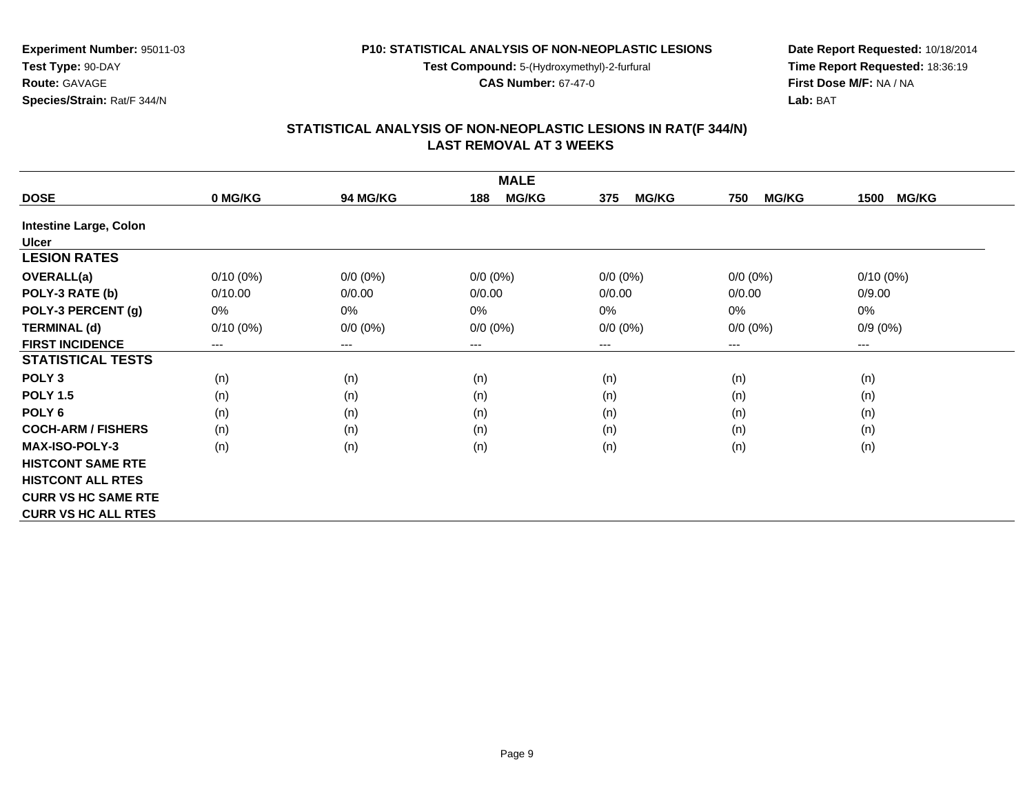**Experiment Number:** 95011-03
**Test Type:** 90-DAY
**Route:** GAVAGE
**Species/Strain:** Rat/F 344/N

**P10: STATISTICAL ANALYSIS OF NON-NEOPLASTIC LESIONS**
**Test Compound:** 5-(Hydroxymethyl)-2-furfural
**CAS Number:** 67-47-0

**Date Report Requested:** 10/18/2014
**Time Report Requested:** 18:36:19
**First Dose M/F:** NA / NA
**Lab:** BAT

## STATISTICAL ANALYSIS OF NON-NEOPLASTIC LESIONS IN RAT(F 344/N)
## LAST REMOVAL AT 3 WEEKS

| MALE | | | | | | |
|---|---|---|---|---|---|---|
| **DOSE** | **0 MG/KG** | **94 MG/KG** | **188 MG/KG** | **375 MG/KG** | **750 MG/KG** | **1500 MG/KG** |
| **Intestine Large, Colon** | | | | | | |
| **Ulcer** | | | | | | |
| **LESION RATES** | | | | | | |
| **OVERALL(a)** | 0/10 (0%) | 0/0 (0%) | 0/0 (0%) | 0/0 (0%) | 0/0 (0%) | 0/10 (0%) |
| **POLY-3 RATE (b)** | 0/10.00 | 0/0.00 | 0/0.00 | 0/0.00 | 0/0.00 | 0/9.00 |
| **POLY-3 PERCENT (g)** | 0% | 0% | 0% | 0% | 0% | 0% |
| **TERMINAL (d)** | 0/10 (0%) | 0/0 (0%) | 0/0 (0%) | 0/0 (0%) | 0/0 (0%) | 0/9 (0%) |
| **FIRST INCIDENCE** | --- | --- | --- | --- | --- | --- |
| **STATISTICAL TESTS** | | | | | | |
| **POLY 3** | (n) | (n) | (n) | (n) | (n) | (n) |
| **POLY 1.5** | (n) | (n) | (n) | (n) | (n) | (n) |
| **POLY 6** | (n) | (n) | (n) | (n) | (n) | (n) |
| **COCH-ARM / FISHERS** | (n) | (n) | (n) | (n) | (n) | (n) |
| **MAX-ISO-POLY-3** | (n) | (n) | (n) | (n) | (n) | (n) |
| **HISTCONT SAME RTE** | | | | | | |
| **HISTCONT ALL RTES** | | | | | | |
| **CURR VS HC SAME RTE** | | | | | | |
| **CURR VS HC ALL RTES** | | | | | | |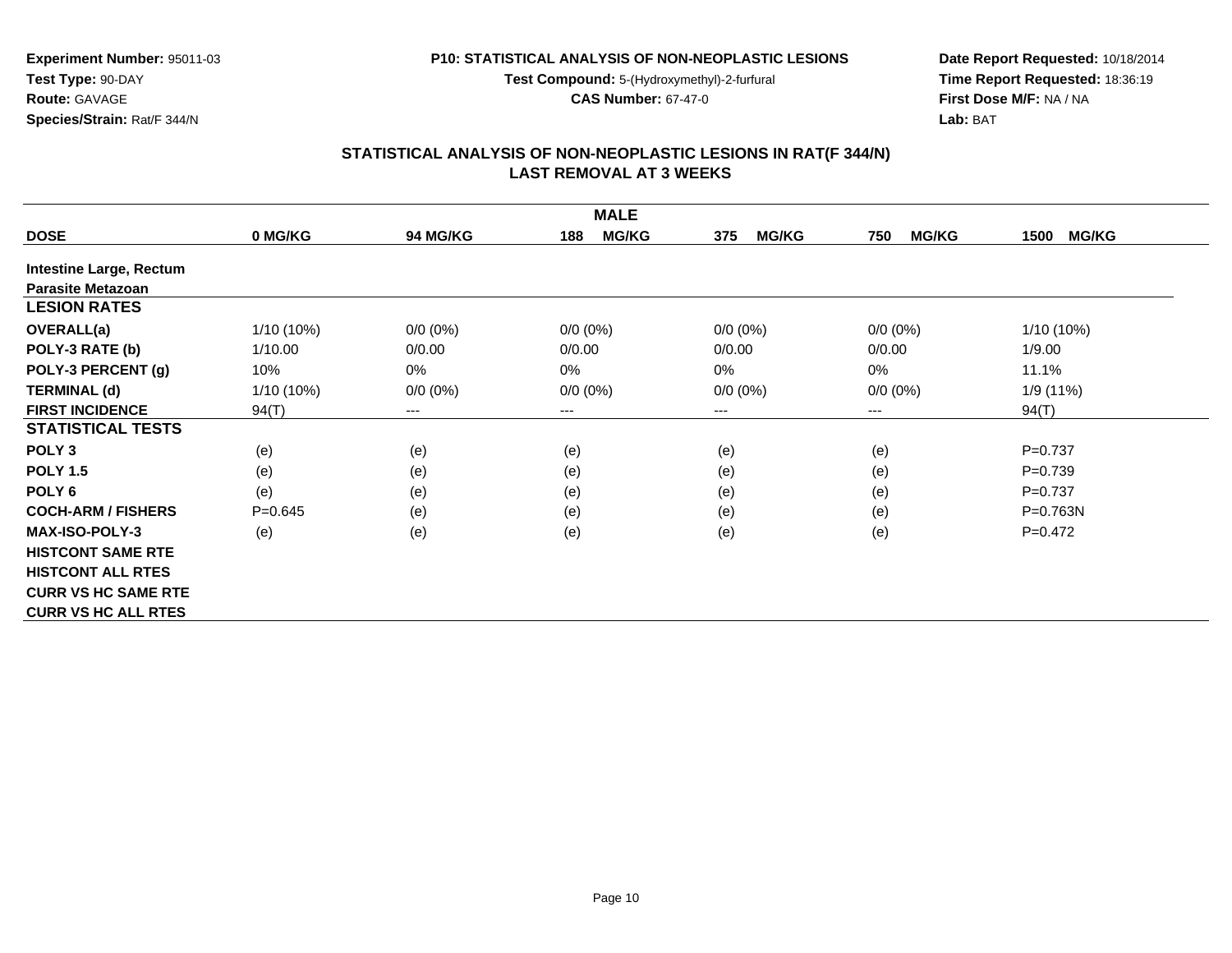**Experiment Number:** 95011-03
**Test Type:** 90-DAY
**Route:** GAVAGE
**Species/Strain:** Rat/F 344/N

**P10: STATISTICAL ANALYSIS OF NON-NEOPLASTIC LESIONS**
**Test Compound:** 5-(Hydroxymethyl)-2-furfural
**CAS Number:** 67-47-0

**Date Report Requested:** 10/18/2014
**Time Report Requested:** 18:36:19
**First Dose M/F:** NA / NA
**Lab:** BAT

## STATISTICAL ANALYSIS OF NON-NEOPLASTIC LESIONS IN RAT(F 344/N)
## LAST REMOVAL AT 3 WEEKS

| | MALE | | | | | |
|---|---|---|---|---|---|---|
| **DOSE** | **0 MG/KG** | **94 MG/KG** | **188 MG/KG** | **375 MG/KG** | **750 MG/KG** | **1500 MG/KG** |
| **Intestine Large, Rectum** | | | | | | |
| **Parasite Metazoan** | | | | | | |
| **LESION RATES** | | | | | | |
| **OVERALL(a)** | 1/10 (10%) | 0/0 (0%) | 0/0 (0%) | 0/0 (0%) | 0/0 (0%) | 1/10 (10%) |
| **POLY-3 RATE (b)** | 1/10.00 | 0/0.00 | 0/0.00 | 0/0.00 | 0/0.00 | 1/9.00 |
| **POLY-3 PERCENT (g)** | 10% | 0% | 0% | 0% | 0% | 11.1% |
| **TERMINAL (d)** | 1/10 (10%) | 0/0 (0%) | 0/0 (0%) | 0/0 (0%) | 0/0 (0%) | 1/9 (11%) |
| **FIRST INCIDENCE** | 94(T) | --- | --- | --- | --- | 94(T) |
| **STATISTICAL TESTS** | | | | | | |
| **POLY 3** | (e) | (e) | (e) | (e) | (e) | P=0.737 |
| **POLY 1.5** | (e) | (e) | (e) | (e) | (e) | P=0.739 |
| **POLY 6** | (e) | (e) | (e) | (e) | (e) | P=0.737 |
| **COCH-ARM / FISHERS** | P=0.645 | (e) | (e) | (e) | (e) | P=0.763N |
| **MAX-ISO-POLY-3** | (e) | (e) | (e) | (e) | (e) | P=0.472 |
| **HISTCONT SAME RTE** | | | | | | |
| **HISTCONT ALL RTES** | | | | | | |
| **CURR VS HC SAME RTE** | | | | | | |
| **CURR VS HC ALL RTES** | | | | | | |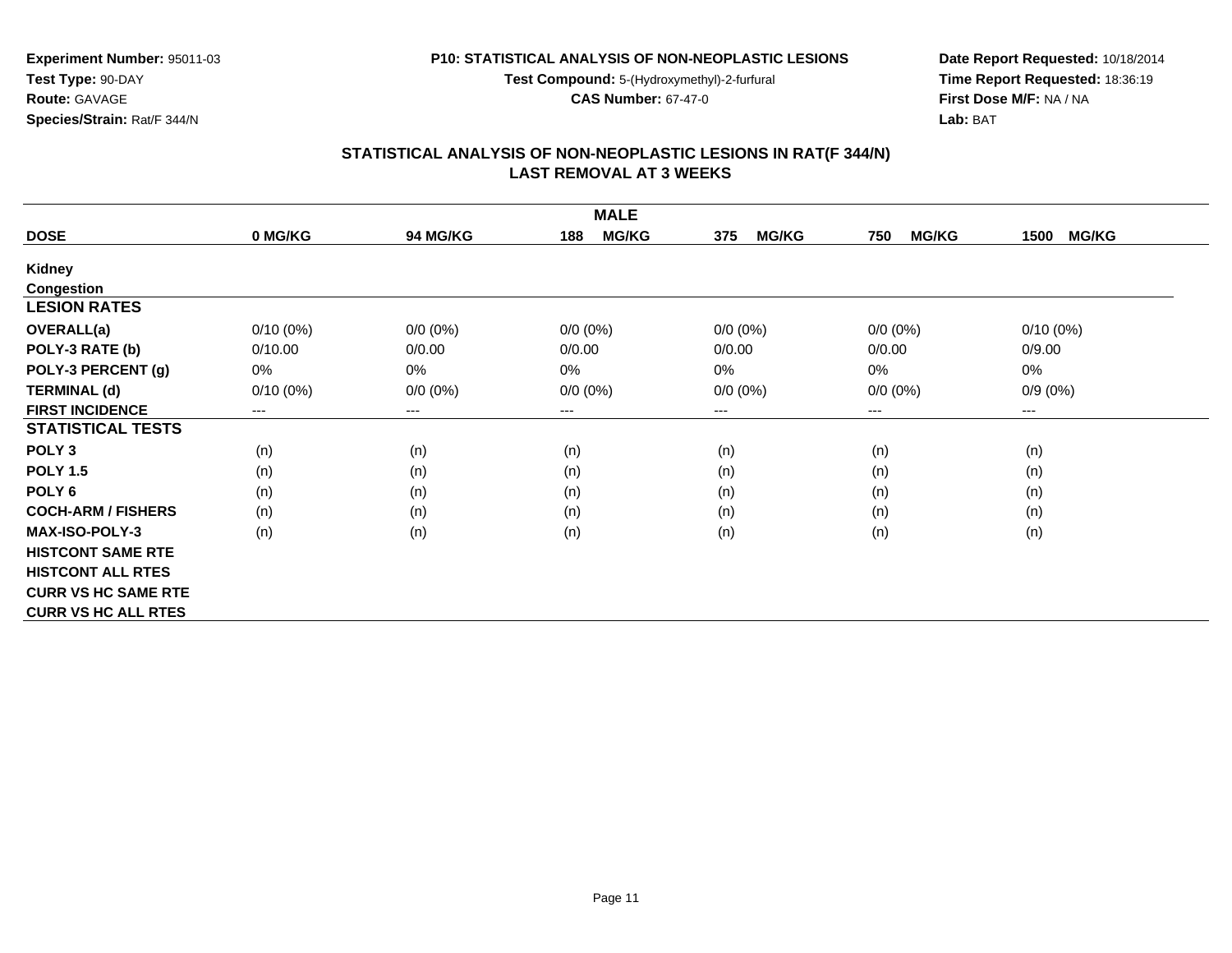**Experiment Number:** 95011-03
**Test Type:** 90-DAY
**Route:** GAVAGE
**Species/Strain:** Rat/F 344/N

**P10: STATISTICAL ANALYSIS OF NON-NEOPLASTIC LESIONS**
**Test Compound:** 5-(Hydroxymethyl)-2-furfural
**CAS Number:** 67-47-0

**Date Report Requested:** 10/18/2014
**Time Report Requested:** 18:36:19
**First Dose M/F:** NA / NA
**Lab:** BAT

## STATISTICAL ANALYSIS OF NON-NEOPLASTIC LESIONS IN RAT(F 344/N)
## LAST REMOVAL AT 3 WEEKS

| MALE | | | | | | |
|---|---|---|---|---|---|---|
| **DOSE** | **0 MG/KG** | **94 MG/KG** | **188 MG/KG** | **375 MG/KG** | **750 MG/KG** | **1500 MG/KG** |
| **Kidney** | | | | | | |
| **Congestion** | | | | | | |
| **LESION RATES** | | | | | | |
| **OVERALL(a)** | 0/10 (0%) | 0/0 (0%) | 0/0 (0%) | 0/0 (0%) | 0/0 (0%) | 0/10 (0%) |
| **POLY-3 RATE (b)** | 0/10.00 | 0/0.00 | 0/0.00 | 0/0.00 | 0/0.00 | 0/9.00 |
| **POLY-3 PERCENT (g)** | 0% | 0% | 0% | 0% | 0% | 0% |
| **TERMINAL (d)** | 0/10 (0%) | 0/0 (0%) | 0/0 (0%) | 0/0 (0%) | 0/0 (0%) | 0/9 (0%) |
| **FIRST INCIDENCE** | --- | --- | --- | --- | --- | --- |
| **STATISTICAL TESTS** | | | | | | |
| **POLY 3** | (n) | (n) | (n) | (n) | (n) | (n) |
| **POLY 1.5** | (n) | (n) | (n) | (n) | (n) | (n) |
| **POLY 6** | (n) | (n) | (n) | (n) | (n) | (n) |
| **COCH-ARM / FISHERS** | (n) | (n) | (n) | (n) | (n) | (n) |
| **MAX-ISO-POLY-3** | (n) | (n) | (n) | (n) | (n) | (n) |
| **HISTCONT SAME RTE** | | | | | | |
| **HISTCONT ALL RTES** | | | | | | |
| **CURR VS HC SAME RTE** | | | | | | |
| **CURR VS HC ALL RTES** | | | | | | |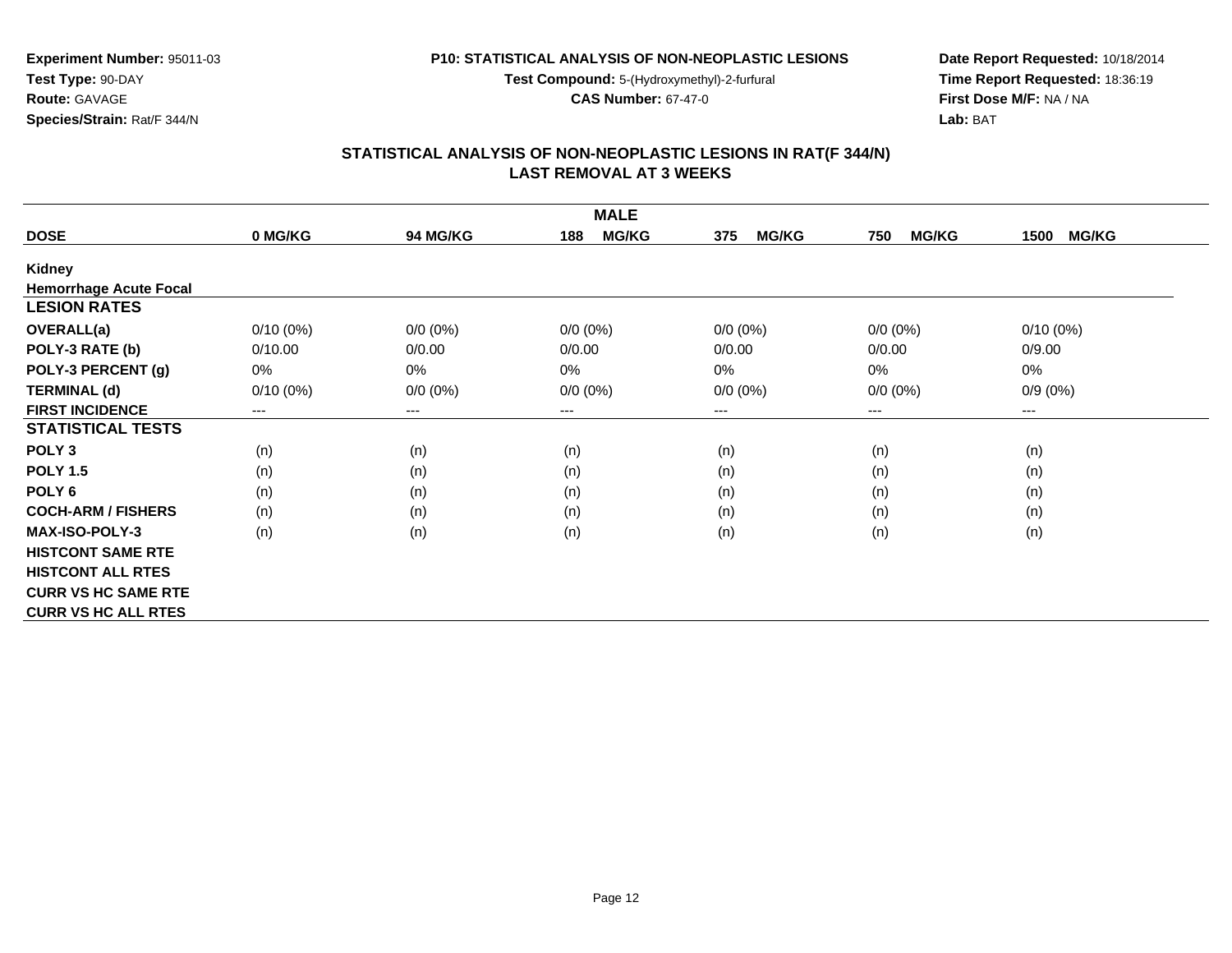**Experiment Number:** 95011-03
**Test Type:** 90-DAY
**Route:** GAVAGE
**Species/Strain:** Rat/F 344/N

**P10: STATISTICAL ANALYSIS OF NON-NEOPLASTIC LESIONS**
**Test Compound:** 5-(Hydroxymethyl)-2-furfural
**CAS Number:** 67-47-0

**Date Report Requested:** 10/18/2014
**Time Report Requested:** 18:36:19
**First Dose M/F:** NA / NA
**Lab:** BAT

## STATISTICAL ANALYSIS OF NON-NEOPLASTIC LESIONS IN RAT(F 344/N)
## LAST REMOVAL AT 3 WEEKS

| | MALE | | | | | |
|---|---|---|---|---|---|---|
| **DOSE** | **0 MG/KG** | **94 MG/KG** | **188 MG/KG** | **375 MG/KG** | **750 MG/KG** | **1500 MG/KG** |
| **Kidney** | | | | | | |
| **Hemorrhage Acute Focal** | | | | | | |
| **LESION RATES** | | | | | | |
| **OVERALL(a)** | 0/10 (0%) | 0/0 (0%) | 0/0 (0%) | 0/0 (0%) | 0/0 (0%) | 0/10 (0%) |
| **POLY-3 RATE (b)** | 0/10.00 | 0/0.00 | 0/0.00 | 0/0.00 | 0/0.00 | 0/9.00 |
| **POLY-3 PERCENT (g)** | 0% | 0% | 0% | 0% | 0% | 0% |
| **TERMINAL (d)** | 0/10 (0%) | 0/0 (0%) | 0/0 (0%) | 0/0 (0%) | 0/0 (0%) | 0/9 (0%) |
| **FIRST INCIDENCE** | --- | --- | --- | --- | --- | --- |
| **STATISTICAL TESTS** | | | | | | |
| **POLY 3** | (n) | (n) | (n) | (n) | (n) | (n) |
| **POLY 1.5** | (n) | (n) | (n) | (n) | (n) | (n) |
| **POLY 6** | (n) | (n) | (n) | (n) | (n) | (n) |
| **COCH-ARM / FISHERS** | (n) | (n) | (n) | (n) | (n) | (n) |
| **MAX-ISO-POLY-3** | (n) | (n) | (n) | (n) | (n) | (n) |
| **HISTCONT SAME RTE** | | | | | | |
| **HISTCONT ALL RTES** | | | | | | |
| **CURR VS HC SAME RTE** | | | | | | |
| **CURR VS HC ALL RTES** | | | | | | |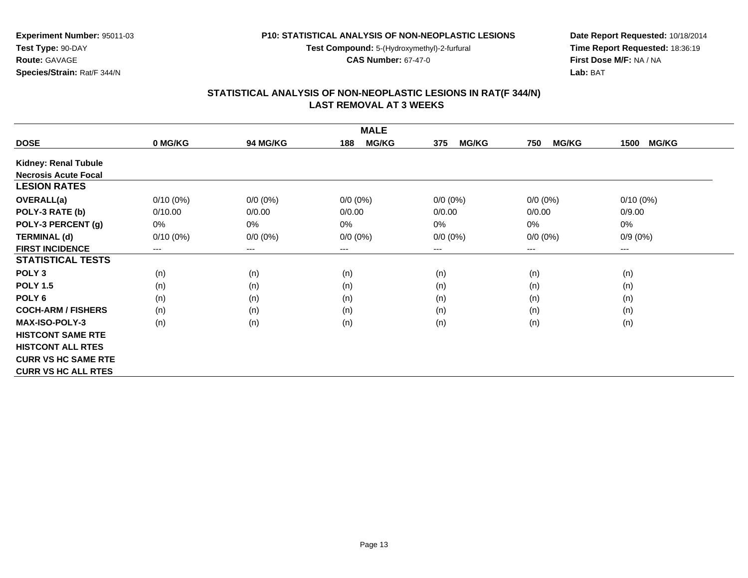Experiment Number: 95011-03
Test Type: 90-DAY
Route: GAVAGE
Species/Strain: Rat/F 344/N

P10: STATISTICAL ANALYSIS OF NON-NEOPLASTIC LESIONS
Test Compound: 5-(Hydroxymethyl)-2-furfural
CAS Number: 67-47-0

Date Report Requested: 10/18/2014
Time Report Requested: 18:36:19
First Dose M/F: NA / NA
Lab: BAT

## STATISTICAL ANALYSIS OF NON-NEOPLASTIC LESIONS IN RAT(F 344/N)
## LAST REMOVAL AT 3 WEEKS

| | | | MALE | | | |
|---|---|---|---|---|---|---|
| **DOSE** | **0 MG/KG** | **94 MG/KG** | **188 MG/KG** | **375 MG/KG** | **750 MG/KG** | **1500 MG/KG** |
| **Kidney: Renal Tubule** | | | | | | |
| **Necrosis Acute Focal** | | | | | | |
| **LESION RATES** | | | | | | |
| **OVERALL(a)** | 0/10 (0%) | 0/0 (0%) | 0/0 (0%) | 0/0 (0%) | 0/0 (0%) | 0/10 (0%) |
| **POLY-3 RATE (b)** | 0/10.00 | 0/0.00 | 0/0.00 | 0/0.00 | 0/0.00 | 0/9.00 |
| **POLY-3 PERCENT (g)** | 0% | 0% | 0% | 0% | 0% | 0% |
| **TERMINAL (d)** | 0/10 (0%) | 0/0 (0%) | 0/0 (0%) | 0/0 (0%) | 0/0 (0%) | 0/9 (0%) |
| **FIRST INCIDENCE** | --- | --- | --- | --- | --- | --- |
| **STATISTICAL TESTS** | | | | | | |
| **POLY 3** | (n) | (n) | (n) | (n) | (n) | (n) |
| **POLY 1.5** | (n) | (n) | (n) | (n) | (n) | (n) |
| **POLY 6** | (n) | (n) | (n) | (n) | (n) | (n) |
| **COCH-ARM / FISHERS** | (n) | (n) | (n) | (n) | (n) | (n) |
| **MAX-ISO-POLY-3** | (n) | (n) | (n) | (n) | (n) | (n) |
| **HISTCONT SAME RTE** | | | | | | |
| **HISTCONT ALL RTES** | | | | | | |
| **CURR VS HC SAME RTE** | | | | | | |
| **CURR VS HC ALL RTES** | | | | | | |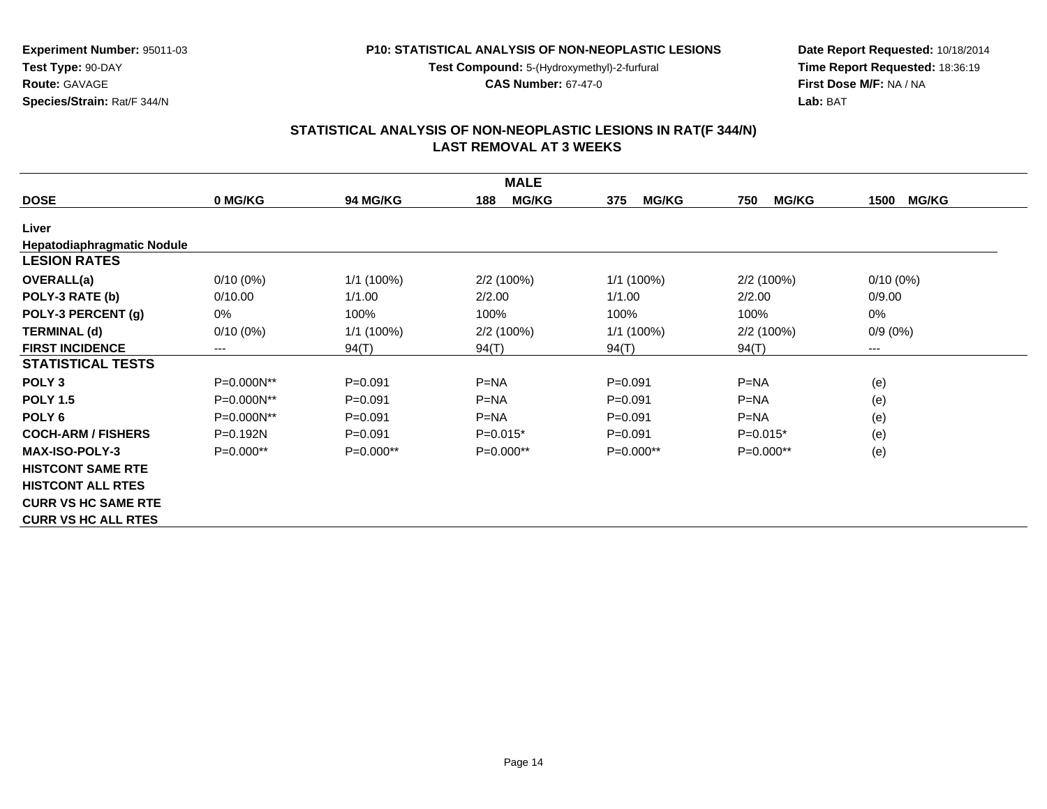**Experiment Number:** 95011-03
**Test Type:** 90-DAY
**Route:** GAVAGE
**Species/Strain:** Rat/F 344/N

**P10: STATISTICAL ANALYSIS OF NON-NEOPLASTIC LESIONS**
**Test Compound:** 5-(Hydroxymethyl)-2-furfural
**CAS Number:** 67-47-0

**Date Report Requested:** 10/18/2014
**Time Report Requested:** 18:36:19
**First Dose M/F:** NA / NA
**Lab:** BAT

## STATISTICAL ANALYSIS OF NON-NEOPLASTIC LESIONS IN RAT(F 344/N)
## LAST REMOVAL AT 3 WEEKS

| MALE | | | | | | |
|---|---|---|---|---|---|---|
| **DOSE** | **0 MG/KG** | **94 MG/KG** | **188 MG/KG** | **375 MG/KG** | **750 MG/KG** | **1500 MG/KG** |
| **Liver** | | | | | | |
| **Hepatodiaphragmatic Nodule** | | | | | | |
| **LESION RATES** | | | | | | |
| **OVERALL(a)** | 0/10 (0%) | 1/1 (100%) | 2/2 (100%) | 1/1 (100%) | 2/2 (100%) | 0/10 (0%) |
| **POLY-3 RATE (b)** | 0/10.00 | 1/1.00 | 2/2.00 | 1/1.00 | 2/2.00 | 0/9.00 |
| **POLY-3 PERCENT (g)** | 0% | 100% | 100% | 100% | 100% | 0% |
| **TERMINAL (d)** | 0/10 (0%) | 1/1 (100%) | 2/2 (100%) | 1/1 (100%) | 2/2 (100%) | 0/9 (0%) |
| **FIRST INCIDENCE** | --- | 94(T) | 94(T) | 94(T) | 94(T) | --- |
| **STATISTICAL TESTS** | | | | | | |
| **POLY 3** | P=0.000N** | P=0.091 | P=NA | P=0.091 | P=NA | (e) |
| **POLY 1.5** | P=0.000N** | P=0.091 | P=NA | P=0.091 | P=NA | (e) |
| **POLY 6** | P=0.000N** | P=0.091 | P=NA | P=0.091 | P=NA | (e) |
| **COCH-ARM / FISHERS** | P=0.192N | P=0.091 | P=0.015* | P=0.091 | P=0.015* | (e) |
| **MAX-ISO-POLY-3** | P=0.000** | P=0.000** | P=0.000** | P=0.000** | P=0.000** | (e) |
| **HISTCONT SAME RTE** | | | | | | |
| **HISTCONT ALL RTES** | | | | | | |
| **CURR VS HC SAME RTE** | | | | | | |
| **CURR VS HC ALL RTES** | | | | | | |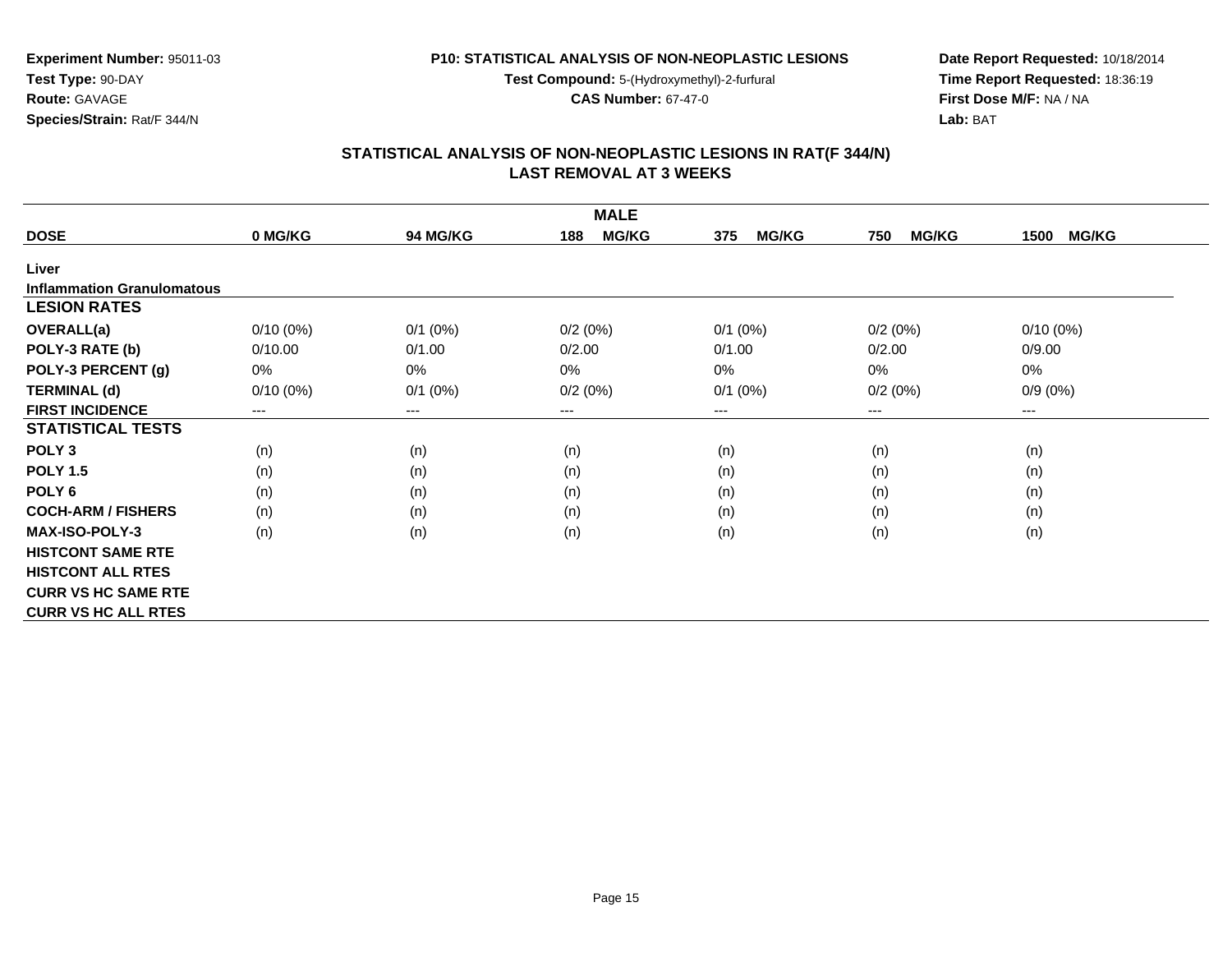**Experiment Number:** 95011-03
**Test Type:** 90-DAY
**Route:** GAVAGE
**Species/Strain:** Rat/F 344/N

**P10: STATISTICAL ANALYSIS OF NON-NEOPLASTIC LESIONS**
**Test Compound:** 5-(Hydroxymethyl)-2-furfural
**CAS Number:** 67-47-0

**Date Report Requested:** 10/18/2014
**Time Report Requested:** 18:36:19
**First Dose M/F:** NA / NA
**Lab:** BAT

## STATISTICAL ANALYSIS OF NON-NEOPLASTIC LESIONS IN RAT(F 344/N)
## LAST REMOVAL AT 3 WEEKS

| | | | MALE | | | |
|---|---|---|---|---|---|---|
| **DOSE** | **0 MG/KG** | **94 MG/KG** | **188 MG/KG** | **375 MG/KG** | **750 MG/KG** | **1500 MG/KG** |
| **Liver** | | | | | | |
| **Inflammation Granulomatous** | | | | | | |
| **LESION RATES** | | | | | | |
| **OVERALL(a)** | 0/10 (0%) | 0/1 (0%) | 0/2 (0%) | 0/1 (0%) | 0/2 (0%) | 0/10 (0%) |
| **POLY-3 RATE (b)** | 0/10.00 | 0/1.00 | 0/2.00 | 0/1.00 | 0/2.00 | 0/9.00 |
| **POLY-3 PERCENT (g)** | 0% | 0% | 0% | 0% | 0% | 0% |
| **TERMINAL (d)** | 0/10 (0%) | 0/1 (0%) | 0/2 (0%) | 0/1 (0%) | 0/2 (0%) | 0/9 (0%) |
| **FIRST INCIDENCE** | --- | --- | --- | --- | --- | --- |
| **STATISTICAL TESTS** | | | | | | |
| **POLY 3** | (n) | (n) | (n) | (n) | (n) | (n) |
| **POLY 1.5** | (n) | (n) | (n) | (n) | (n) | (n) |
| **POLY 6** | (n) | (n) | (n) | (n) | (n) | (n) |
| **COCH-ARM / FISHERS** | (n) | (n) | (n) | (n) | (n) | (n) |
| **MAX-ISO-POLY-3** | (n) | (n) | (n) | (n) | (n) | (n) |
| **HISTCONT SAME RTE** | | | | | | |
| **HISTCONT ALL RTES** | | | | | | |
| **CURR VS HC SAME RTE** | | | | | | |
| **CURR VS HC ALL RTES** | | | | | | |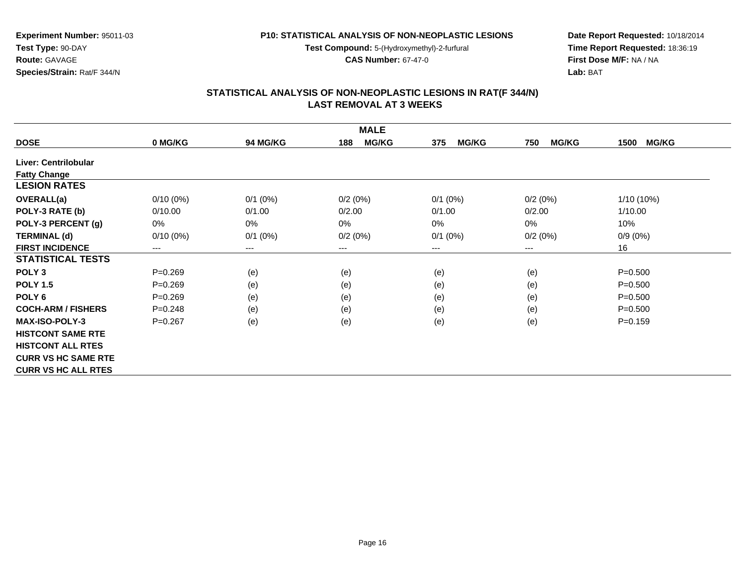**Experiment Number:** 95011-03
**Test Type:** 90-DAY
**Route:** GAVAGE
**Species/Strain:** Rat/F 344/N

**P10: STATISTICAL ANALYSIS OF NON-NEOPLASTIC LESIONS**
**Test Compound:** 5-(Hydroxymethyl)-2-furfural
**CAS Number:** 67-47-0

**Date Report Requested:** 10/18/2014
**Time Report Requested:** 18:36:19
**First Dose M/F:** NA / NA
**Lab:** BAT

## STATISTICAL ANALYSIS OF NON-NEOPLASTIC LESIONS IN RAT(F 344/N) LAST REMOVAL AT 3 WEEKS

| MALE | | | | | | |
|---|---|---|---|---|---|---|
| **DOSE** | **0 MG/KG** | **94 MG/KG** | **188 MG/KG** | **375 MG/KG** | **750 MG/KG** | **1500 MG/KG** |
| **Liver: Centrilobular Fatty Change** | | | | | | |
| **LESION RATES** | | | | | | |
| **OVERALL(a)** | 0/10 (0%) | 0/1 (0%) | 0/2 (0%) | 0/1 (0%) | 0/2 (0%) | 1/10 (10%) |
| **POLY-3 RATE (b)** | 0/10.00 | 0/1.00 | 0/2.00 | 0/1.00 | 0/2.00 | 1/10.00 |
| **POLY-3 PERCENT (g)** | 0% | 0% | 0% | 0% | 0% | 10% |
| **TERMINAL (d)** | 0/10 (0%) | 0/1 (0%) | 0/2 (0%) | 0/1 (0%) | 0/2 (0%) | 0/9 (0%) |
| **FIRST INCIDENCE** | --- | --- | --- | --- | --- | 16 |
| **STATISTICAL TESTS** | | | | | | |
| **POLY 3** | P=0.269 | (e) | (e) | (e) | (e) | P=0.500 |
| **POLY 1.5** | P=0.269 | (e) | (e) | (e) | (e) | P=0.500 |
| **POLY 6** | P=0.269 | (e) | (e) | (e) | (e) | P=0.500 |
| **COCH-ARM / FISHERS** | P=0.248 | (e) | (e) | (e) | (e) | P=0.500 |
| **MAX-ISO-POLY-3** | P=0.267 | (e) | (e) | (e) | (e) | P=0.159 |
| **HISTCONT SAME RTE** | | | | | | |
| **HISTCONT ALL RTES** | | | | | | |
| **CURR VS HC SAME RTE** | | | | | | |
| **CURR VS HC ALL RTES** | | | | | | |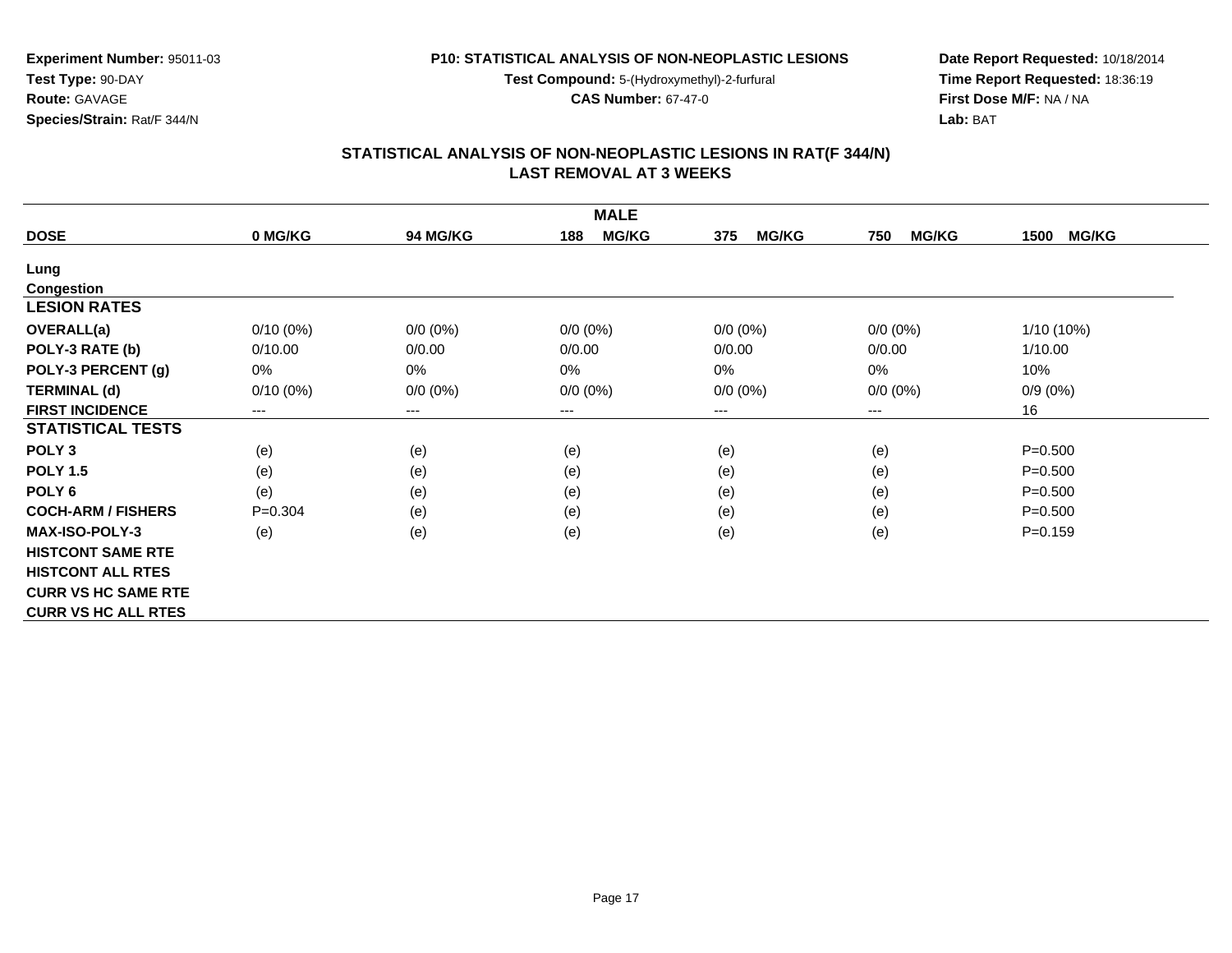**Experiment Number:** 95011-03
**Test Type:** 90-DAY
**Route:** GAVAGE
**Species/Strain:** Rat/F 344/N

**P10: STATISTICAL ANALYSIS OF NON-NEOPLASTIC LESIONS**
**Test Compound:** 5-(Hydroxymethyl)-2-furfural
**CAS Number:** 67-47-0

**Date Report Requested:** 10/18/2014
**Time Report Requested:** 18:36:19
**First Dose M/F:** NA / NA
**Lab:** BAT

## STATISTICAL ANALYSIS OF NON-NEOPLASTIC LESIONS IN RAT(F 344/N)
## LAST REMOVAL AT 3 WEEKS

| MALE | | | | | | |
|---|---|---|---|---|---|---|
| **DOSE** | **0 MG/KG** | **94 MG/KG** | **188 MG/KG** | **375 MG/KG** | **750 MG/KG** | **1500 MG/KG** |
| **Lung** | | | | | | |
| **Congestion** | | | | | | |
| **LESION RATES** | | | | | | |
| **OVERALL(a)** | 0/10 (0%) | 0/0 (0%) | 0/0 (0%) | 0/0 (0%) | 0/0 (0%) | 1/10 (10%) |
| **POLY-3 RATE (b)** | 0/10.00 | 0/0.00 | 0/0.00 | 0/0.00 | 0/0.00 | 1/10.00 |
| **POLY-3 PERCENT (g)** | 0% | 0% | 0% | 0% | 0% | 10% |
| **TERMINAL (d)** | 0/10 (0%) | 0/0 (0%) | 0/0 (0%) | 0/0 (0%) | 0/0 (0%) | 0/9 (0%) |
| **FIRST INCIDENCE** | --- | --- | --- | --- | --- | 16 |
| **STATISTICAL TESTS** | | | | | | |
| **POLY 3** | (e) | (e) | (e) | (e) | (e) | P=0.500 |
| **POLY 1.5** | (e) | (e) | (e) | (e) | (e) | P=0.500 |
| **POLY 6** | (e) | (e) | (e) | (e) | (e) | P=0.500 |
| **COCH-ARM / FISHERS** | P=0.304 | (e) | (e) | (e) | (e) | P=0.500 |
| **MAX-ISO-POLY-3** | (e) | (e) | (e) | (e) | (e) | P=0.159 |
| **HISTCONT SAME RTE** | | | | | | |
| **HISTCONT ALL RTES** | | | | | | |
| **CURR VS HC SAME RTE** | | | | | | |
| **CURR VS HC ALL RTES** | | | | | | |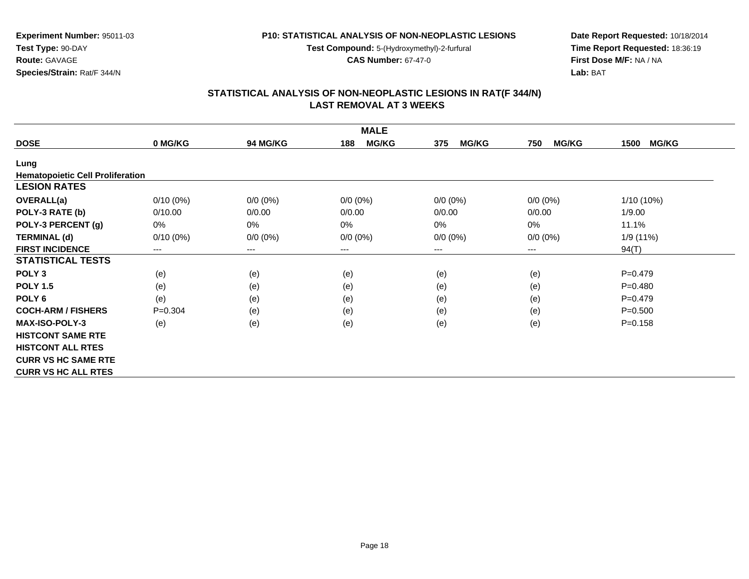**Experiment Number:** 95011-03
**Test Type:** 90-DAY
**Route:** GAVAGE
**Species/Strain:** Rat/F 344/N

**P10: STATISTICAL ANALYSIS OF NON-NEOPLASTIC LESIONS**
**Test Compound:** 5-(Hydroxymethyl)-2-furfural
**CAS Number:** 67-47-0

**Date Report Requested:** 10/18/2014
**Time Report Requested:** 18:36:19
**First Dose M/F:** NA / NA
**Lab:** BAT

## STATISTICAL ANALYSIS OF NON-NEOPLASTIC LESIONS IN RAT(F 344/N) LAST REMOVAL AT 3 WEEKS

| | | | MALE | | | |
|---|---|---|---|---|---|---|
| **DOSE** | **0 MG/KG** | **94 MG/KG** | **188 MG/KG** | **375 MG/KG** | **750 MG/KG** | **1500 MG/KG** |
| **Lung** | | | | | | |
| **Hematopoietic Cell Proliferation** | | | | | | |
| **LESION RATES** | | | | | | |
| **OVERALL(a)** | 0/10 (0%) | 0/0 (0%) | 0/0 (0%) | 0/0 (0%) | 0/0 (0%) | 1/10 (10%) |
| **POLY-3 RATE (b)** | 0/10.00 | 0/0.00 | 0/0.00 | 0/0.00 | 0/0.00 | 1/9.00 |
| **POLY-3 PERCENT (g)** | 0% | 0% | 0% | 0% | 0% | 11.1% |
| **TERMINAL (d)** | 0/10 (0%) | 0/0 (0%) | 0/0 (0%) | 0/0 (0%) | 0/0 (0%) | 1/9 (11%) |
| **FIRST INCIDENCE** | --- | --- | --- | --- | --- | 94(T) |
| **STATISTICAL TESTS** | | | | | | |
| **POLY 3** | (e) | (e) | (e) | (e) | (e) | P=0.479 |
| **POLY 1.5** | (e) | (e) | (e) | (e) | (e) | P=0.480 |
| **POLY 6** | (e) | (e) | (e) | (e) | (e) | P=0.479 |
| **COCH-ARM / FISHERS** | P=0.304 | (e) | (e) | (e) | (e) | P=0.500 |
| **MAX-ISO-POLY-3** | (e) | (e) | (e) | (e) | (e) | P=0.158 |
| **HISTCONT SAME RTE** | | | | | | |
| **HISTCONT ALL RTES** | | | | | | |
| **CURR VS HC SAME RTE** | | | | | | |
| **CURR VS HC ALL RTES** | | | | | | |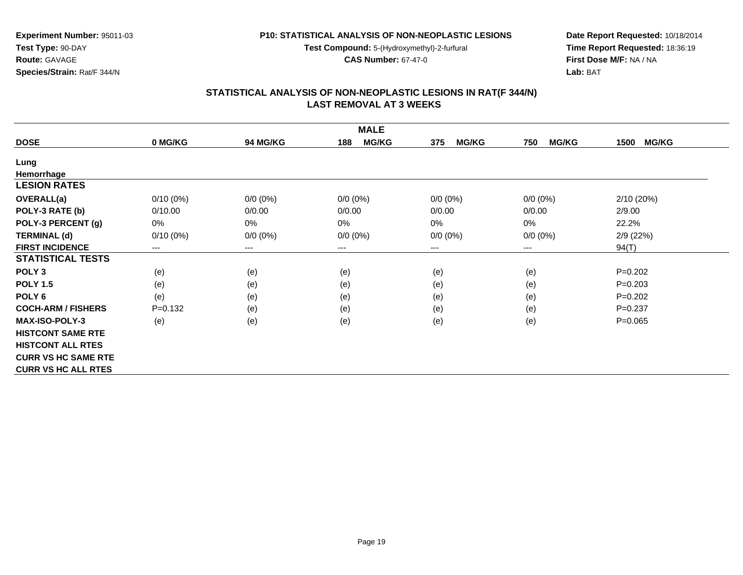**Experiment Number:** 95011-03
**Test Type:** 90-DAY
**Route:** GAVAGE
**Species/Strain:** Rat/F 344/N

**P10: STATISTICAL ANALYSIS OF NON-NEOPLASTIC LESIONS**
**Test Compound:** 5-(Hydroxymethyl)-2-furfural
**CAS Number:** 67-47-0

**Date Report Requested:** 10/18/2014
**Time Report Requested:** 18:36:19
**First Dose M/F:** NA / NA
**Lab:** BAT

## STATISTICAL ANALYSIS OF NON-NEOPLASTIC LESIONS IN RAT(F 344/N)
## LAST REMOVAL AT 3 WEEKS

| MALE | | | | | | |
|---|---|---|---|---|---|---|
| **DOSE** | **0 MG/KG** | **94 MG/KG** | **188 MG/KG** | **375 MG/KG** | **750 MG/KG** | **1500 MG/KG** |
| **Lung** | | | | | | |
| **Hemorrhage** | | | | | | |
| **LESION RATES** | | | | | | |
| **OVERALL(a)** | 0/10 (0%) | 0/0 (0%) | 0/0 (0%) | 0/0 (0%) | 0/0 (0%) | 2/10 (20%) |
| **POLY-3 RATE (b)** | 0/10.00 | 0/0.00 | 0/0.00 | 0/0.00 | 0/0.00 | 2/9.00 |
| **POLY-3 PERCENT (g)** | 0% | 0% | 0% | 0% | 0% | 22.2% |
| **TERMINAL (d)** | 0/10 (0%) | 0/0 (0%) | 0/0 (0%) | 0/0 (0%) | 0/0 (0%) | 2/9 (22%) |
| **FIRST INCIDENCE** | --- | --- | --- | --- | --- | 94(T) |
| **STATISTICAL TESTS** | | | | | | |
| **POLY 3** | (e) | (e) | (e) | (e) | (e) | P=0.202 |
| **POLY 1.5** | (e) | (e) | (e) | (e) | (e) | P=0.203 |
| **POLY 6** | (e) | (e) | (e) | (e) | (e) | P=0.202 |
| **COCH-ARM / FISHERS** | P=0.132 | (e) | (e) | (e) | (e) | P=0.237 |
| **MAX-ISO-POLY-3** | (e) | (e) | (e) | (e) | (e) | P=0.065 |
| **HISTCONT SAME RTE** | | | | | | |
| **HISTCONT ALL RTES** | | | | | | |
| **CURR VS HC SAME RTE** | | | | | | |
| **CURR VS HC ALL RTES** | | | | | | |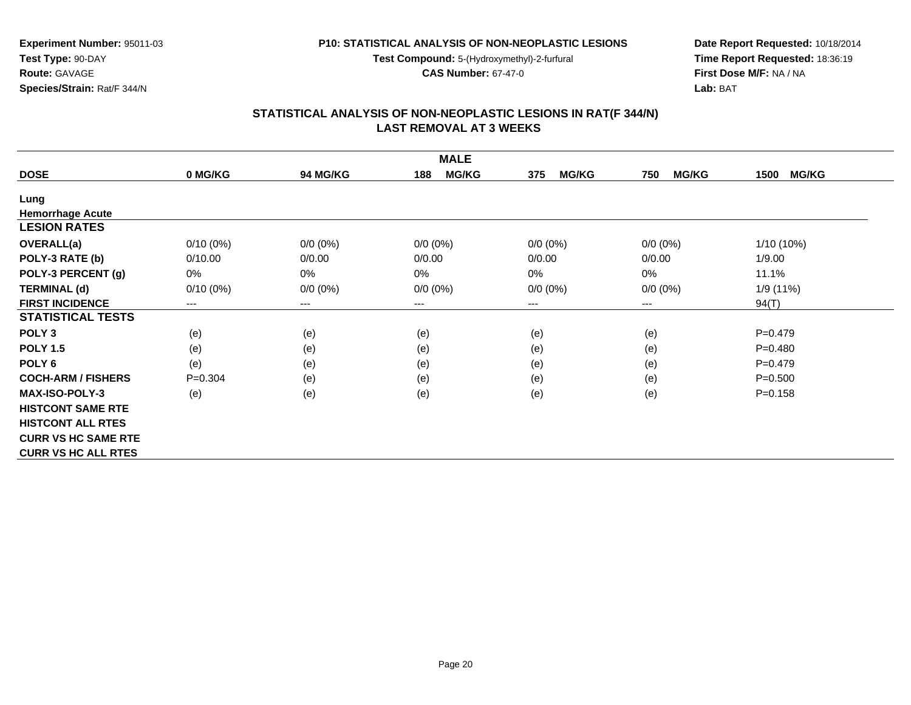**Experiment Number:** 95011-03
**Test Type:** 90-DAY
**Route:** GAVAGE
**Species/Strain:** Rat/F 344/N

**P10: STATISTICAL ANALYSIS OF NON-NEOPLASTIC LESIONS**
**Test Compound:** 5-(Hydroxymethyl)-2-furfural
**CAS Number:** 67-47-0

**Date Report Requested:** 10/18/2014
**Time Report Requested:** 18:36:19
**First Dose M/F:** NA / NA
**Lab:** BAT

## STATISTICAL ANALYSIS OF NON-NEOPLASTIC LESIONS IN RAT(F 344/N)
## LAST REMOVAL AT 3 WEEKS

| | MALE | | | | | |
|---|---|---|---|---|---|---|
| **DOSE** | **0 MG/KG** | **94 MG/KG** | **188 MG/KG** | **375 MG/KG** | **750 MG/KG** | **1500 MG/KG** |
| **Lung** | | | | | | |
| **Hemorrhage Acute** | | | | | | |
| **LESION RATES** | | | | | | |
| **OVERALL(a)** | 0/10 (0%) | 0/0 (0%) | 0/0 (0%) | 0/0 (0%) | 0/0 (0%) | 1/10 (10%) |
| **POLY-3 RATE (b)** | 0/10.00 | 0/0.00 | 0/0.00 | 0/0.00 | 0/0.00 | 1/9.00 |
| **POLY-3 PERCENT (g)** | 0% | 0% | 0% | 0% | 0% | 11.1% |
| **TERMINAL (d)** | 0/10 (0%) | 0/0 (0%) | 0/0 (0%) | 0/0 (0%) | 0/0 (0%) | 1/9 (11%) |
| **FIRST INCIDENCE** | --- | --- | --- | --- | --- | 94(T) |
| **STATISTICAL TESTS** | | | | | | |
| **POLY 3** | (e) | (e) | (e) | (e) | (e) | P=0.479 |
| **POLY 1.5** | (e) | (e) | (e) | (e) | (e) | P=0.480 |
| **POLY 6** | (e) | (e) | (e) | (e) | (e) | P=0.479 |
| **COCH-ARM / FISHERS** | P=0.304 | (e) | (e) | (e) | (e) | P=0.500 |
| **MAX-ISO-POLY-3** | (e) | (e) | (e) | (e) | (e) | P=0.158 |
| **HISTCONT SAME RTE** | | | | | | |
| **HISTCONT ALL RTES** | | | | | | |
| **CURR VS HC SAME RTE** | | | | | | |
| **CURR VS HC ALL RTES** | | | | | | |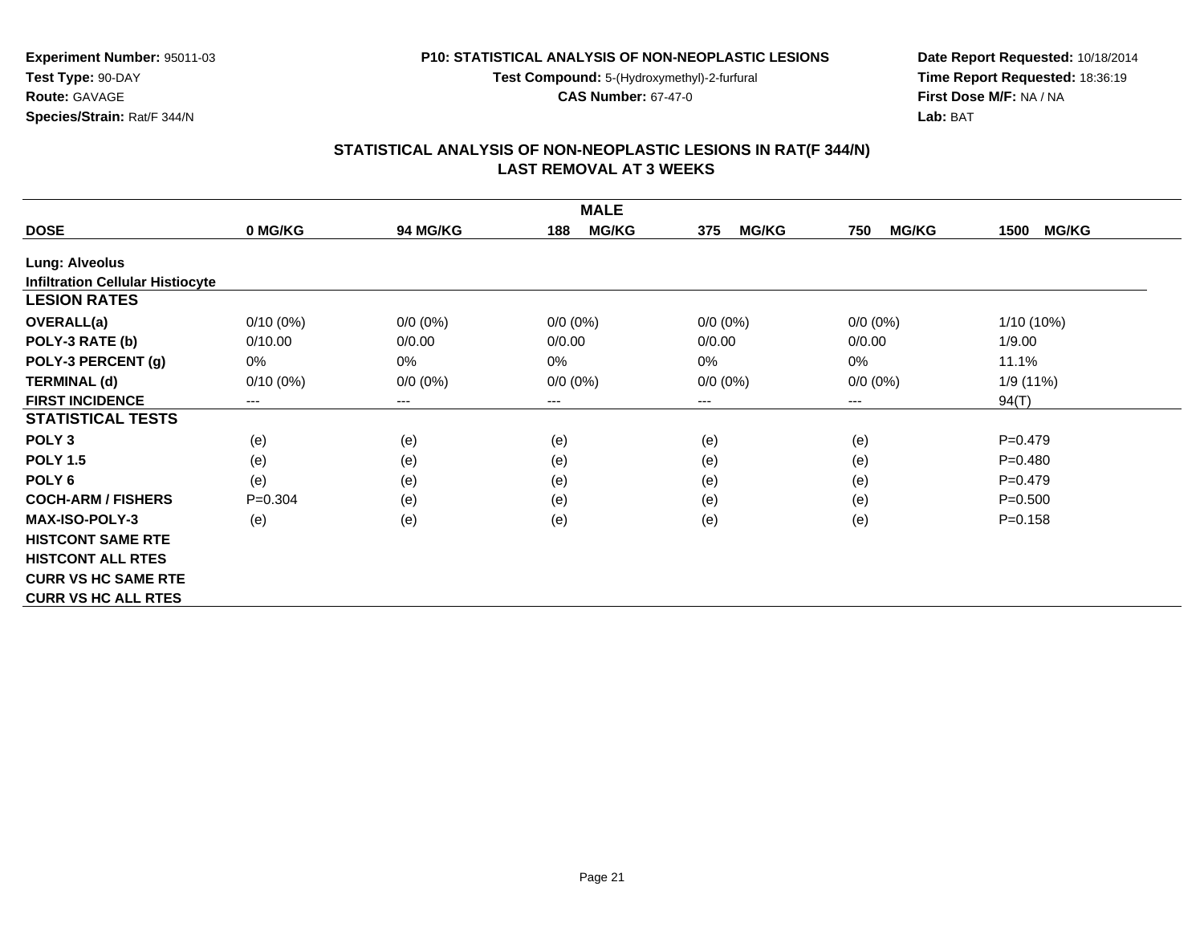**Experiment Number:** 95011-03
**Test Type:** 90-DAY
**Route:** GAVAGE
**Species/Strain:** Rat/F 344/N

**P10: STATISTICAL ANALYSIS OF NON-NEOPLASTIC LESIONS**
**Test Compound:** 5-(Hydroxymethyl)-2-furfural
**CAS Number:** 67-47-0

**Date Report Requested:** 10/18/2014
**Time Report Requested:** 18:36:19
**First Dose M/F:** NA / NA
**Lab:** BAT

## STATISTICAL ANALYSIS OF NON-NEOPLASTIC LESIONS IN RAT(F 344/N)
## LAST REMOVAL AT 3 WEEKS

| | | | MALE | | | |
|---|---|---|---|---|---|---|
| **DOSE** | **0 MG/KG** | **94 MG/KG** | **188 MG/KG** | **375 MG/KG** | **750 MG/KG** | **1500 MG/KG** |
| **Lung: Alveolus** | | | | | | |
| **Infiltration Cellular Histiocyte** | | | | | | |
| **LESION RATES** | | | | | | |
| **OVERALL(a)** | 0/10 (0%) | 0/0 (0%) | 0/0 (0%) | 0/0 (0%) | 0/0 (0%) | 1/10 (10%) |
| **POLY-3 RATE (b)** | 0/10.00 | 0/0.00 | 0/0.00 | 0/0.00 | 0/0.00 | 1/9.00 |
| **POLY-3 PERCENT (g)** | 0% | 0% | 0% | 0% | 0% | 11.1% |
| **TERMINAL (d)** | 0/10 (0%) | 0/0 (0%) | 0/0 (0%) | 0/0 (0%) | 0/0 (0%) | 1/9 (11%) |
| **FIRST INCIDENCE** | --- | --- | --- | --- | --- | 94(T) |
| **STATISTICAL TESTS** | | | | | | |
| **POLY 3** | (e) | (e) | (e) | (e) | (e) | P=0.479 |
| **POLY 1.5** | (e) | (e) | (e) | (e) | (e) | P=0.480 |
| **POLY 6** | (e) | (e) | (e) | (e) | (e) | P=0.479 |
| **COCH-ARM / FISHERS** | P=0.304 | (e) | (e) | (e) | (e) | P=0.500 |
| **MAX-ISO-POLY-3** | (e) | (e) | (e) | (e) | (e) | P=0.158 |
| **HISTCONT SAME RTE** | | | | | | |
| **HISTCONT ALL RTES** | | | | | | |
| **CURR VS HC SAME RTE** | | | | | | |
| **CURR VS HC ALL RTES** | | | | | | |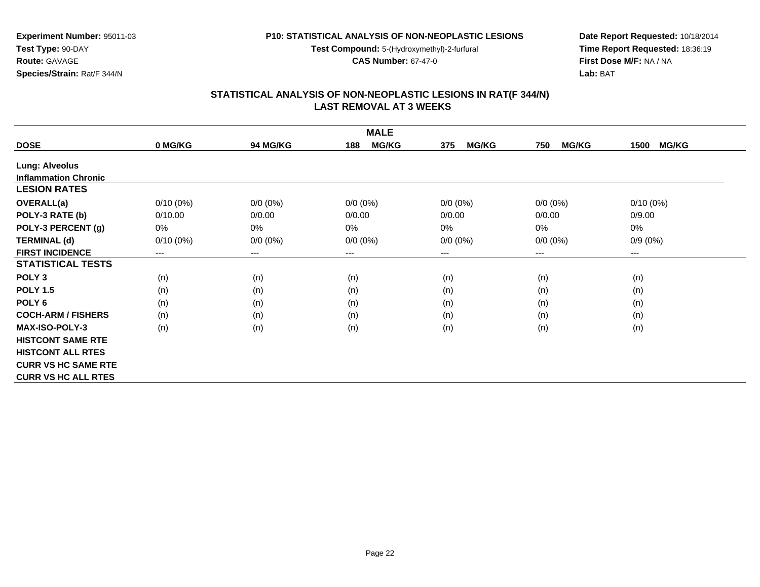Experiment Number: 95011-03
Test Type: 90-DAY
Route: GAVAGE
Species/Strain: Rat/F 344/N

P10: STATISTICAL ANALYSIS OF NON-NEOPLASTIC LESIONS
Test Compound: 5-(Hydroxymethyl)-2-furfural
CAS Number: 67-47-0

Date Report Requested: 10/18/2014
Time Report Requested: 18:36:19
First Dose M/F: NA / NA
Lab: BAT

## STATISTICAL ANALYSIS OF NON-NEOPLASTIC LESIONS IN RAT(F 344/N)
## LAST REMOVAL AT 3 WEEKS

| MALE | | | | | | |
|---|---|---|---|---|---|---|
| **DOSE** | **0 MG/KG** | **94 MG/KG** | **188 MG/KG** | **375 MG/KG** | **750 MG/KG** | **1500 MG/KG** |
| **Lung: Alveolus** | | | | | | |
| **Inflammation Chronic** | | | | | | |
| **LESION RATES** | | | | | | |
| **OVERALL(a)** | 0/10 (0%) | 0/0 (0%) | 0/0 (0%) | 0/0 (0%) | 0/0 (0%) | 0/10 (0%) |
| **POLY-3 RATE (b)** | 0/10.00 | 0/0.00 | 0/0.00 | 0/0.00 | 0/0.00 | 0/9.00 |
| **POLY-3 PERCENT (g)** | 0% | 0% | 0% | 0% | 0% | 0% |
| **TERMINAL (d)** | 0/10 (0%) | 0/0 (0%) | 0/0 (0%) | 0/0 (0%) | 0/0 (0%) | 0/9 (0%) |
| **FIRST INCIDENCE** | --- | --- | --- | --- | --- | --- |
| **STATISTICAL TESTS** | | | | | | |
| **POLY 3** | (n) | (n) | (n) | (n) | (n) | (n) |
| **POLY 1.5** | (n) | (n) | (n) | (n) | (n) | (n) |
| **POLY 6** | (n) | (n) | (n) | (n) | (n) | (n) |
| **COCH-ARM / FISHERS** | (n) | (n) | (n) | (n) | (n) | (n) |
| **MAX-ISO-POLY-3** | (n) | (n) | (n) | (n) | (n) | (n) |
| **HISTCONT SAME RTE** | | | | | | |
| **HISTCONT ALL RTES** | | | | | | |
| **CURR VS HC SAME RTE** | | | | | | |
| **CURR VS HC ALL RTES** | | | | | | |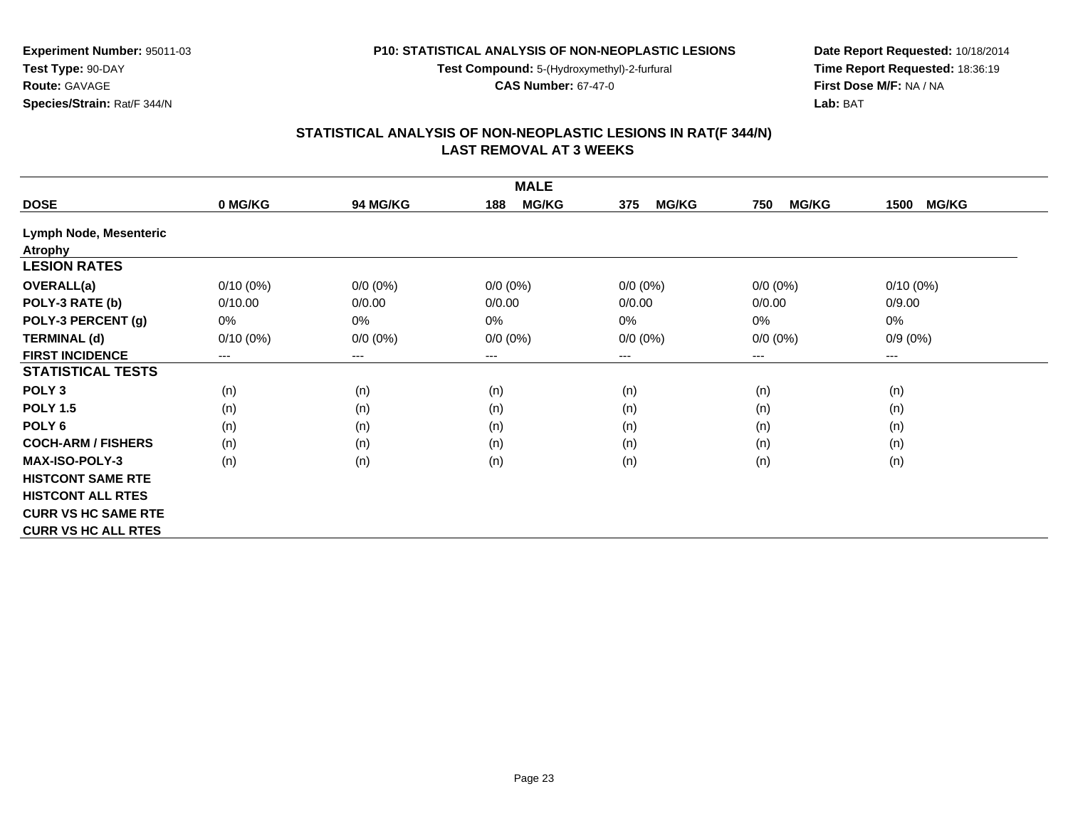**Experiment Number:** 95011-03
**Test Type:** 90-DAY
**Route:** GAVAGE
**Species/Strain:** Rat/F 344/N

**P10: STATISTICAL ANALYSIS OF NON-NEOPLASTIC LESIONS**
**Test Compound:** 5-(Hydroxymethyl)-2-furfural
**CAS Number:** 67-47-0

**Date Report Requested:** 10/18/2014
**Time Report Requested:** 18:36:19
**First Dose M/F:** NA / NA
**Lab:** BAT

## STATISTICAL ANALYSIS OF NON-NEOPLASTIC LESIONS IN RAT(F 344/N) LAST REMOVAL AT 3 WEEKS

| | MALE | | | | | |
|---|---|---|---|---|---|---|
| **DOSE** | **0 MG/KG** | **94 MG/KG** | **188 MG/KG** | **375 MG/KG** | **750 MG/KG** | **1500 MG/KG** |
| **Lymph Node, Mesenteric** | | | | | | |
| **Atrophy** | | | | | | |
| **LESION RATES** | | | | | | |
| **OVERALL(a)** | 0/10 (0%) | 0/0 (0%) | 0/0 (0%) | 0/0 (0%) | 0/0 (0%) | 0/10 (0%) |
| **POLY-3 RATE (b)** | 0/10.00 | 0/0.00 | 0/0.00 | 0/0.00 | 0/0.00 | 0/9.00 |
| **POLY-3 PERCENT (g)** | 0% | 0% | 0% | 0% | 0% | 0% |
| **TERMINAL (d)** | 0/10 (0%) | 0/0 (0%) | 0/0 (0%) | 0/0 (0%) | 0/0 (0%) | 0/9 (0%) |
| **FIRST INCIDENCE** | --- | --- | --- | --- | --- | --- |
| **STATISTICAL TESTS** | | | | | | |
| **POLY 3** | (n) | (n) | (n) | (n) | (n) | (n) |
| **POLY 1.5** | (n) | (n) | (n) | (n) | (n) | (n) |
| **POLY 6** | (n) | (n) | (n) | (n) | (n) | (n) |
| **COCH-ARM / FISHERS** | (n) | (n) | (n) | (n) | (n) | (n) |
| **MAX-ISO-POLY-3** | (n) | (n) | (n) | (n) | (n) | (n) |
| **HISTCONT SAME RTE** | | | | | | |
| **HISTCONT ALL RTES** | | | | | | |
| **CURR VS HC SAME RTE** | | | | | | |
| **CURR VS HC ALL RTES** | | | | | | |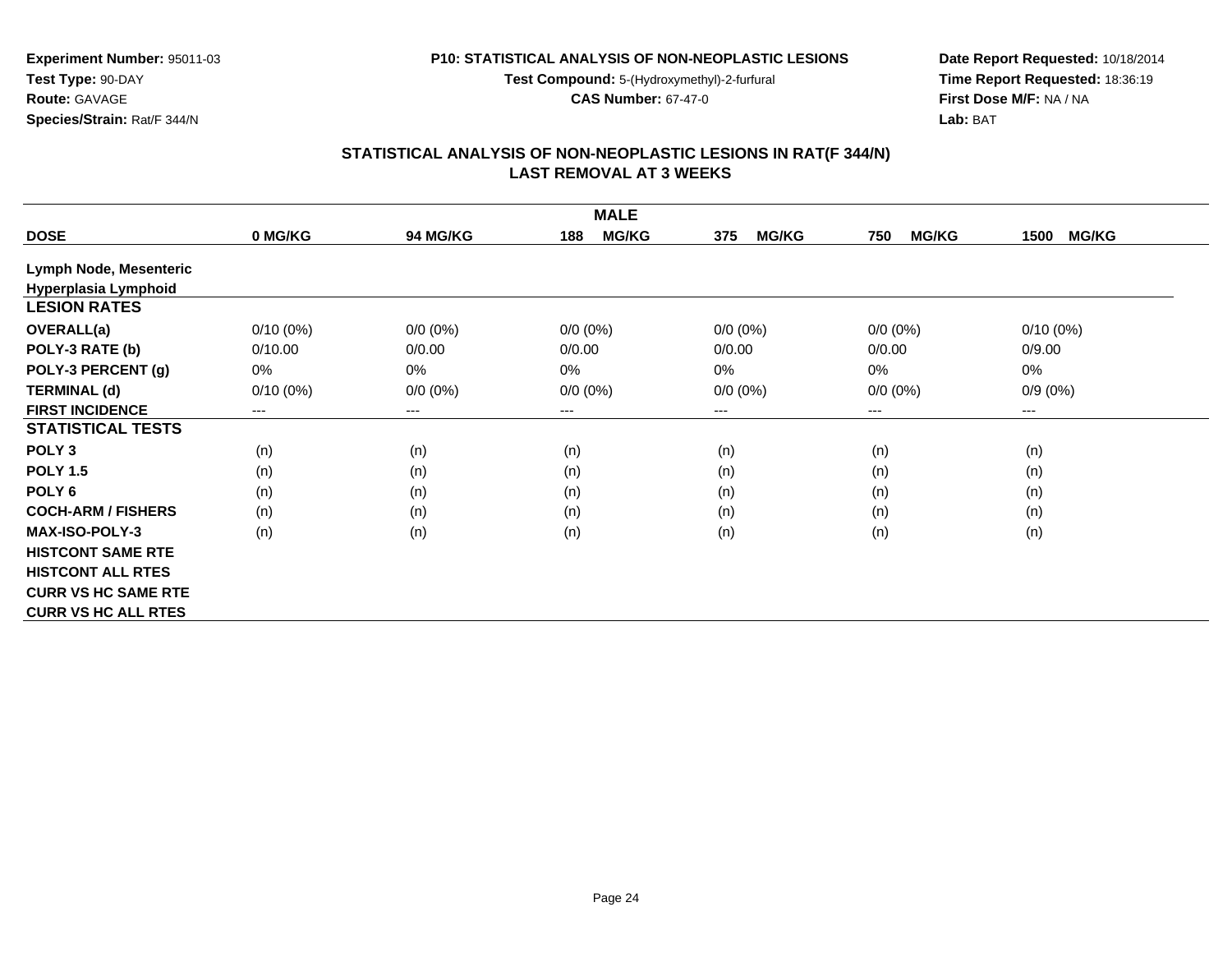**Experiment Number:** 95011-03
**Test Type:** 90-DAY
**Route:** GAVAGE
**Species/Strain:** Rat/F 344/N

**P10: STATISTICAL ANALYSIS OF NON-NEOPLASTIC LESIONS**
**Test Compound:** 5-(Hydroxymethyl)-2-furfural
**CAS Number:** 67-47-0

**Date Report Requested:** 10/18/2014
**Time Report Requested:** 18:36:19
**First Dose M/F:** NA / NA
**Lab:** BAT

## STATISTICAL ANALYSIS OF NON-NEOPLASTIC LESIONS IN RAT(F 344/N)
## LAST REMOVAL AT 3 WEEKS

| MALE | | | | | | |
|---|---|---|---|---|---|---|
| **DOSE** | **0 MG/KG** | **94 MG/KG** | **188 MG/KG** | **375 MG/KG** | **750 MG/KG** | **1500 MG/KG** |
| **Lymph Node, Mesenteric** | | | | | | |
| **Hyperplasia Lymphoid** | | | | | | |
| **LESION RATES** | | | | | | |
| **OVERALL(a)** | 0/10 (0%) | 0/0 (0%) | 0/0 (0%) | 0/0 (0%) | 0/0 (0%) | 0/10 (0%) |
| **POLY-3 RATE (b)** | 0/10.00 | 0/0.00 | 0/0.00 | 0/0.00 | 0/0.00 | 0/9.00 |
| **POLY-3 PERCENT (g)** | 0% | 0% | 0% | 0% | 0% | 0% |
| **TERMINAL (d)** | 0/10 (0%) | 0/0 (0%) | 0/0 (0%) | 0/0 (0%) | 0/0 (0%) | 0/9 (0%) |
| **FIRST INCIDENCE** | --- | --- | --- | --- | --- | --- |
| **STATISTICAL TESTS** | | | | | | |
| **POLY 3** | (n) | (n) | (n) | (n) | (n) | (n) |
| **POLY 1.5** | (n) | (n) | (n) | (n) | (n) | (n) |
| **POLY 6** | (n) | (n) | (n) | (n) | (n) | (n) |
| **COCH-ARM / FISHERS** | (n) | (n) | (n) | (n) | (n) | (n) |
| **MAX-ISO-POLY-3** | (n) | (n) | (n) | (n) | (n) | (n) |
| **HISTCONT SAME RTE** | | | | | | |
| **HISTCONT ALL RTES** | | | | | | |
| **CURR VS HC SAME RTE** | | | | | | |
| **CURR VS HC ALL RTES** | | | | | | |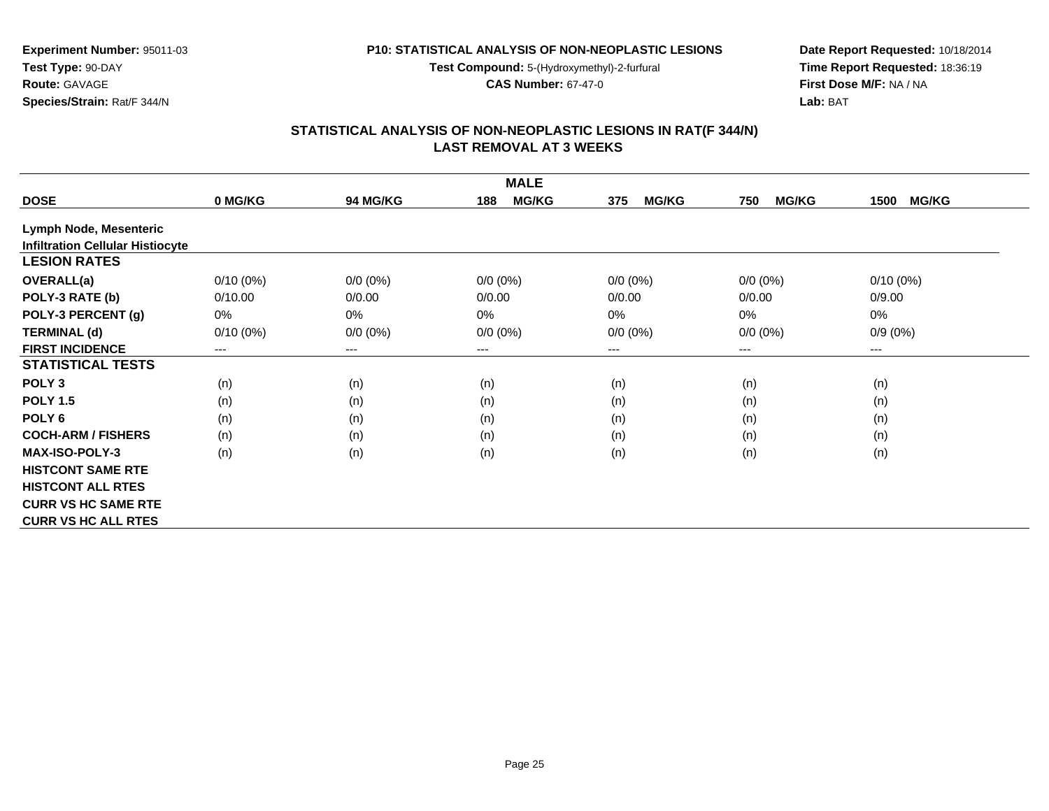**Experiment Number:** 95011-03
**Test Type:** 90-DAY
**Route:** GAVAGE
**Species/Strain:** Rat/F 344/N

**P10: STATISTICAL ANALYSIS OF NON-NEOPLASTIC LESIONS**
**Test Compound:** 5-(Hydroxymethyl)-2-furfural
**CAS Number:** 67-47-0

**Date Report Requested:** 10/18/2014
**Time Report Requested:** 18:36:19
**First Dose M/F:** NA / NA
**Lab:** BAT

## STATISTICAL ANALYSIS OF NON-NEOPLASTIC LESIONS IN RAT(F 344/N) LAST REMOVAL AT 3 WEEKS

| MALE | | | | | | |
|---|---|---|---|---|---|---|
| **DOSE** | **0 MG/KG** | **94 MG/KG** | **188 MG/KG** | **375 MG/KG** | **750 MG/KG** | **1500 MG/KG** |
| **Lymph Node, Mesenteric** | | | | | | |
| **Infiltration Cellular Histiocyte** | | | | | | |
| **LESION RATES** | | | | | | |
| **OVERALL(a)** | 0/10 (0%) | 0/0 (0%) | 0/0 (0%) | 0/0 (0%) | 0/0 (0%) | 0/10 (0%) |
| **POLY-3 RATE (b)** | 0/10.00 | 0/0.00 | 0/0.00 | 0/0.00 | 0/0.00 | 0/9.00 |
| **POLY-3 PERCENT (g)** | 0% | 0% | 0% | 0% | 0% | 0% |
| **TERMINAL (d)** | 0/10 (0%) | 0/0 (0%) | 0/0 (0%) | 0/0 (0%) | 0/0 (0%) | 0/9 (0%) |
| **FIRST INCIDENCE** | --- | --- | --- | --- | --- | --- |
| **STATISTICAL TESTS** | | | | | | |
| **POLY 3** | (n) | (n) | (n) | (n) | (n) | (n) |
| **POLY 1.5** | (n) | (n) | (n) | (n) | (n) | (n) |
| **POLY 6** | (n) | (n) | (n) | (n) | (n) | (n) |
| **COCH-ARM / FISHERS** | (n) | (n) | (n) | (n) | (n) | (n) |
| **MAX-ISO-POLY-3** | (n) | (n) | (n) | (n) | (n) | (n) |
| **HISTCONT SAME RTE** | | | | | | |
| **HISTCONT ALL RTES** | | | | | | |
| **CURR VS HC SAME RTE** | | | | | | |
| **CURR VS HC ALL RTES** | | | | | | |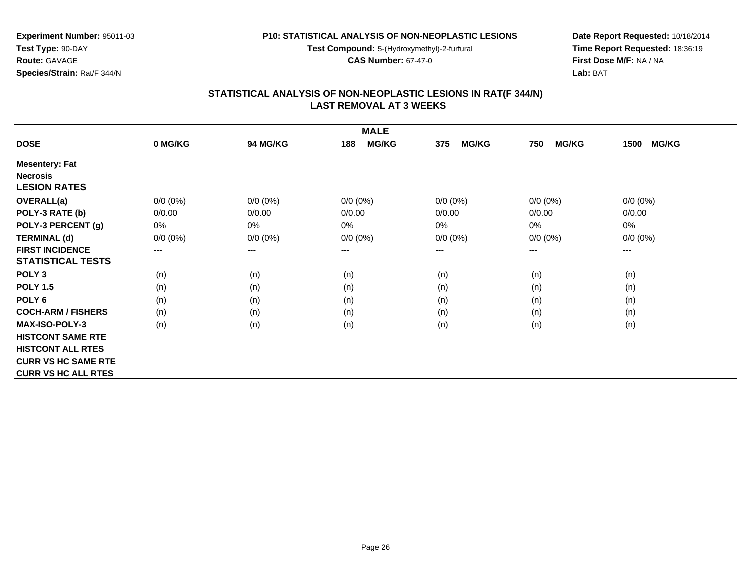**Experiment Number:** 95011-03
**Test Type:** 90-DAY
**Route:** GAVAGE
**Species/Strain:** Rat/F 344/N

**P10: STATISTICAL ANALYSIS OF NON-NEOPLASTIC LESIONS**
**Test Compound:** 5-(Hydroxymethyl)-2-furfural
**CAS Number:** 67-47-0

**Date Report Requested:** 10/18/2014
**Time Report Requested:** 18:36:19
**First Dose M/F:** NA / NA
**Lab:** BAT

## STATISTICAL ANALYSIS OF NON-NEOPLASTIC LESIONS IN RAT(F 344/N)
## LAST REMOVAL AT 3 WEEKS

| MALE | | | | | | |
|---|---|---|---|---|---|---|
| **DOSE** | **0 MG/KG** | **94 MG/KG** | **188 MG/KG** | **375 MG/KG** | **750 MG/KG** | **1500 MG/KG** |
| **Mesentery: Fat** | | | | | | |
| **Necrosis** | | | | | | |
| **LESION RATES** | | | | | | |
| **OVERALL(a)** | 0/0 (0%) | 0/0 (0%) | 0/0 (0%) | 0/0 (0%) | 0/0 (0%) | 0/0 (0%) |
| **POLY-3 RATE (b)** | 0/0.00 | 0/0.00 | 0/0.00 | 0/0.00 | 0/0.00 | 0/0.00 |
| **POLY-3 PERCENT (g)** | 0% | 0% | 0% | 0% | 0% | 0% |
| **TERMINAL (d)** | 0/0 (0%) | 0/0 (0%) | 0/0 (0%) | 0/0 (0%) | 0/0 (0%) | 0/0 (0%) |
| **FIRST INCIDENCE** | --- | --- | --- | --- | --- | --- |
| **STATISTICAL TESTS** | | | | | | |
| **POLY 3** | (n) | (n) | (n) | (n) | (n) | (n) |
| **POLY 1.5** | (n) | (n) | (n) | (n) | (n) | (n) |
| **POLY 6** | (n) | (n) | (n) | (n) | (n) | (n) |
| **COCH-ARM / FISHERS** | (n) | (n) | (n) | (n) | (n) | (n) |
| **MAX-ISO-POLY-3** | (n) | (n) | (n) | (n) | (n) | (n) |
| **HISTCONT SAME RTE** | | | | | | |
| **HISTCONT ALL RTES** | | | | | | |
| **CURR VS HC SAME RTE** | | | | | | |
| **CURR VS HC ALL RTES** | | | | | | |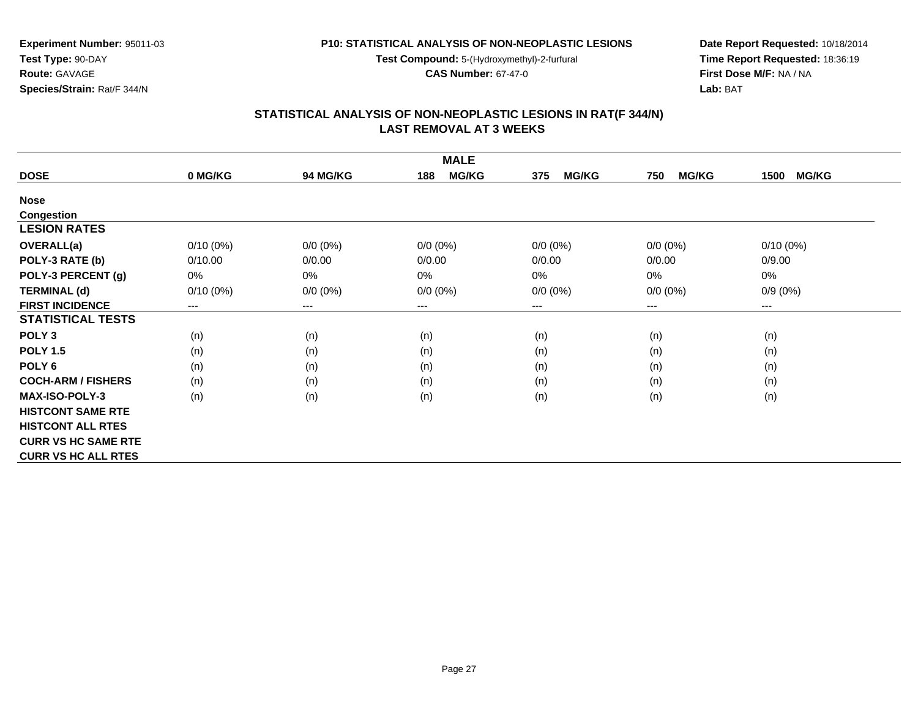**Experiment Number:** 95011-03
**Test Type:** 90-DAY
**Route:** GAVAGE
**Species/Strain:** Rat/F 344/N

**P10: STATISTICAL ANALYSIS OF NON-NEOPLASTIC LESIONS**
**Test Compound:** 5-(Hydroxymethyl)-2-furfural
**CAS Number:** 67-47-0

**Date Report Requested:** 10/18/2014
**Time Report Requested:** 18:36:19
**First Dose M/F:** NA / NA
**Lab:** BAT

## STATISTICAL ANALYSIS OF NON-NEOPLASTIC LESIONS IN RAT(F 344/N)
## LAST REMOVAL AT 3 WEEKS

| MALE | | | | | | |
|---|---|---|---|---|---|---|
| **DOSE** | **0 MG/KG** | **94 MG/KG** | **188 MG/KG** | **375 MG/KG** | **750 MG/KG** | **1500 MG/KG** |
| **Nose** | | | | | | |
| **Congestion** | | | | | | |
| **LESION RATES** | | | | | | |
| **OVERALL(a)** | 0/10 (0%) | 0/0 (0%) | 0/0 (0%) | 0/0 (0%) | 0/0 (0%) | 0/10 (0%) |
| **POLY-3 RATE (b)** | 0/10.00 | 0/0.00 | 0/0.00 | 0/0.00 | 0/0.00 | 0/9.00 |
| **POLY-3 PERCENT (g)** | 0% | 0% | 0% | 0% | 0% | 0% |
| **TERMINAL (d)** | 0/10 (0%) | 0/0 (0%) | 0/0 (0%) | 0/0 (0%) | 0/0 (0%) | 0/9 (0%) |
| **FIRST INCIDENCE** | --- | --- | --- | --- | --- | --- |
| **STATISTICAL TESTS** | | | | | | |
| **POLY 3** | (n) | (n) | (n) | (n) | (n) | (n) |
| **POLY 1.5** | (n) | (n) | (n) | (n) | (n) | (n) |
| **POLY 6** | (n) | (n) | (n) | (n) | (n) | (n) |
| **COCH-ARM / FISHERS** | (n) | (n) | (n) | (n) | (n) | (n) |
| **MAX-ISO-POLY-3** | (n) | (n) | (n) | (n) | (n) | (n) |
| **HISTCONT SAME RTE** | | | | | | |
| **HISTCONT ALL RTES** | | | | | | |
| **CURR VS HC SAME RTE** | | | | | | |
| **CURR VS HC ALL RTES** | | | | | | |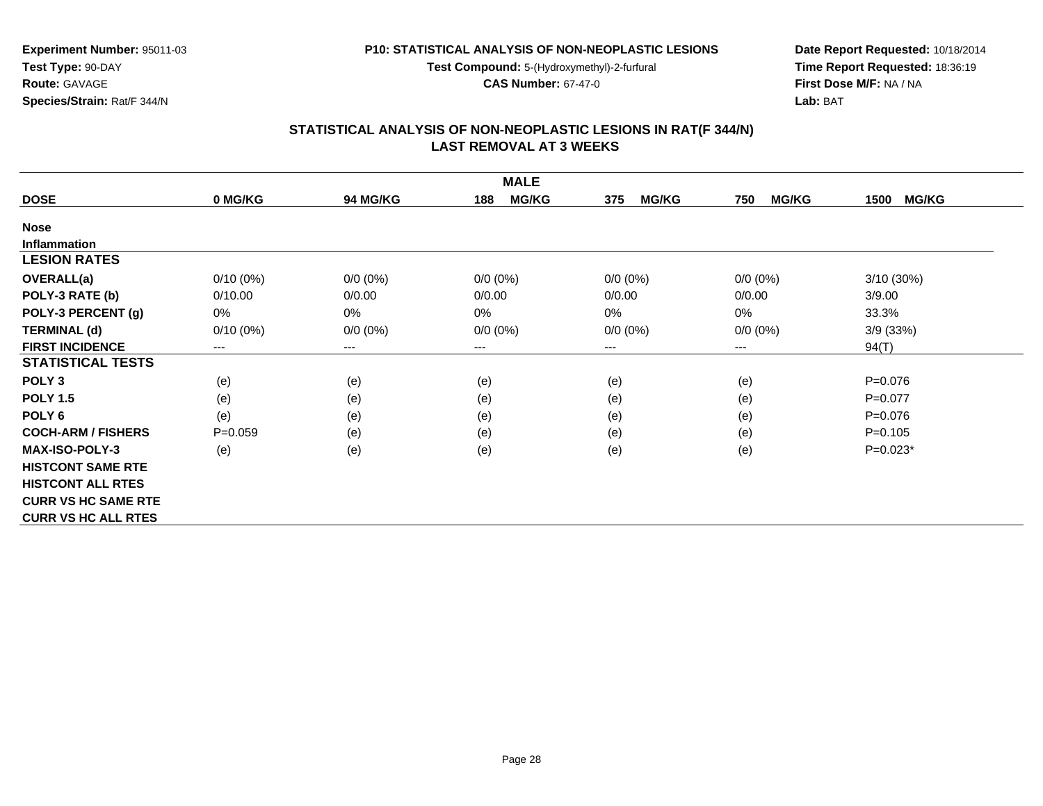**Experiment Number:** 95011-03
**Test Type:** 90-DAY
**Route:** GAVAGE
**Species/Strain:** Rat/F 344/N

**P10: STATISTICAL ANALYSIS OF NON-NEOPLASTIC LESIONS**
**Test Compound:** 5-(Hydroxymethyl)-2-furfural
**CAS Number:** 67-47-0

**Date Report Requested:** 10/18/2014
**Time Report Requested:** 18:36:19
**First Dose M/F:** NA / NA
**Lab:** BAT

## STATISTICAL ANALYSIS OF NON-NEOPLASTIC LESIONS IN RAT(F 344/N)
## LAST REMOVAL AT 3 WEEKS

| | MALE | | | | | |
|---|---|---|---|---|---|---|
| **DOSE** | **0 MG/KG** | **94 MG/KG** | **188 MG/KG** | **375 MG/KG** | **750 MG/KG** | **1500 MG/KG** |
| **Nose** | | | | | | |
| **Inflammation** | | | | | | |
| **LESION RATES** | | | | | | |
| **OVERALL(a)** | 0/10 (0%) | 0/0 (0%) | 0/0 (0%) | 0/0 (0%) | 0/0 (0%) | 3/10 (30%) |
| **POLY-3 RATE (b)** | 0/10.00 | 0/0.00 | 0/0.00 | 0/0.00 | 0/0.00 | 3/9.00 |
| **POLY-3 PERCENT (g)** | 0% | 0% | 0% | 0% | 0% | 33.3% |
| **TERMINAL (d)** | 0/10 (0%) | 0/0 (0%) | 0/0 (0%) | 0/0 (0%) | 0/0 (0%) | 3/9 (33%) |
| **FIRST INCIDENCE** | --- | --- | --- | --- | --- | 94(T) |
| **STATISTICAL TESTS** | | | | | | |
| **POLY 3** | (e) | (e) | (e) | (e) | (e) | P=0.076 |
| **POLY 1.5** | (e) | (e) | (e) | (e) | (e) | P=0.077 |
| **POLY 6** | (e) | (e) | (e) | (e) | (e) | P=0.076 |
| **COCH-ARM / FISHERS** | P=0.059 | (e) | (e) | (e) | (e) | P=0.105 |
| **MAX-ISO-POLY-3** | (e) | (e) | (e) | (e) | (e) | P=0.023* |
| **HISTCONT SAME RTE** | | | | | | |
| **HISTCONT ALL RTES** | | | | | | |
| **CURR VS HC SAME RTE** | | | | | | |
| **CURR VS HC ALL RTES** | | | | | | |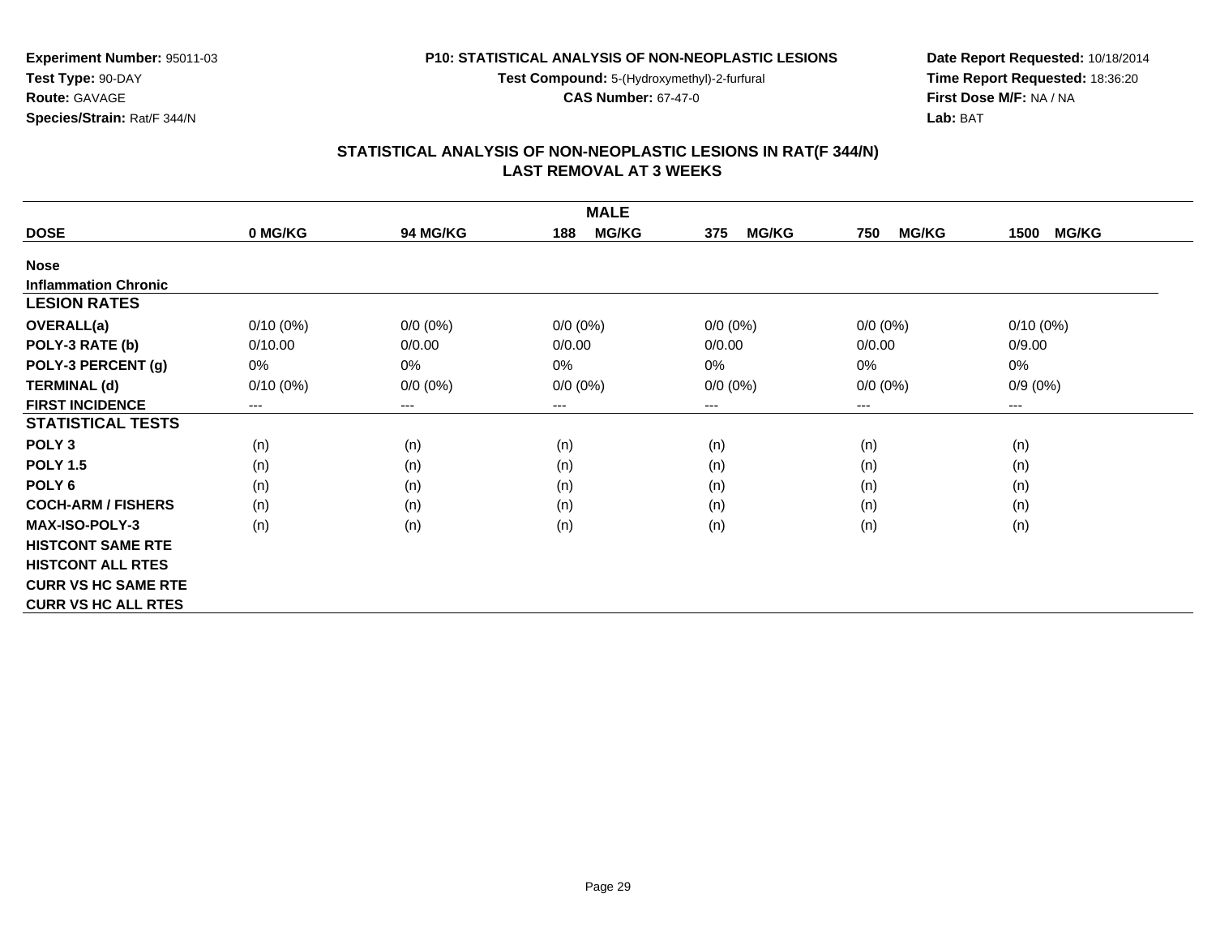Experiment Number: 95011-03
Test Type: 90-DAY
Route: GAVAGE
Species/Strain: Rat/F 344/N

P10: STATISTICAL ANALYSIS OF NON-NEOPLASTIC LESIONS
Test Compound: 5-(Hydroxymethyl)-2-furfural
CAS Number: 67-47-0

Date Report Requested: 10/18/2014
Time Report Requested: 18:36:20
First Dose M/F: NA / NA
Lab: BAT

## STATISTICAL ANALYSIS OF NON-NEOPLASTIC LESIONS IN RAT(F 344/N)
## LAST REMOVAL AT 3 WEEKS

| | MALE | | | | | |
|---|---|---|---|---|---|---|
| **DOSE** | **0 MG/KG** | **94 MG/KG** | **188 MG/KG** | **375 MG/KG** | **750 MG/KG** | **1500 MG/KG** |
| **Nose** | | | | | | |
| **Inflammation Chronic** | | | | | | |
| **LESION RATES** | | | | | | |
| **OVERALL(a)** | 0/10 (0%) | 0/0 (0%) | 0/0 (0%) | 0/0 (0%) | 0/0 (0%) | 0/10 (0%) |
| **POLY-3 RATE (b)** | 0/10.00 | 0/0.00 | 0/0.00 | 0/0.00 | 0/0.00 | 0/9.00 |
| **POLY-3 PERCENT (g)** | 0% | 0% | 0% | 0% | 0% | 0% |
| **TERMINAL (d)** | 0/10 (0%) | 0/0 (0%) | 0/0 (0%) | 0/0 (0%) | 0/0 (0%) | 0/9 (0%) |
| **FIRST INCIDENCE** | --- | --- | --- | --- | --- | --- |
| **STATISTICAL TESTS** | | | | | | |
| **POLY 3** | (n) | (n) | (n) | (n) | (n) | (n) |
| **POLY 1.5** | (n) | (n) | (n) | (n) | (n) | (n) |
| **POLY 6** | (n) | (n) | (n) | (n) | (n) | (n) |
| **COCH-ARM / FISHERS** | (n) | (n) | (n) | (n) | (n) | (n) |
| **MAX-ISO-POLY-3** | (n) | (n) | (n) | (n) | (n) | (n) |
| **HISTCONT SAME RTE** | | | | | | |
| **HISTCONT ALL RTES** | | | | | | |
| **CURR VS HC SAME RTE** | | | | | | |
| **CURR VS HC ALL RTES** | | | | | | |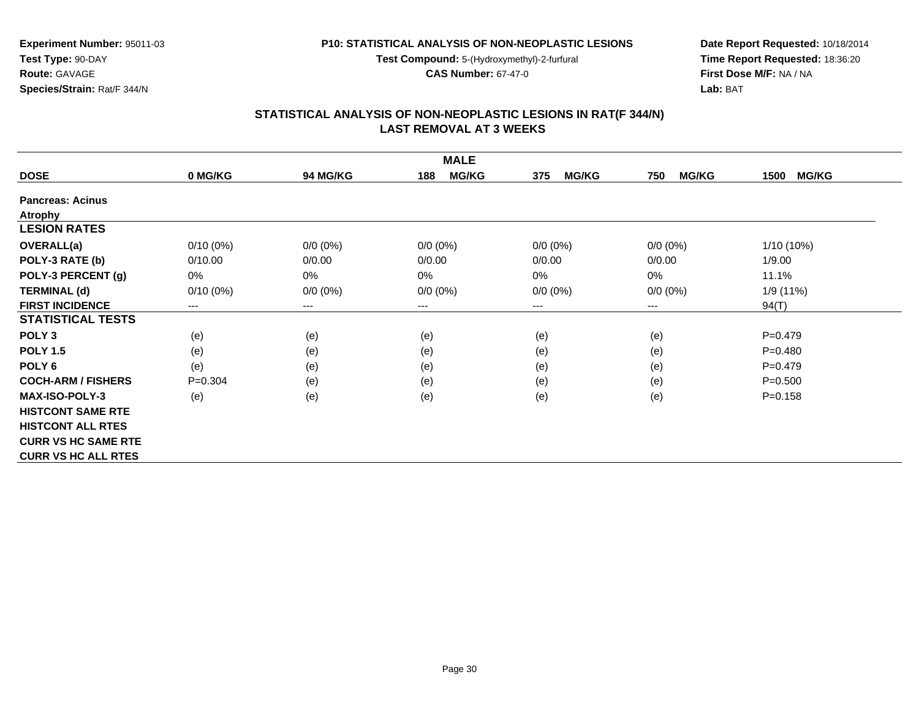**Experiment Number:** 95011-03
**Test Type:** 90-DAY
**Route:** GAVAGE
**Species/Strain:** Rat/F 344/N

**P10: STATISTICAL ANALYSIS OF NON-NEOPLASTIC LESIONS**
**Test Compound:** 5-(Hydroxymethyl)-2-furfural
**CAS Number:** 67-47-0

**Date Report Requested:** 10/18/2014
**Time Report Requested:** 18:36:20
**First Dose M/F:** NA / NA
**Lab:** BAT

## STATISTICAL ANALYSIS OF NON-NEOPLASTIC LESIONS IN RAT(F 344/N)
## LAST REMOVAL AT 3 WEEKS

| | MALE | | | | | |
|---|---|---|---|---|---|---|
| **DOSE** | **0 MG/KG** | **94 MG/KG** | **188 MG/KG** | **375 MG/KG** | **750 MG/KG** | **1500 MG/KG** |
| **Pancreas: Acinus** | | | | | | |
| **Atrophy** | | | | | | |
| **LESION RATES** | | | | | | |
| **OVERALL(a)** | 0/10 (0%) | 0/0 (0%) | 0/0 (0%) | 0/0 (0%) | 0/0 (0%) | 1/10 (10%) |
| **POLY-3 RATE (b)** | 0/10.00 | 0/0.00 | 0/0.00 | 0/0.00 | 0/0.00 | 1/9.00 |
| **POLY-3 PERCENT (g)** | 0% | 0% | 0% | 0% | 0% | 11.1% |
| **TERMINAL (d)** | 0/10 (0%) | 0/0 (0%) | 0/0 (0%) | 0/0 (0%) | 0/0 (0%) | 1/9 (11%) |
| **FIRST INCIDENCE** | --- | --- | --- | --- | --- | 94(T) |
| **STATISTICAL TESTS** | | | | | | |
| **POLY 3** | (e) | (e) | (e) | (e) | (e) | P=0.479 |
| **POLY 1.5** | (e) | (e) | (e) | (e) | (e) | P=0.480 |
| **POLY 6** | (e) | (e) | (e) | (e) | (e) | P=0.479 |
| **COCH-ARM / FISHERS** | P=0.304 | (e) | (e) | (e) | (e) | P=0.500 |
| **MAX-ISO-POLY-3** | (e) | (e) | (e) | (e) | (e) | P=0.158 |
| **HISTCONT SAME RTE** | | | | | | |
| **HISTCONT ALL RTES** | | | | | | |
| **CURR VS HC SAME RTE** | | | | | | |
| **CURR VS HC ALL RTES** | | | | | | |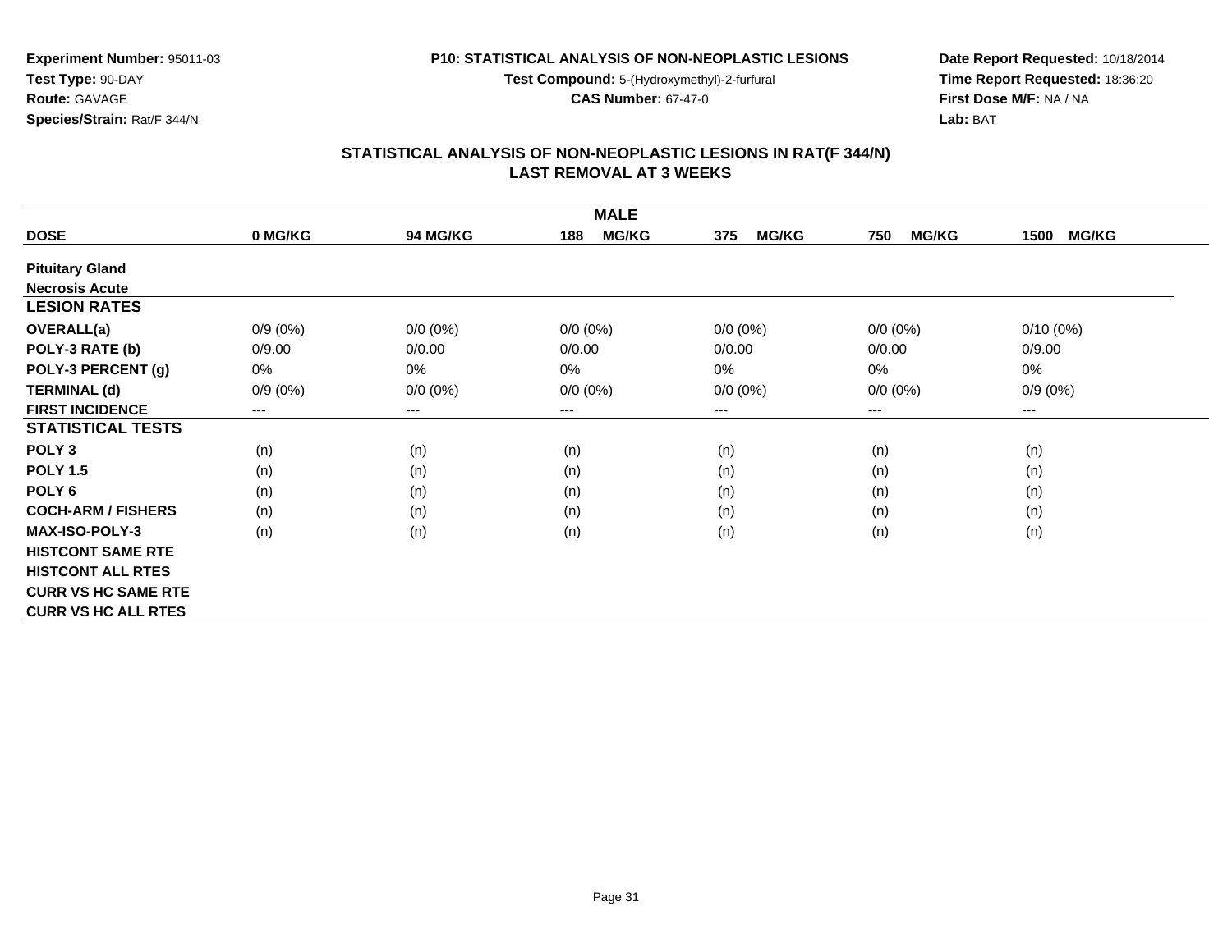**Experiment Number:** 95011-03
**Test Type:** 90-DAY
**Route:** GAVAGE
**Species/Strain:** Rat/F 344/N

**P10: STATISTICAL ANALYSIS OF NON-NEOPLASTIC LESIONS**
**Test Compound:** 5-(Hydroxymethyl)-2-furfural
**CAS Number:** 67-47-0

**Date Report Requested:** 10/18/2014
**Time Report Requested:** 18:36:20
**First Dose M/F:** NA / NA
**Lab:** BAT

## STATISTICAL ANALYSIS OF NON-NEOPLASTIC LESIONS IN RAT(F 344/N)
## LAST REMOVAL AT 3 WEEKS

| MALE | | | | | | |
|---|---|---|---|---|---|---|
| **DOSE** | **0 MG/KG** | **94 MG/KG** | **188 MG/KG** | **375 MG/KG** | **750 MG/KG** | **1500 MG/KG** |
| **Pituitary Gland** | | | | | | |
| **Necrosis Acute** | | | | | | |
| **LESION RATES** | | | | | | |
| **OVERALL(a)** | 0/9 (0%) | 0/0 (0%) | 0/0 (0%) | 0/0 (0%) | 0/0 (0%) | 0/10 (0%) |
| **POLY-3 RATE (b)** | 0/9.00 | 0/0.00 | 0/0.00 | 0/0.00 | 0/0.00 | 0/9.00 |
| **POLY-3 PERCENT (g)** | 0% | 0% | 0% | 0% | 0% | 0% |
| **TERMINAL (d)** | 0/9 (0%) | 0/0 (0%) | 0/0 (0%) | 0/0 (0%) | 0/0 (0%) | 0/9 (0%) |
| **FIRST INCIDENCE** | --- | --- | --- | --- | --- | --- |
| **STATISTICAL TESTS** | | | | | | |
| **POLY 3** | (n) | (n) | (n) | (n) | (n) | (n) |
| **POLY 1.5** | (n) | (n) | (n) | (n) | (n) | (n) |
| **POLY 6** | (n) | (n) | (n) | (n) | (n) | (n) |
| **COCH-ARM / FISHERS** | (n) | (n) | (n) | (n) | (n) | (n) |
| **MAX-ISO-POLY-3** | (n) | (n) | (n) | (n) | (n) | (n) |
| **HISTCONT SAME RTE** | | | | | | |
| **HISTCONT ALL RTES** | | | | | | |
| **CURR VS HC SAME RTE** | | | | | | |
| **CURR VS HC ALL RTES** | | | | | | |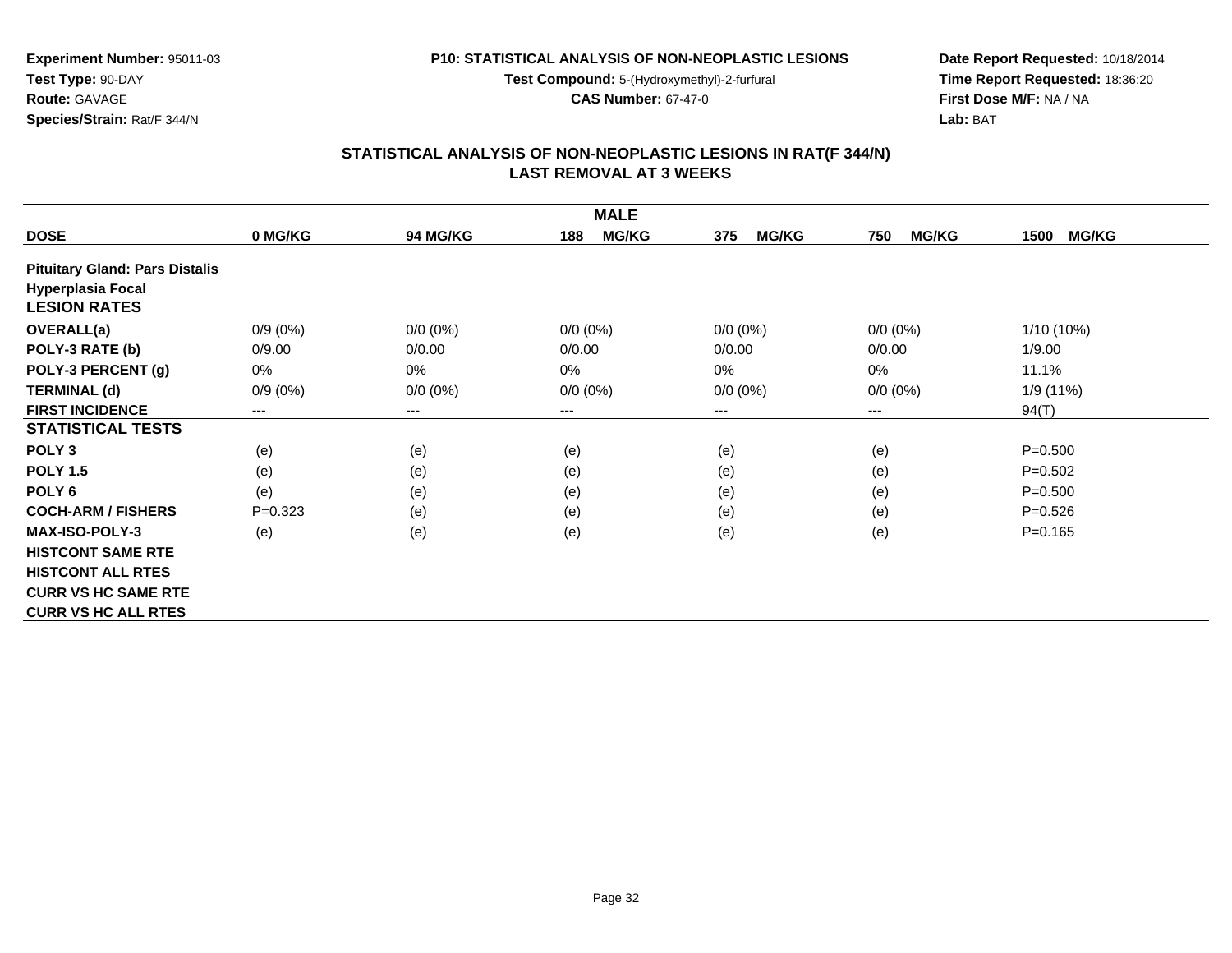Experiment Number: 95011-03
Test Type: 90-DAY
Route: GAVAGE
Species/Strain: Rat/F 344/N

P10: STATISTICAL ANALYSIS OF NON-NEOPLASTIC LESIONS
Test Compound: 5-(Hydroxymethyl)-2-furfural
CAS Number: 67-47-0

Date Report Requested: 10/18/2014
Time Report Requested: 18:36:20
First Dose M/F: NA / NA
Lab: BAT

## STATISTICAL ANALYSIS OF NON-NEOPLASTIC LESIONS IN RAT(F 344/N)
## LAST REMOVAL AT 3 WEEKS

| MALE | | | | | | |
|---|---|---|---|---|---|---|
| **DOSE** | **0 MG/KG** | **94 MG/KG** | **188 MG/KG** | **375 MG/KG** | **750 MG/KG** | **1500 MG/KG** |
| **Pituitary Gland: Pars Distalis Hyperplasia Focal** | | | | | | |
| **LESION RATES** | | | | | | |
| **OVERALL(a)** | 0/9 (0%) | 0/0 (0%) | 0/0 (0%) | 0/0 (0%) | 0/0 (0%) | 1/10 (10%) |
| **POLY-3 RATE (b)** | 0/9.00 | 0/0.00 | 0/0.00 | 0/0.00 | 0/0.00 | 1/9.00 |
| **POLY-3 PERCENT (g)** | 0% | 0% | 0% | 0% | 0% | 11.1% |
| **TERMINAL (d)** | 0/9 (0%) | 0/0 (0%) | 0/0 (0%) | 0/0 (0%) | 0/0 (0%) | 1/9 (11%) |
| **FIRST INCIDENCE** | --- | --- | --- | --- | --- | 94(T) |
| **STATISTICAL TESTS** | | | | | | |
| **POLY 3** | (e) | (e) | (e) | (e) | (e) | P=0.500 |
| **POLY 1.5** | (e) | (e) | (e) | (e) | (e) | P=0.502 |
| **POLY 6** | (e) | (e) | (e) | (e) | (e) | P=0.500 |
| **COCH-ARM / FISHERS** | P=0.323 | (e) | (e) | (e) | (e) | P=0.526 |
| **MAX-ISO-POLY-3** | (e) | (e) | (e) | (e) | (e) | P=0.165 |
| **HISTCONT SAME RTE** | | | | | | |
| **HISTCONT ALL RTES** | | | | | | |
| **CURR VS HC SAME RTE** | | | | | | |
| **CURR VS HC ALL RTES** | | | | | | |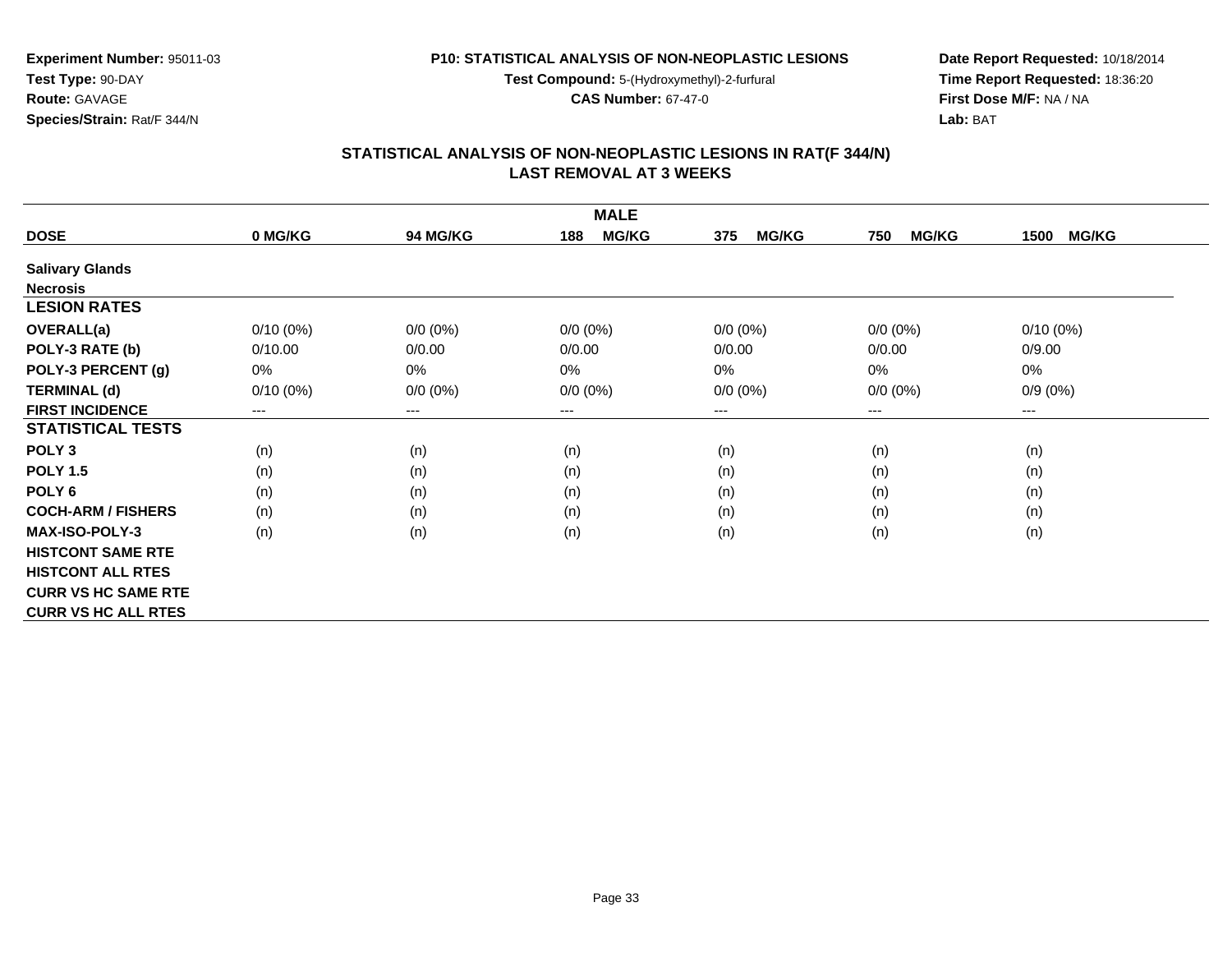**Experiment Number:** 95011-03
**Test Type:** 90-DAY
**Route:** GAVAGE
**Species/Strain:** Rat/F 344/N

**P10: STATISTICAL ANALYSIS OF NON-NEOPLASTIC LESIONS**
**Test Compound:** 5-(Hydroxymethyl)-2-furfural
**CAS Number:** 67-47-0

**Date Report Requested:** 10/18/2014
**Time Report Requested:** 18:36:20
**First Dose M/F:** NA / NA
**Lab:** BAT

## STATISTICAL ANALYSIS OF NON-NEOPLASTIC LESIONS IN RAT(F 344/N)
## LAST REMOVAL AT 3 WEEKS

| | MALE | | | | | |
|---|---|---|---|---|---|---|
| **DOSE** | **0 MG/KG** | **94 MG/KG** | **188 MG/KG** | **375 MG/KG** | **750 MG/KG** | **1500 MG/KG** |
| **Salivary Glands** | | | | | | |
| **Necrosis** | | | | | | |
| **LESION RATES** | | | | | | |
| **OVERALL(a)** | 0/10 (0%) | 0/0 (0%) | 0/0 (0%) | 0/0 (0%) | 0/0 (0%) | 0/10 (0%) |
| **POLY-3 RATE (b)** | 0/10.00 | 0/0.00 | 0/0.00 | 0/0.00 | 0/0.00 | 0/9.00 |
| **POLY-3 PERCENT (g)** | 0% | 0% | 0% | 0% | 0% | 0% |
| **TERMINAL (d)** | 0/10 (0%) | 0/0 (0%) | 0/0 (0%) | 0/0 (0%) | 0/0 (0%) | 0/9 (0%) |
| **FIRST INCIDENCE** | --- | --- | --- | --- | --- | --- |
| **STATISTICAL TESTS** | | | | | | |
| **POLY 3** | (n) | (n) | (n) | (n) | (n) | (n) |
| **POLY 1.5** | (n) | (n) | (n) | (n) | (n) | (n) |
| **POLY 6** | (n) | (n) | (n) | (n) | (n) | (n) |
| **COCH-ARM / FISHERS** | (n) | (n) | (n) | (n) | (n) | (n) |
| **MAX-ISO-POLY-3** | (n) | (n) | (n) | (n) | (n) | (n) |
| **HISTCONT SAME RTE** | | | | | | |
| **HISTCONT ALL RTES** | | | | | | |
| **CURR VS HC SAME RTE** | | | | | | |
| **CURR VS HC ALL RTES** | | | | | | |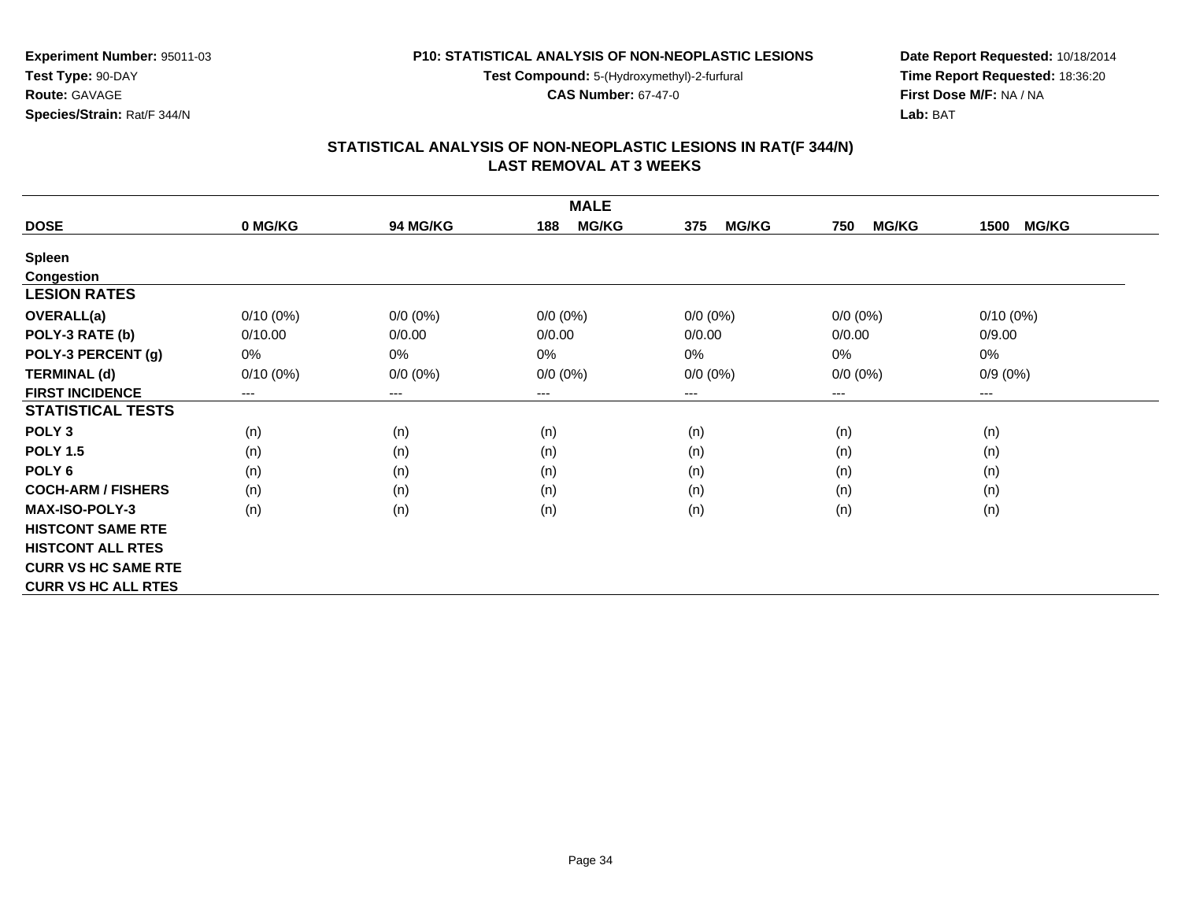**Experiment Number:** 95011-03
**Test Type:** 90-DAY
**Route:** GAVAGE
**Species/Strain:** Rat/F 344/N

**P10: STATISTICAL ANALYSIS OF NON-NEOPLASTIC LESIONS**
**Test Compound:** 5-(Hydroxymethyl)-2-furfural
**CAS Number:** 67-47-0

**Date Report Requested:** 10/18/2014
**Time Report Requested:** 18:36:20
**First Dose M/F:** NA / NA
**Lab:** BAT

## STATISTICAL ANALYSIS OF NON-NEOPLASTIC LESIONS IN RAT(F 344/N)
## LAST REMOVAL AT 3 WEEKS

| | MALE | | | | | |
|---|---|---|---|---|---|---|
| **DOSE** | **0 MG/KG** | **94 MG/KG** | **188 MG/KG** | **375 MG/KG** | **750 MG/KG** | **1500 MG/KG** |
| **Spleen** | | | | | | |
| **Congestion** | | | | | | |
| **LESION RATES** | | | | | | |
| **OVERALL(a)** | 0/10 (0%) | 0/0 (0%) | 0/0 (0%) | 0/0 (0%) | 0/0 (0%) | 0/10 (0%) |
| **POLY-3 RATE (b)** | 0/10.00 | 0/0.00 | 0/0.00 | 0/0.00 | 0/0.00 | 0/9.00 |
| **POLY-3 PERCENT (g)** | 0% | 0% | 0% | 0% | 0% | 0% |
| **TERMINAL (d)** | 0/10 (0%) | 0/0 (0%) | 0/0 (0%) | 0/0 (0%) | 0/0 (0%) | 0/9 (0%) |
| **FIRST INCIDENCE** | --- | --- | --- | --- | --- | --- |
| **STATISTICAL TESTS** | | | | | | |
| **POLY 3** | (n) | (n) | (n) | (n) | (n) | (n) |
| **POLY 1.5** | (n) | (n) | (n) | (n) | (n) | (n) |
| **POLY 6** | (n) | (n) | (n) | (n) | (n) | (n) |
| **COCH-ARM / FISHERS** | (n) | (n) | (n) | (n) | (n) | (n) |
| **MAX-ISO-POLY-3** | (n) | (n) | (n) | (n) | (n) | (n) |
| **HISTCONT SAME RTE** | | | | | | |
| **HISTCONT ALL RTES** | | | | | | |
| **CURR VS HC SAME RTE** | | | | | | |
| **CURR VS HC ALL RTES** | | | | | | |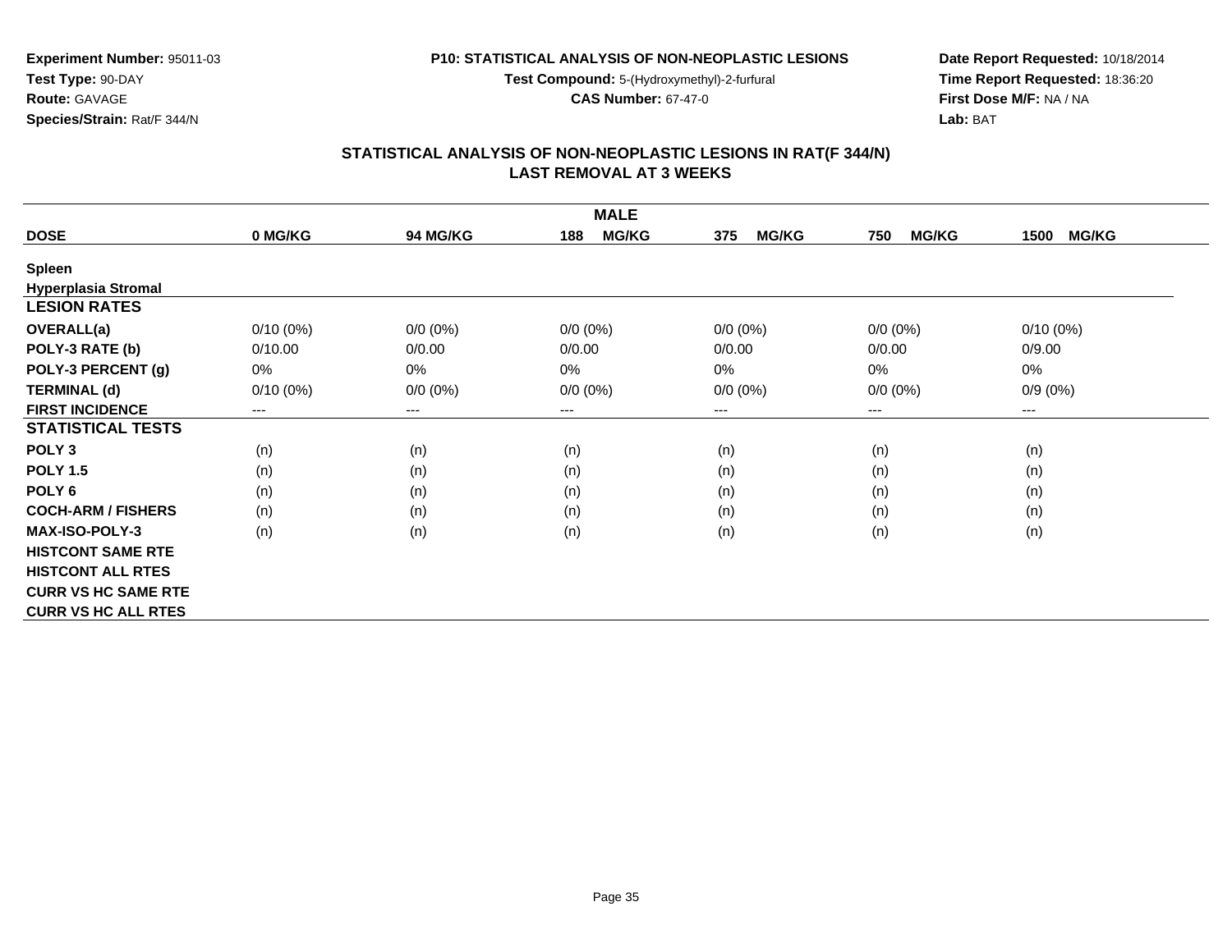**Experiment Number:** 95011-03
**Test Type:** 90-DAY
**Route:** GAVAGE
**Species/Strain:** Rat/F 344/N

**P10: STATISTICAL ANALYSIS OF NON-NEOPLASTIC LESIONS**
**Test Compound:** 5-(Hydroxymethyl)-2-furfural
**CAS Number:** 67-47-0

**Date Report Requested:** 10/18/2014
**Time Report Requested:** 18:36:20
**First Dose M/F:** NA / NA
**Lab:** BAT

## STATISTICAL ANALYSIS OF NON-NEOPLASTIC LESIONS IN RAT(F 344/N) LAST REMOVAL AT 3 WEEKS

| MALE | | | | | | |
|---|---|---|---|---|---|---|
| **DOSE** | **0 MG/KG** | **94 MG/KG** | **188 MG/KG** | **375 MG/KG** | **750 MG/KG** | **1500 MG/KG** |
| **Spleen** | | | | | | |
| **Hyperplasia Stromal** | | | | | | |
| **LESION RATES** | | | | | | |
| **OVERALL(a)** | 0/10 (0%) | 0/0 (0%) | 0/0 (0%) | 0/0 (0%) | 0/0 (0%) | 0/10 (0%) |
| **POLY-3 RATE (b)** | 0/10.00 | 0/0.00 | 0/0.00 | 0/0.00 | 0/0.00 | 0/9.00 |
| **POLY-3 PERCENT (g)** | 0% | 0% | 0% | 0% | 0% | 0% |
| **TERMINAL (d)** | 0/10 (0%) | 0/0 (0%) | 0/0 (0%) | 0/0 (0%) | 0/0 (0%) | 0/9 (0%) |
| **FIRST INCIDENCE** | --- | --- | --- | --- | --- | --- |
| **STATISTICAL TESTS** | | | | | | |
| **POLY 3** | (n) | (n) | (n) | (n) | (n) | (n) |
| **POLY 1.5** | (n) | (n) | (n) | (n) | (n) | (n) |
| **POLY 6** | (n) | (n) | (n) | (n) | (n) | (n) |
| **COCH-ARM / FISHERS** | (n) | (n) | (n) | (n) | (n) | (n) |
| **MAX-ISO-POLY-3** | (n) | (n) | (n) | (n) | (n) | (n) |
| **HISTCONT SAME RTE** | | | | | | |
| **HISTCONT ALL RTES** | | | | | | |
| **CURR VS HC SAME RTE** | | | | | | |
| **CURR VS HC ALL RTES** | | | | | | |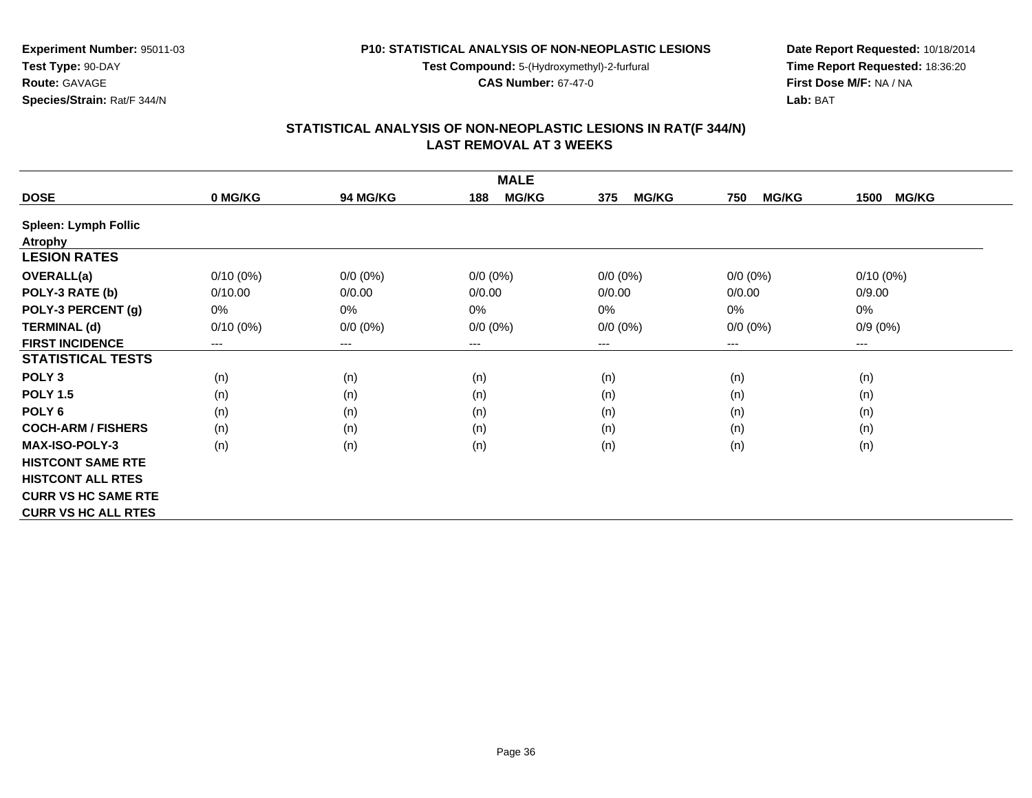**Experiment Number:** 95011-03
**Test Type:** 90-DAY
**Route:** GAVAGE
**Species/Strain:** Rat/F 344/N

**P10: STATISTICAL ANALYSIS OF NON-NEOPLASTIC LESIONS**
**Test Compound:** 5-(Hydroxymethyl)-2-furfural
**CAS Number:** 67-47-0

**Date Report Requested:** 10/18/2014
**Time Report Requested:** 18:36:20
**First Dose M/F:** NA / NA
**Lab:** BAT

## STATISTICAL ANALYSIS OF NON-NEOPLASTIC LESIONS IN RAT(F 344/N) LAST REMOVAL AT 3 WEEKS

| | MALE | | | | | |
|---|---|---|---|---|---|---|
| **DOSE** | **0 MG/KG** | **94 MG/KG** | **188 MG/KG** | **375 MG/KG** | **750 MG/KG** | **1500 MG/KG** |
| **Spleen: Lymph Follic Atrophy** | | | | | | |
| **LESION RATES** | | | | | | |
| **OVERALL(a)** | 0/10 (0%) | 0/0 (0%) | 0/0 (0%) | 0/0 (0%) | 0/0 (0%) | 0/10 (0%) |
| **POLY-3 RATE (b)** | 0/10.00 | 0/0.00 | 0/0.00 | 0/0.00 | 0/0.00 | 0/9.00 |
| **POLY-3 PERCENT (g)** | 0% | 0% | 0% | 0% | 0% | 0% |
| **TERMINAL (d)** | 0/10 (0%) | 0/0 (0%) | 0/0 (0%) | 0/0 (0%) | 0/0 (0%) | 0/9 (0%) |
| **FIRST INCIDENCE** | --- | --- | --- | --- | --- | --- |
| **STATISTICAL TESTS** | | | | | | |
| **POLY 3** | (n) | (n) | (n) | (n) | (n) | (n) |
| **POLY 1.5** | (n) | (n) | (n) | (n) | (n) | (n) |
| **POLY 6** | (n) | (n) | (n) | (n) | (n) | (n) |
| **COCH-ARM / FISHERS** | (n) | (n) | (n) | (n) | (n) | (n) |
| **MAX-ISO-POLY-3** | (n) | (n) | (n) | (n) | (n) | (n) |
| **HISTCONT SAME RTE** | | | | | | |
| **HISTCONT ALL RTES** | | | | | | |
| **CURR VS HC SAME RTE** | | | | | | |
| **CURR VS HC ALL RTES** | | | | | | |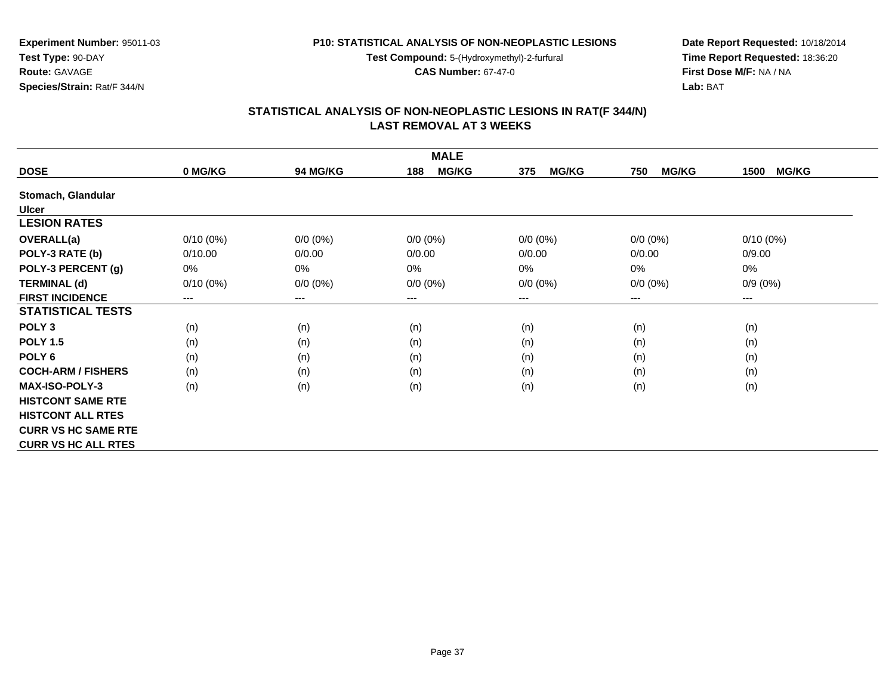**Experiment Number:** 95011-03
**Test Type:** 90-DAY
**Route:** GAVAGE
**Species/Strain:** Rat/F 344/N

**P10: STATISTICAL ANALYSIS OF NON-NEOPLASTIC LESIONS**
**Test Compound:** 5-(Hydroxymethyl)-2-furfural
**CAS Number:** 67-47-0

**Date Report Requested:** 10/18/2014
**Time Report Requested:** 18:36:20
**First Dose M/F:** NA / NA
**Lab:** BAT

## STATISTICAL ANALYSIS OF NON-NEOPLASTIC LESIONS IN RAT(F 344/N)
## LAST REMOVAL AT 3 WEEKS

| MALE | | | | | | |
|---|---|---|---|---|---|---|
| **DOSE** | **0 MG/KG** | **94 MG/KG** | **188 MG/KG** | **375 MG/KG** | **750 MG/KG** | **1500 MG/KG** |
| **Stomach, Glandular** | | | | | | |
| **Ulcer** | | | | | | |
| **LESION RATES** | | | | | | |
| **OVERALL(a)** | 0/10 (0%) | 0/0 (0%) | 0/0 (0%) | 0/0 (0%) | 0/0 (0%) | 0/10 (0%) |
| **POLY-3 RATE (b)** | 0/10.00 | 0/0.00 | 0/0.00 | 0/0.00 | 0/0.00 | 0/9.00 |
| **POLY-3 PERCENT (g)** | 0% | 0% | 0% | 0% | 0% | 0% |
| **TERMINAL (d)** | 0/10 (0%) | 0/0 (0%) | 0/0 (0%) | 0/0 (0%) | 0/0 (0%) | 0/9 (0%) |
| **FIRST INCIDENCE** | --- | --- | --- | --- | --- | --- |
| **STATISTICAL TESTS** | | | | | | |
| **POLY 3** | (n) | (n) | (n) | (n) | (n) | (n) |
| **POLY 1.5** | (n) | (n) | (n) | (n) | (n) | (n) |
| **POLY 6** | (n) | (n) | (n) | (n) | (n) | (n) |
| **COCH-ARM / FISHERS** | (n) | (n) | (n) | (n) | (n) | (n) |
| **MAX-ISO-POLY-3** | (n) | (n) | (n) | (n) | (n) | (n) |
| **HISTCONT SAME RTE** | | | | | | |
| **HISTCONT ALL RTES** | | | | | | |
| **CURR VS HC SAME RTE** | | | | | | |
| **CURR VS HC ALL RTES** | | | | | | |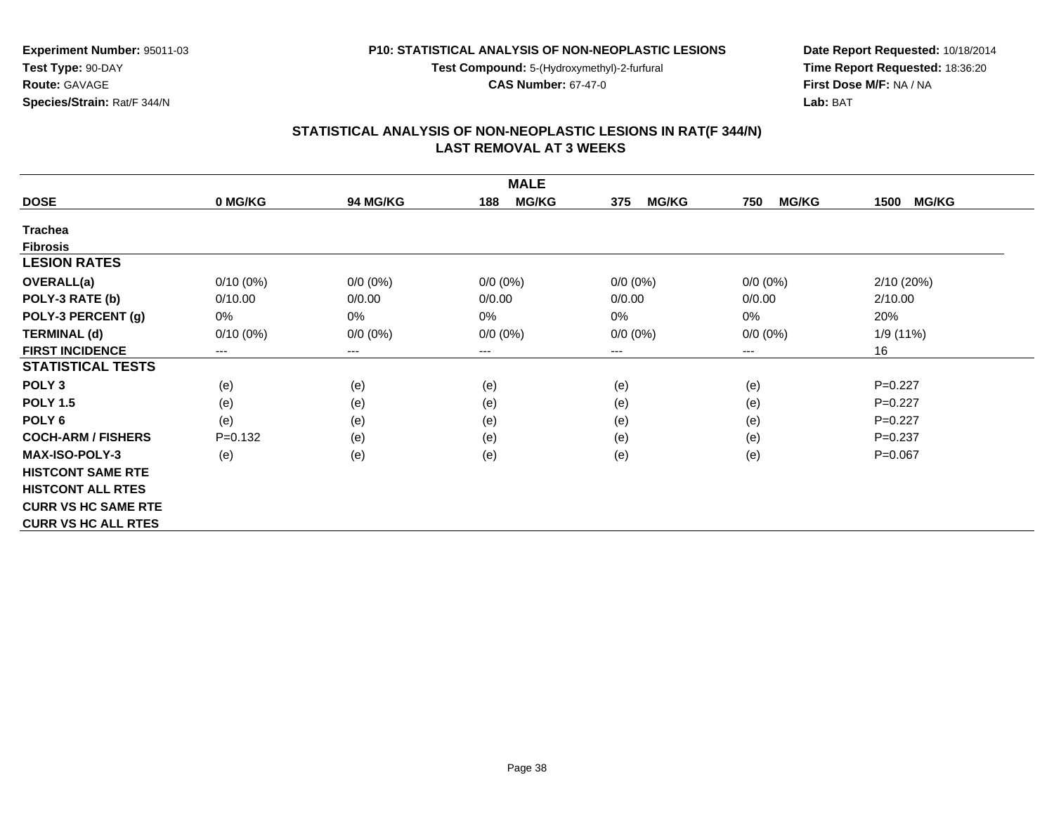**Experiment Number:** 95011-03
**Test Type:** 90-DAY
**Route:** GAVAGE
**Species/Strain:** Rat/F 344/N

**P10: STATISTICAL ANALYSIS OF NON-NEOPLASTIC LESIONS**
**Test Compound:** 5-(Hydroxymethyl)-2-furfural
**CAS Number:** 67-47-0

**Date Report Requested:** 10/18/2014
**Time Report Requested:** 18:36:20
**First Dose M/F:** NA / NA
**Lab:** BAT

## STATISTICAL ANALYSIS OF NON-NEOPLASTIC LESIONS IN RAT(F 344/N) LAST REMOVAL AT 3 WEEKS

| | | | MALE | | | |
|---|---|---|---|---|---|---|
| **DOSE** | **0 MG/KG** | **94 MG/KG** | **188 MG/KG** | **375 MG/KG** | **750 MG/KG** | **1500 MG/KG** |
| **Trachea** | | | | | | |
| **Fibrosis** | | | | | | |
| **LESION RATES** | | | | | | |
| **OVERALL(a)** | 0/10 (0%) | 0/0 (0%) | 0/0 (0%) | 0/0 (0%) | 0/0 (0%) | 2/10 (20%) |
| **POLY-3 RATE (b)** | 0/10.00 | 0/0.00 | 0/0.00 | 0/0.00 | 0/0.00 | 2/10.00 |
| **POLY-3 PERCENT (g)** | 0% | 0% | 0% | 0% | 0% | 20% |
| **TERMINAL (d)** | 0/10 (0%) | 0/0 (0%) | 0/0 (0%) | 0/0 (0%) | 0/0 (0%) | 1/9 (11%) |
| **FIRST INCIDENCE** | --- | --- | --- | --- | --- | 16 |
| **STATISTICAL TESTS** | | | | | | |
| **POLY 3** | (e) | (e) | (e) | (e) | (e) | P=0.227 |
| **POLY 1.5** | (e) | (e) | (e) | (e) | (e) | P=0.227 |
| **POLY 6** | (e) | (e) | (e) | (e) | (e) | P=0.227 |
| **COCH-ARM / FISHERS** | P=0.132 | (e) | (e) | (e) | (e) | P=0.237 |
| **MAX-ISO-POLY-3** | (e) | (e) | (e) | (e) | (e) | P=0.067 |
| **HISTCONT SAME RTE** | | | | | | |
| **HISTCONT ALL RTES** | | | | | | |
| **CURR VS HC SAME RTE** | | | | | | |
| **CURR VS HC ALL RTES** | | | | | | |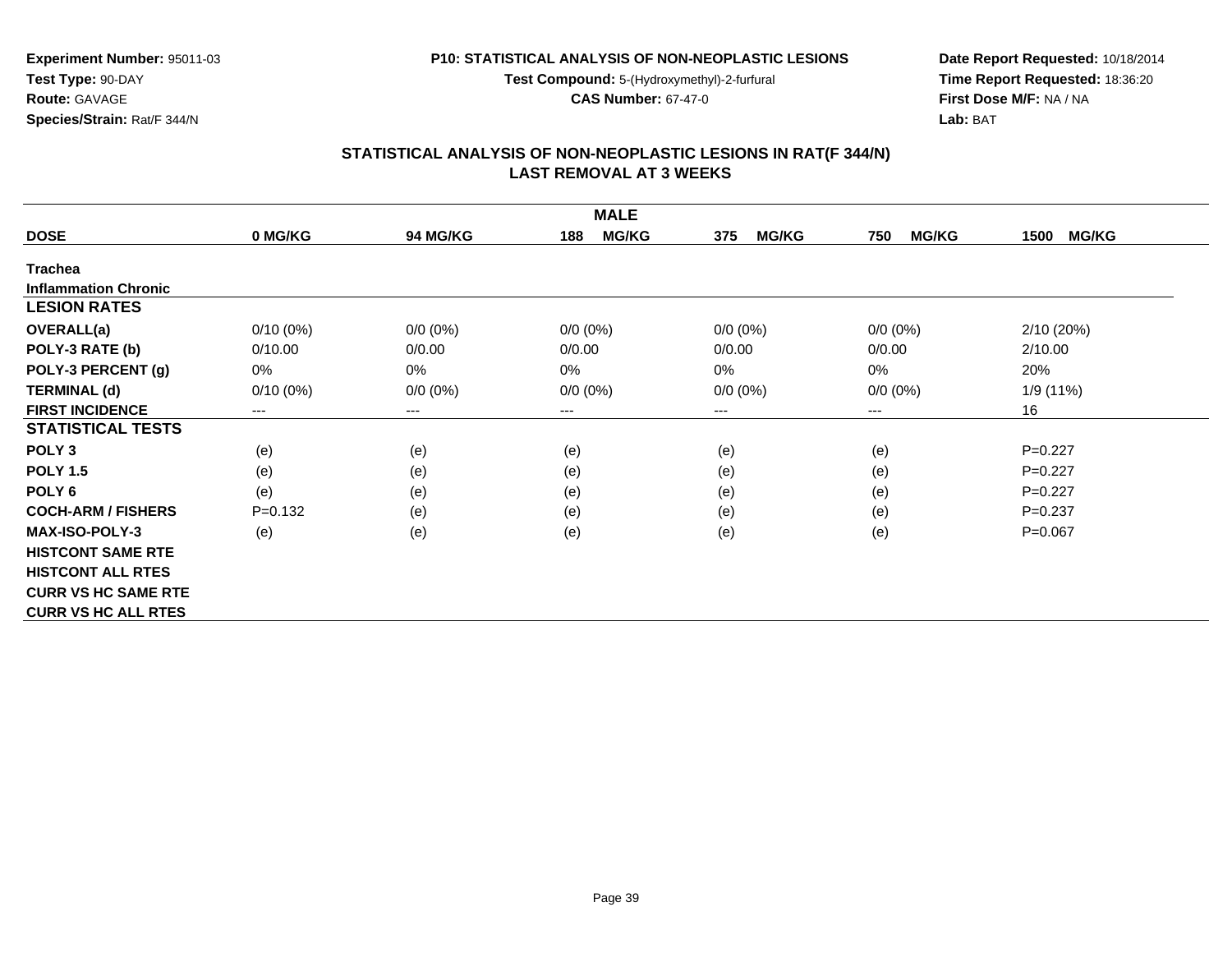Experiment Number: 95011-03
Test Type: 90-DAY
Route: GAVAGE
Species/Strain: Rat/F 344/N

**P10: STATISTICAL ANALYSIS OF NON-NEOPLASTIC LESIONS**
**Test Compound:** 5-(Hydroxymethyl)-2-furfural
**CAS Number:** 67-47-0

Date Report Requested: 10/18/2014
Time Report Requested: 18:36:20
First Dose M/F: NA / NA
Lab: BAT

## STATISTICAL ANALYSIS OF NON-NEOPLASTIC LESIONS IN RAT(F 344/N)
## LAST REMOVAL AT 3 WEEKS

| MALE | | | | | | |
|---|---|---|---|---|---|---|
| **DOSE** | **0 MG/KG** | **94 MG/KG** | **188 MG/KG** | **375 MG/KG** | **750 MG/KG** | **1500 MG/KG** |
| **Trachea** | | | | | | |
| **Inflammation Chronic** | | | | | | |
| **LESION RATES** | | | | | | |
| **OVERALL(a)** | 0/10 (0%) | 0/0 (0%) | 0/0 (0%) | 0/0 (0%) | 0/0 (0%) | 2/10 (20%) |
| **POLY-3 RATE (b)** | 0/10.00 | 0/0.00 | 0/0.00 | 0/0.00 | 0/0.00 | 2/10.00 |
| **POLY-3 PERCENT (g)** | 0% | 0% | 0% | 0% | 0% | 20% |
| **TERMINAL (d)** | 0/10 (0%) | 0/0 (0%) | 0/0 (0%) | 0/0 (0%) | 0/0 (0%) | 1/9 (11%) |
| **FIRST INCIDENCE** | --- | --- | --- | --- | --- | 16 |
| **STATISTICAL TESTS** | | | | | | |
| **POLY 3** | (e) | (e) | (e) | (e) | (e) | P=0.227 |
| **POLY 1.5** | (e) | (e) | (e) | (e) | (e) | P=0.227 |
| **POLY 6** | (e) | (e) | (e) | (e) | (e) | P=0.227 |
| **COCH-ARM / FISHERS** | P=0.132 | (e) | (e) | (e) | (e) | P=0.237 |
| **MAX-ISO-POLY-3** | (e) | (e) | (e) | (e) | (e) | P=0.067 |
| **HISTCONT SAME RTE** | | | | | | |
| **HISTCONT ALL RTES** | | | | | | |
| **CURR VS HC SAME RTE** | | | | | | |
| **CURR VS HC ALL RTES** | | | | | | |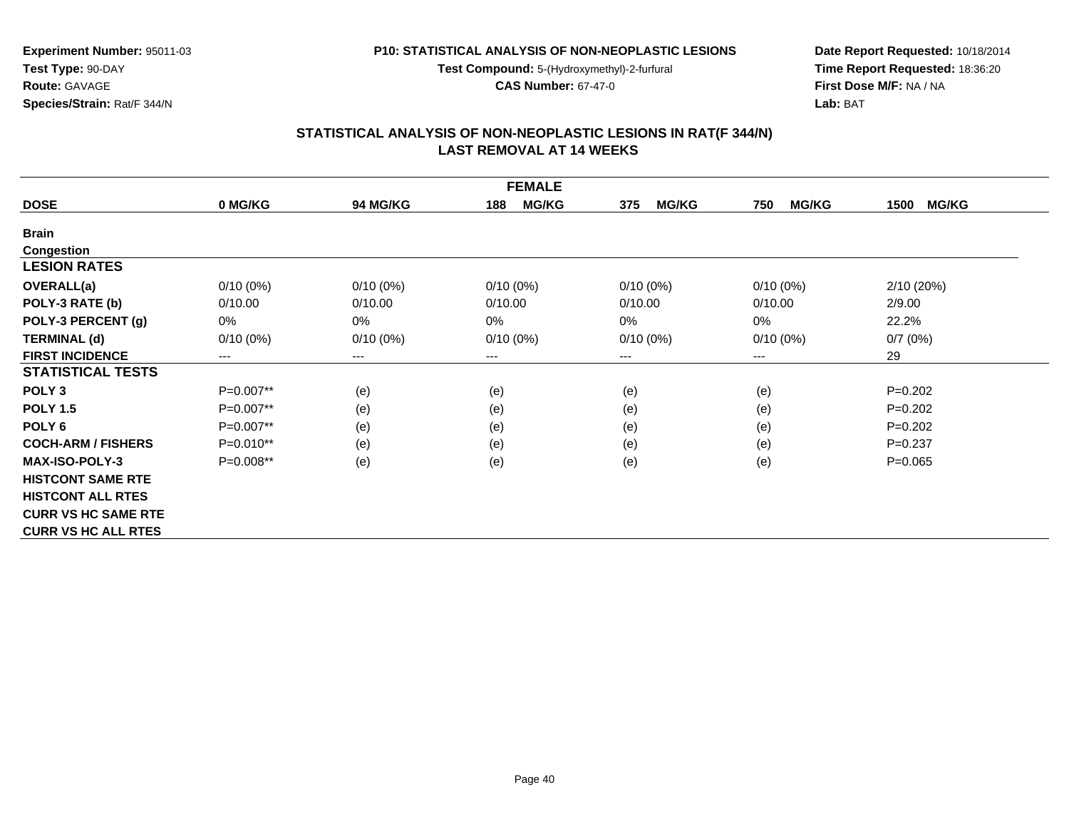**Experiment Number:** 95011-03
**Test Type:** 90-DAY
**Route:** GAVAGE
**Species/Strain:** Rat/F 344/N

**P10: STATISTICAL ANALYSIS OF NON-NEOPLASTIC LESIONS**
**Test Compound:** 5-(Hydroxymethyl)-2-furfural
**CAS Number:** 67-47-0

**Date Report Requested:** 10/18/2014
**Time Report Requested:** 18:36:20
**First Dose M/F:** NA / NA
**Lab:** BAT

## STATISTICAL ANALYSIS OF NON-NEOPLASTIC LESIONS IN RAT(F 344/N)
## LAST REMOVAL AT 14 WEEKS

| FEMALE | | | | | | |
|---|---|---|---|---|---|---|
| **DOSE** | **0 MG/KG** | **94 MG/KG** | **188 MG/KG** | **375 MG/KG** | **750 MG/KG** | **1500 MG/KG** |
| **Brain** | | | | | | |
| **Congestion** | | | | | | |
| **LESION RATES** | | | | | | |
| **OVERALL(a)** | 0/10 (0%) | 0/10 (0%) | 0/10 (0%) | 0/10 (0%) | 0/10 (0%) | 2/10 (20%) |
| **POLY-3 RATE (b)** | 0/10.00 | 0/10.00 | 0/10.00 | 0/10.00 | 0/10.00 | 2/9.00 |
| **POLY-3 PERCENT (g)** | 0% | 0% | 0% | 0% | 0% | 22.2% |
| **TERMINAL (d)** | 0/10 (0%) | 0/10 (0%) | 0/10 (0%) | 0/10 (0%) | 0/10 (0%) | 0/7 (0%) |
| **FIRST INCIDENCE** | --- | --- | --- | --- | --- | 29 |
| **STATISTICAL TESTS** | | | | | | |
| **POLY 3** | P=0.007** | (e) | (e) | (e) | (e) | P=0.202 |
| **POLY 1.5** | P=0.007** | (e) | (e) | (e) | (e) | P=0.202 |
| **POLY 6** | P=0.007** | (e) | (e) | (e) | (e) | P=0.202 |
| **COCH-ARM / FISHERS** | P=0.010** | (e) | (e) | (e) | (e) | P=0.237 |
| **MAX-ISO-POLY-3** | P=0.008** | (e) | (e) | (e) | (e) | P=0.065 |
| **HISTCONT SAME RTE** | | | | | | |
| **HISTCONT ALL RTES** | | | | | | |
| **CURR VS HC SAME RTE** | | | | | | |
| **CURR VS HC ALL RTES** | | | | | | |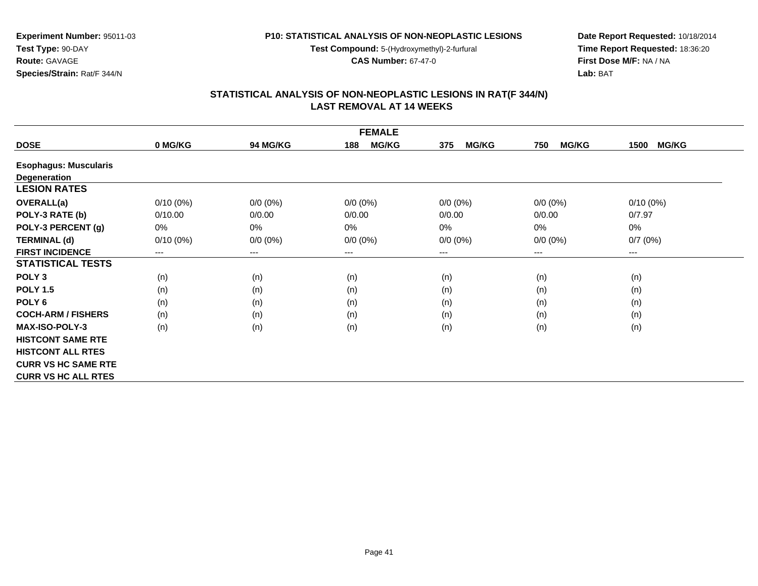**Experiment Number:** 95011-03
**Test Type:** 90-DAY
**Route:** GAVAGE
**Species/Strain:** Rat/F 344/N

**P10: STATISTICAL ANALYSIS OF NON-NEOPLASTIC LESIONS**
**Test Compound:** 5-(Hydroxymethyl)-2-furfural
**CAS Number:** 67-47-0

**Date Report Requested:** 10/18/2014
**Time Report Requested:** 18:36:20
**First Dose M/F:** NA / NA
**Lab:** BAT

## STATISTICAL ANALYSIS OF NON-NEOPLASTIC LESIONS IN RAT(F 344/N) LAST REMOVAL AT 14 WEEKS

| FEMALE | | | | | | |
|---|---|---|---|---|---|---|
| **DOSE** | **0 MG/KG** | **94 MG/KG** | **188 MG/KG** | **375 MG/KG** | **750 MG/KG** | **1500 MG/KG** |
| **Esophagus: Muscularis** | | | | | | |
| **Degeneration** | | | | | | |
| **LESION RATES** | | | | | | |
| **OVERALL(a)** | 0/10 (0%) | 0/0 (0%) | 0/0 (0%) | 0/0 (0%) | 0/0 (0%) | 0/10 (0%) |
| **POLY-3 RATE (b)** | 0/10.00 | 0/0.00 | 0/0.00 | 0/0.00 | 0/0.00 | 0/7.97 |
| **POLY-3 PERCENT (g)** | 0% | 0% | 0% | 0% | 0% | 0% |
| **TERMINAL (d)** | 0/10 (0%) | 0/0 (0%) | 0/0 (0%) | 0/0 (0%) | 0/0 (0%) | 0/7 (0%) |
| **FIRST INCIDENCE** | --- | --- | --- | --- | --- | --- |
| **STATISTICAL TESTS** | | | | | | |
| **POLY 3** | (n) | (n) | (n) | (n) | (n) | (n) |
| **POLY 1.5** | (n) | (n) | (n) | (n) | (n) | (n) |
| **POLY 6** | (n) | (n) | (n) | (n) | (n) | (n) |
| **COCH-ARM / FISHERS** | (n) | (n) | (n) | (n) | (n) | (n) |
| **MAX-ISO-POLY-3** | (n) | (n) | (n) | (n) | (n) | (n) |
| **HISTCONT SAME RTE** | | | | | | |
| **HISTCONT ALL RTES** | | | | | | |
| **CURR VS HC SAME RTE** | | | | | | |
| **CURR VS HC ALL RTES** | | | | | | |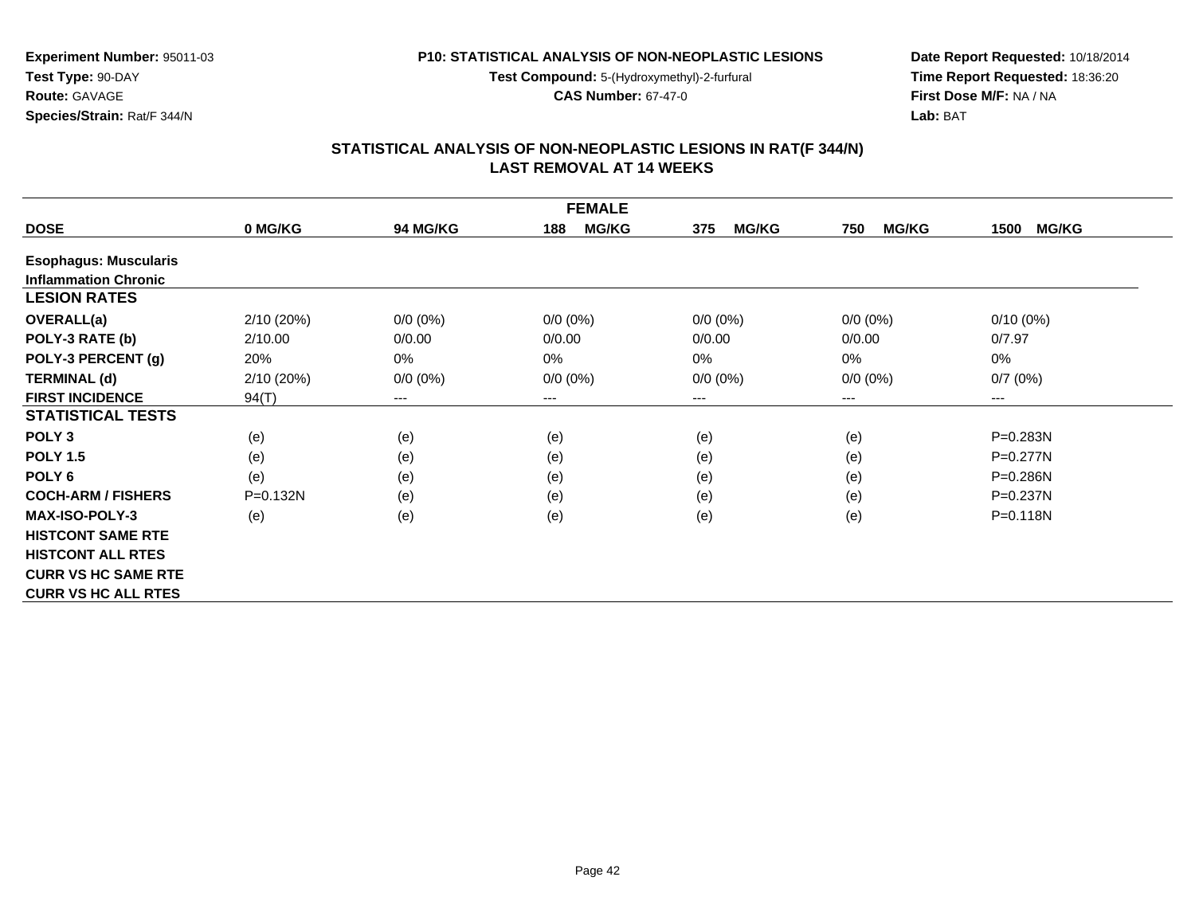**Experiment Number:** 95011-03
**Test Type:** 90-DAY
**Route:** GAVAGE
**Species/Strain:** Rat/F 344/N

**P10: STATISTICAL ANALYSIS OF NON-NEOPLASTIC LESIONS**
**Test Compound:** 5-(Hydroxymethyl)-2-furfural
**CAS Number:** 67-47-0

**Date Report Requested:** 10/18/2014
**Time Report Requested:** 18:36:20
**First Dose M/F:** NA / NA
**Lab:** BAT

## STATISTICAL ANALYSIS OF NON-NEOPLASTIC LESIONS IN RAT(F 344/N)
## LAST REMOVAL AT 14 WEEKS

| FEMALE | | | | | | |
|---|---|---|---|---|---|---|
| **DOSE** | **0 MG/KG** | **94 MG/KG** | **188 MG/KG** | **375 MG/KG** | **750 MG/KG** | **1500 MG/KG** |
| **Esophagus: Muscularis** | | | | | | |
| **Inflammation Chronic** | | | | | | |
| **LESION RATES** | | | | | | |
| **OVERALL(a)** | 2/10 (20%) | 0/0 (0%) | 0/0 (0%) | 0/0 (0%) | 0/0 (0%) | 0/10 (0%) |
| **POLY-3 RATE (b)** | 2/10.00 | 0/0.00 | 0/0.00 | 0/0.00 | 0/0.00 | 0/7.97 |
| **POLY-3 PERCENT (g)** | 20% | 0% | 0% | 0% | 0% | 0% |
| **TERMINAL (d)** | 2/10 (20%) | 0/0 (0%) | 0/0 (0%) | 0/0 (0%) | 0/0 (0%) | 0/7 (0%) |
| **FIRST INCIDENCE** | 94(T) | --- | --- | --- | --- | --- |
| **STATISTICAL TESTS** | | | | | | |
| **POLY 3** | (e) | (e) | (e) | (e) | (e) | P=0.283N |
| **POLY 1.5** | (e) | (e) | (e) | (e) | (e) | P=0.277N |
| **POLY 6** | (e) | (e) | (e) | (e) | (e) | P=0.286N |
| **COCH-ARM / FISHERS** | P=0.132N | (e) | (e) | (e) | (e) | P=0.237N |
| **MAX-ISO-POLY-3** | (e) | (e) | (e) | (e) | (e) | P=0.118N |
| **HISTCONT SAME RTE** | | | | | | |
| **HISTCONT ALL RTES** | | | | | | |
| **CURR VS HC SAME RTE** | | | | | | |
| **CURR VS HC ALL RTES** | | | | | | |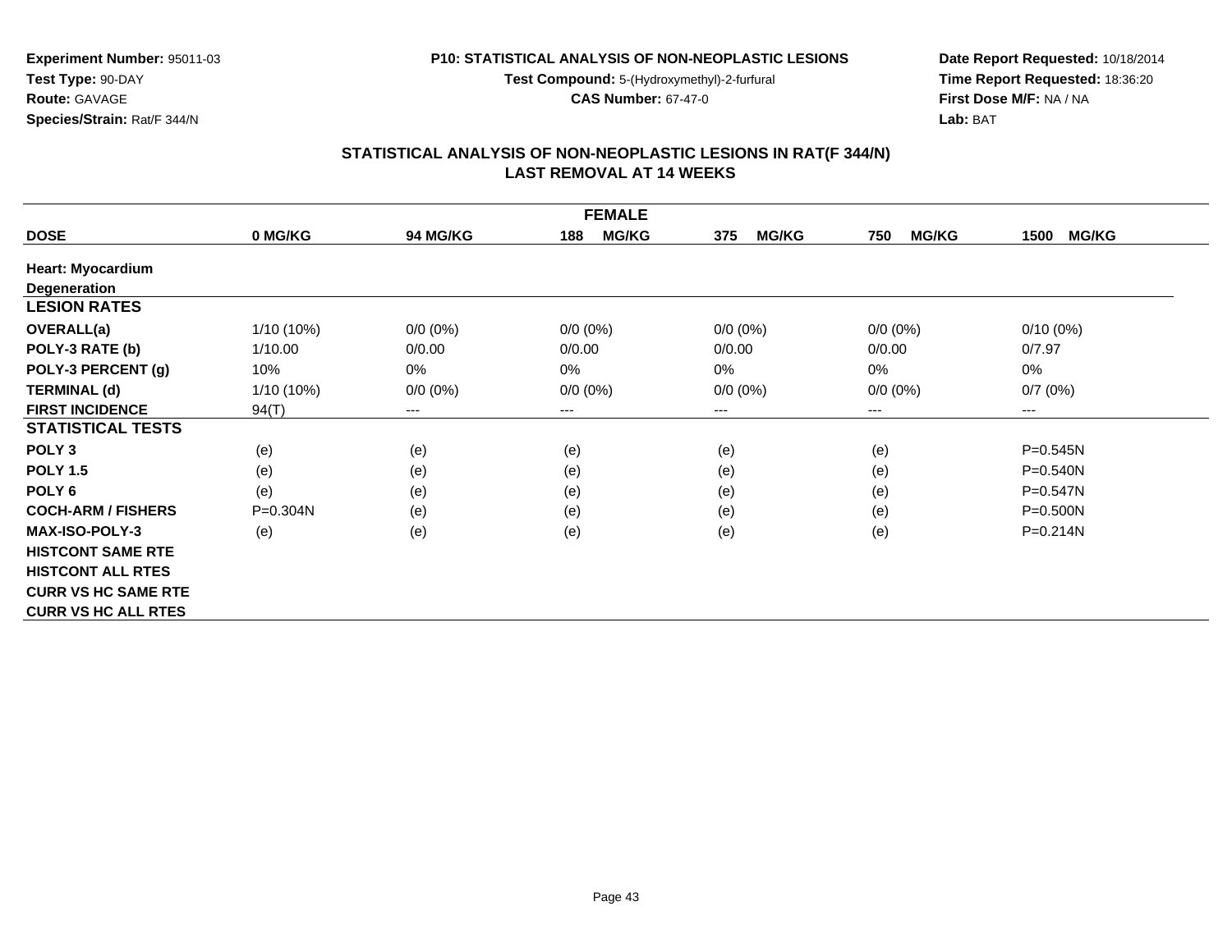**Experiment Number:** 95011-03
**Test Type:** 90-DAY
**Route:** GAVAGE
**Species/Strain:** Rat/F 344/N

**P10: STATISTICAL ANALYSIS OF NON-NEOPLASTIC LESIONS**
**Test Compound:** 5-(Hydroxymethyl)-2-furfural
**CAS Number:** 67-47-0

**Date Report Requested:** 10/18/2014
**Time Report Requested:** 18:36:20
**First Dose M/F:** NA / NA
**Lab:** BAT

## STATISTICAL ANALYSIS OF NON-NEOPLASTIC LESIONS IN RAT(F 344/N) LAST REMOVAL AT 14 WEEKS

| FEMALE | | | | | | |
|---|---|---|---|---|---|---|
| **DOSE** | **0 MG/KG** | **94 MG/KG** | **188 MG/KG** | **375 MG/KG** | **750 MG/KG** | **1500 MG/KG** |
| **Heart: Myocardium** | | | | | | |
| **Degeneration** | | | | | | |
| **LESION RATES** | | | | | | |
| **OVERALL(a)** | 1/10 (10%) | 0/0 (0%) | 0/0 (0%) | 0/0 (0%) | 0/0 (0%) | 0/10 (0%) |
| **POLY-3 RATE (b)** | 1/10.00 | 0/0.00 | 0/0.00 | 0/0.00 | 0/0.00 | 0/7.97 |
| **POLY-3 PERCENT (g)** | 10% | 0% | 0% | 0% | 0% | 0% |
| **TERMINAL (d)** | 1/10 (10%) | 0/0 (0%) | 0/0 (0%) | 0/0 (0%) | 0/0 (0%) | 0/7 (0%) |
| **FIRST INCIDENCE** | 94(T) | --- | --- | --- | --- | --- |
| **STATISTICAL TESTS** | | | | | | |
| **POLY 3** | (e) | (e) | (e) | (e) | (e) | P=0.545N |
| **POLY 1.5** | (e) | (e) | (e) | (e) | (e) | P=0.540N |
| **POLY 6** | (e) | (e) | (e) | (e) | (e) | P=0.547N |
| **COCH-ARM / FISHERS** | P=0.304N | (e) | (e) | (e) | (e) | P=0.500N |
| **MAX-ISO-POLY-3** | (e) | (e) | (e) | (e) | (e) | P=0.214N |
| **HISTCONT SAME RTE** | | | | | | |
| **HISTCONT ALL RTES** | | | | | | |
| **CURR VS HC SAME RTE** | | | | | | |
| **CURR VS HC ALL RTES** | | | | | | |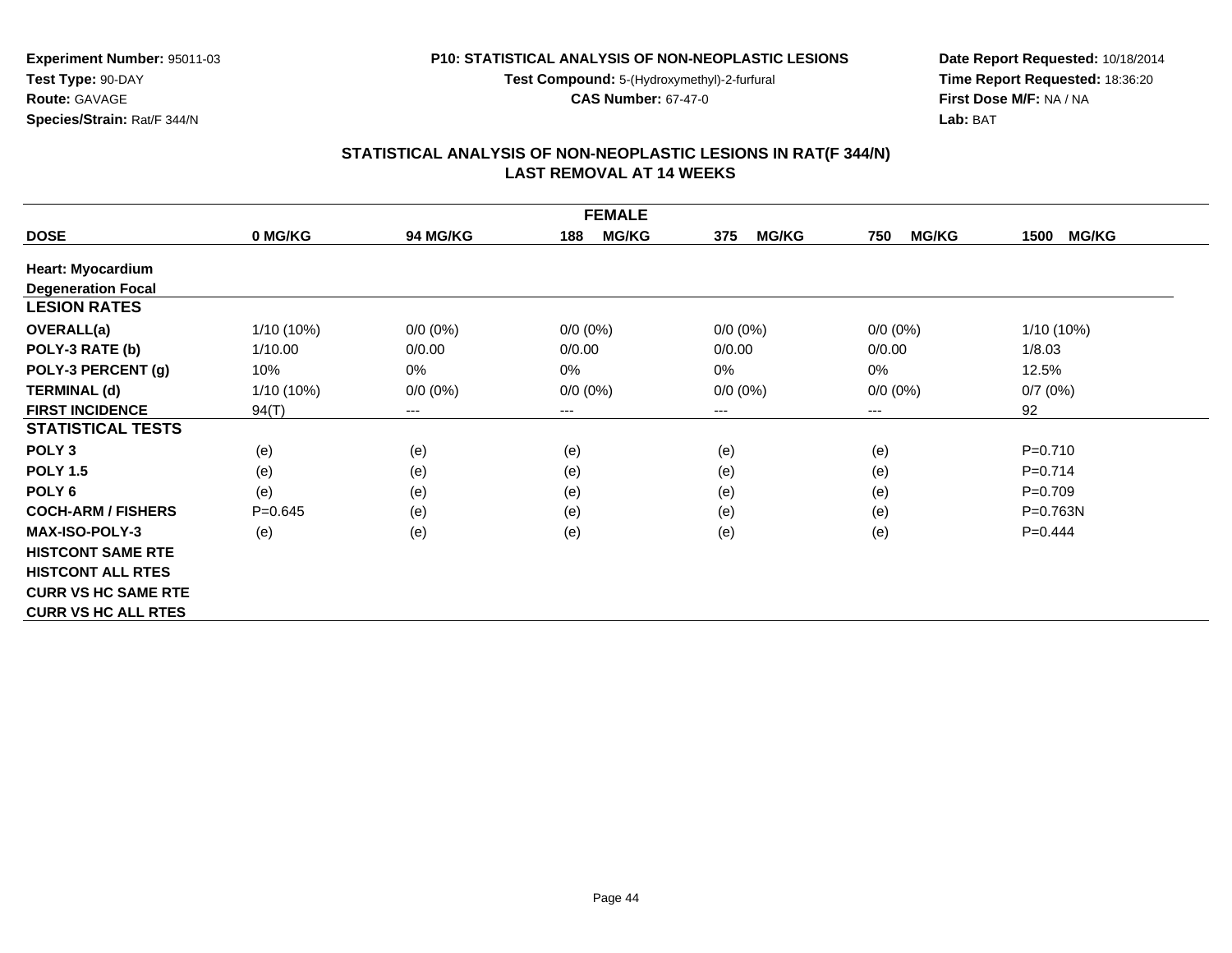**Experiment Number:** 95011-03
**Test Type:** 90-DAY
**Route:** GAVAGE
**Species/Strain:** Rat/F 344/N

**P10: STATISTICAL ANALYSIS OF NON-NEOPLASTIC LESIONS**
**Test Compound:** 5-(Hydroxymethyl)-2-furfural
**CAS Number:** 67-47-0

**Date Report Requested:** 10/18/2014
**Time Report Requested:** 18:36:20
**First Dose M/F:** NA / NA
**Lab:** BAT

## STATISTICAL ANALYSIS OF NON-NEOPLASTIC LESIONS IN RAT(F 344/N)
## LAST REMOVAL AT 14 WEEKS

| FEMALE | | | | | | |
|---|---|---|---|---|---|---|
| **DOSE** | **0 MG/KG** | **94 MG/KG** | **188 MG/KG** | **375 MG/KG** | **750 MG/KG** | **1500 MG/KG** |
| **Heart: Myocardium** | | | | | | |
| **Degeneration Focal** | | | | | | |
| **LESION RATES** | | | | | | |
| **OVERALL(a)** | 1/10 (10%) | 0/0 (0%) | 0/0 (0%) | 0/0 (0%) | 0/0 (0%) | 1/10 (10%) |
| **POLY-3 RATE (b)** | 1/10.00 | 0/0.00 | 0/0.00 | 0/0.00 | 0/0.00 | 1/8.03 |
| **POLY-3 PERCENT (g)** | 10% | 0% | 0% | 0% | 0% | 12.5% |
| **TERMINAL (d)** | 1/10 (10%) | 0/0 (0%) | 0/0 (0%) | 0/0 (0%) | 0/0 (0%) | 0/7 (0%) |
| **FIRST INCIDENCE** | 94(T) | --- | --- | --- | --- | 92 |
| **STATISTICAL TESTS** | | | | | | |
| **POLY 3** | (e) | (e) | (e) | (e) | (e) | P=0.710 |
| **POLY 1.5** | (e) | (e) | (e) | (e) | (e) | P=0.714 |
| **POLY 6** | (e) | (e) | (e) | (e) | (e) | P=0.709 |
| **COCH-ARM / FISHERS** | P=0.645 | (e) | (e) | (e) | (e) | P=0.763N |
| **MAX-ISO-POLY-3** | (e) | (e) | (e) | (e) | (e) | P=0.444 |
| **HISTCONT SAME RTE** | | | | | | |
| **HISTCONT ALL RTES** | | | | | | |
| **CURR VS HC SAME RTE** | | | | | | |
| **CURR VS HC ALL RTES** | | | | | | |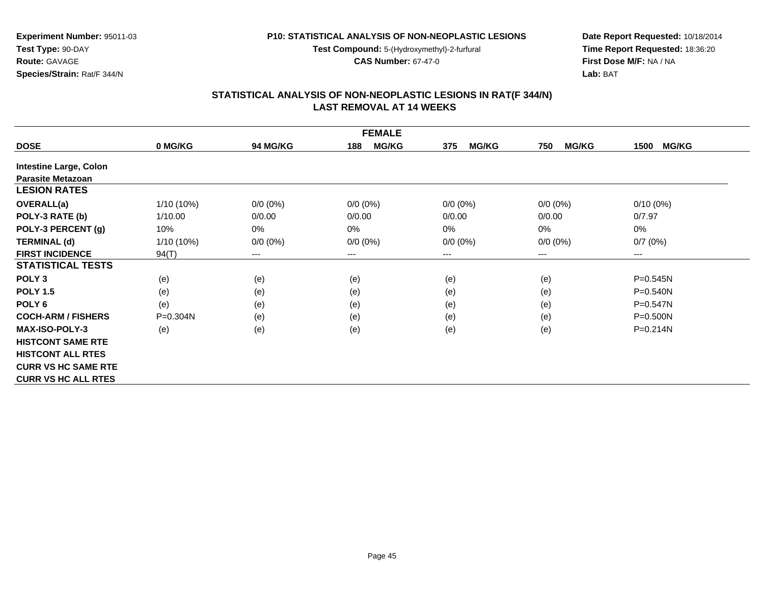**Experiment Number:** 95011-03
**Test Type:** 90-DAY
**Route:** GAVAGE
**Species/Strain:** Rat/F 344/N

**P10: STATISTICAL ANALYSIS OF NON-NEOPLASTIC LESIONS**
**Test Compound:** 5-(Hydroxymethyl)-2-furfural
**CAS Number:** 67-47-0

**Date Report Requested:** 10/18/2014
**Time Report Requested:** 18:36:20
**First Dose M/F:** NA / NA
**Lab:** BAT

## STATISTICAL ANALYSIS OF NON-NEOPLASTIC LESIONS IN RAT(F 344/N)
## LAST REMOVAL AT 14 WEEKS

| FEMALE | | | | | | |
|---|---|---|---|---|---|---|
| **DOSE** | **0 MG/KG** | **94 MG/KG** | **188 MG/KG** | **375 MG/KG** | **750 MG/KG** | **1500 MG/KG** |
| **Intestine Large, Colon** | | | | | | |
| **Parasite Metazoan** | | | | | | |
| **LESION RATES** | | | | | | |
| **OVERALL(a)** | 1/10 (10%) | 0/0 (0%) | 0/0 (0%) | 0/0 (0%) | 0/0 (0%) | 0/10 (0%) |
| **POLY-3 RATE (b)** | 1/10.00 | 0/0.00 | 0/0.00 | 0/0.00 | 0/0.00 | 0/7.97 |
| **POLY-3 PERCENT (g)** | 10% | 0% | 0% | 0% | 0% | 0% |
| **TERMINAL (d)** | 1/10 (10%) | 0/0 (0%) | 0/0 (0%) | 0/0 (0%) | 0/0 (0%) | 0/7 (0%) |
| **FIRST INCIDENCE** | 94(T) | --- | --- | --- | --- | --- |
| **STATISTICAL TESTS** | | | | | | |
| **POLY 3** | (e) | (e) | (e) | (e) | (e) | P=0.545N |
| **POLY 1.5** | (e) | (e) | (e) | (e) | (e) | P=0.540N |
| **POLY 6** | (e) | (e) | (e) | (e) | (e) | P=0.547N |
| **COCH-ARM / FISHERS** | P=0.304N | (e) | (e) | (e) | (e) | P=0.500N |
| **MAX-ISO-POLY-3** | (e) | (e) | (e) | (e) | (e) | P=0.214N |
| **HISTCONT SAME RTE** | | | | | | |
| **HISTCONT ALL RTES** | | | | | | |
| **CURR VS HC SAME RTE** | | | | | | |
| **CURR VS HC ALL RTES** | | | | | | |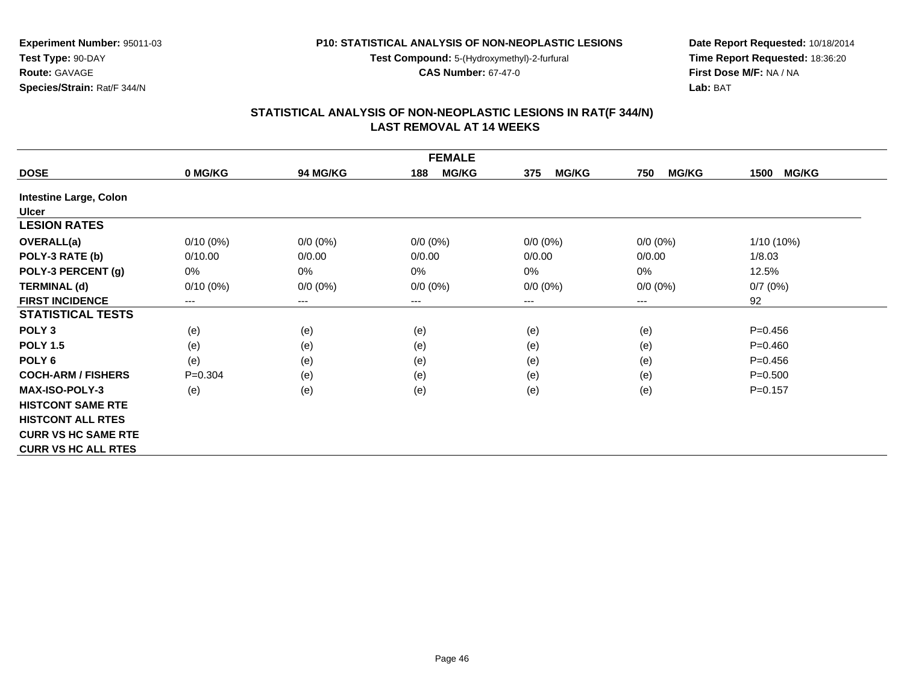**Experiment Number:** 95011-03
**Test Type:** 90-DAY
**Route:** GAVAGE
**Species/Strain:** Rat/F 344/N

**P10: STATISTICAL ANALYSIS OF NON-NEOPLASTIC LESIONS**
**Test Compound:** 5-(Hydroxymethyl)-2-furfural
**CAS Number:** 67-47-0

**Date Report Requested:** 10/18/2014
**Time Report Requested:** 18:36:20
**First Dose M/F:** NA / NA
**Lab:** BAT

## STATISTICAL ANALYSIS OF NON-NEOPLASTIC LESIONS IN RAT(F 344/N)
## LAST REMOVAL AT 14 WEEKS

| FEMALE | | | | | | |
|---|---|---|---|---|---|---|
| **DOSE** | **0 MG/KG** | **94 MG/KG** | **188 MG/KG** | **375 MG/KG** | **750 MG/KG** | **1500 MG/KG** |
| **Intestine Large, Colon** | | | | | | |
| **Ulcer** | | | | | | |
| **LESION RATES** | | | | | | |
| **OVERALL(a)** | 0/10 (0%) | 0/0 (0%) | 0/0 (0%) | 0/0 (0%) | 0/0 (0%) | 1/10 (10%) |
| **POLY-3 RATE (b)** | 0/10.00 | 0/0.00 | 0/0.00 | 0/0.00 | 0/0.00 | 1/8.03 |
| **POLY-3 PERCENT (g)** | 0% | 0% | 0% | 0% | 0% | 12.5% |
| **TERMINAL (d)** | 0/10 (0%) | 0/0 (0%) | 0/0 (0%) | 0/0 (0%) | 0/0 (0%) | 0/7 (0%) |
| **FIRST INCIDENCE** | --- | --- | --- | --- | --- | 92 |
| **STATISTICAL TESTS** | | | | | | |
| **POLY 3** | (e) | (e) | (e) | (e) | (e) | P=0.456 |
| **POLY 1.5** | (e) | (e) | (e) | (e) | (e) | P=0.460 |
| **POLY 6** | (e) | (e) | (e) | (e) | (e) | P=0.456 |
| **COCH-ARM / FISHERS** | P=0.304 | (e) | (e) | (e) | (e) | P=0.500 |
| **MAX-ISO-POLY-3** | (e) | (e) | (e) | (e) | (e) | P=0.157 |
| **HISTCONT SAME RTE** | | | | | | |
| **HISTCONT ALL RTES** | | | | | | |
| **CURR VS HC SAME RTE** | | | | | | |
| **CURR VS HC ALL RTES** | | | | | | |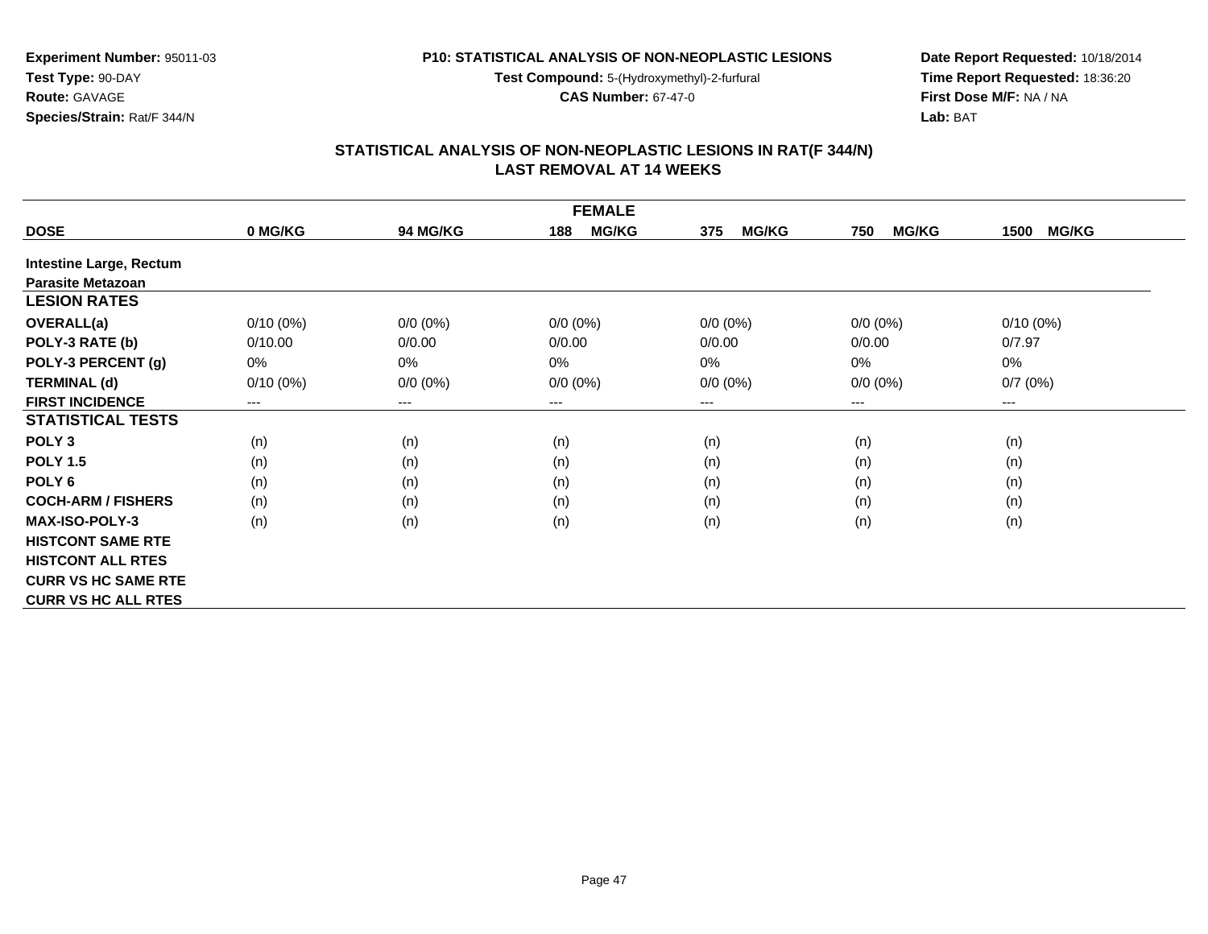**Experiment Number:** 95011-03
**Test Type:** 90-DAY
**Route:** GAVAGE
**Species/Strain:** Rat/F 344/N

**P10: STATISTICAL ANALYSIS OF NON-NEOPLASTIC LESIONS**
**Test Compound:** 5-(Hydroxymethyl)-2-furfural
**CAS Number:** 67-47-0

**Date Report Requested:** 10/18/2014
**Time Report Requested:** 18:36:20
**First Dose M/F:** NA / NA
**Lab:** BAT

## STATISTICAL ANALYSIS OF NON-NEOPLASTIC LESIONS IN RAT(F 344/N)
## LAST REMOVAL AT 14 WEEKS

| FEMALE | | | | | | |
|---|---|---|---|---|---|---|
| **DOSE** | **0 MG/KG** | **94 MG/KG** | **188 MG/KG** | **375 MG/KG** | **750 MG/KG** | **1500 MG/KG** |
| **Intestine Large, Rectum** | | | | | | |
| **Parasite Metazoan** | | | | | | |
| **LESION RATES** | | | | | | |
| **OVERALL(a)** | 0/10 (0%) | 0/0 (0%) | 0/0 (0%) | 0/0 (0%) | 0/0 (0%) | 0/10 (0%) |
| **POLY-3 RATE (b)** | 0/10.00 | 0/0.00 | 0/0.00 | 0/0.00 | 0/0.00 | 0/7.97 |
| **POLY-3 PERCENT (g)** | 0% | 0% | 0% | 0% | 0% | 0% |
| **TERMINAL (d)** | 0/10 (0%) | 0/0 (0%) | 0/0 (0%) | 0/0 (0%) | 0/0 (0%) | 0/7 (0%) |
| **FIRST INCIDENCE** | --- | --- | --- | --- | --- | --- |
| **STATISTICAL TESTS** | | | | | | |
| **POLY 3** | (n) | (n) | (n) | (n) | (n) | (n) |
| **POLY 1.5** | (n) | (n) | (n) | (n) | (n) | (n) |
| **POLY 6** | (n) | (n) | (n) | (n) | (n) | (n) |
| **COCH-ARM / FISHERS** | (n) | (n) | (n) | (n) | (n) | (n) |
| **MAX-ISO-POLY-3** | (n) | (n) | (n) | (n) | (n) | (n) |
| **HISTCONT SAME RTE** | | | | | | |
| **HISTCONT ALL RTES** | | | | | | |
| **CURR VS HC SAME RTE** | | | | | | |
| **CURR VS HC ALL RTES** | | | | | | |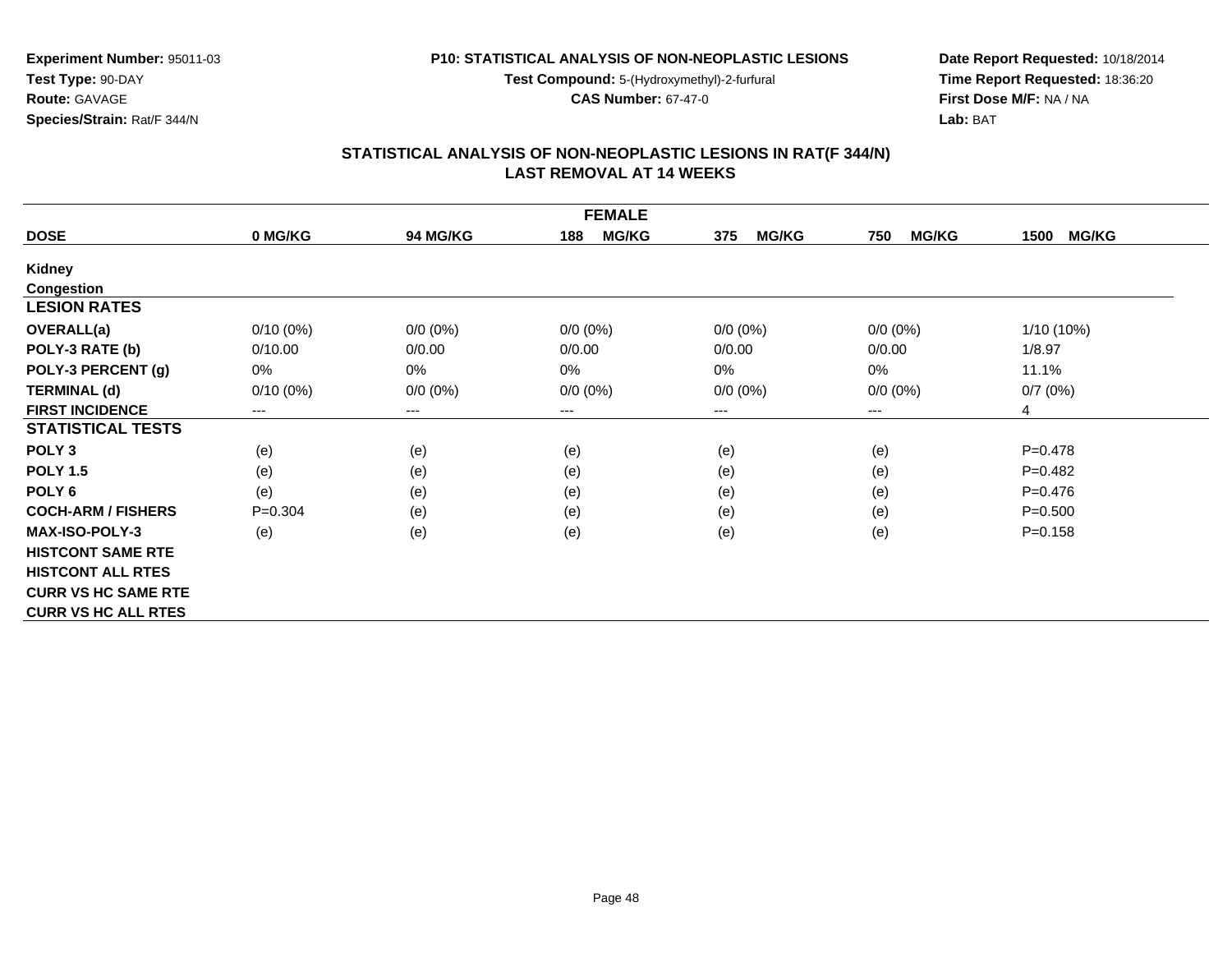**Experiment Number:** 95011-03
**Test Type:** 90-DAY
**Route:** GAVAGE
**Species/Strain:** Rat/F 344/N

**P10: STATISTICAL ANALYSIS OF NON-NEOPLASTIC LESIONS**
**Test Compound:** 5-(Hydroxymethyl)-2-furfural
**CAS Number:** 67-47-0

**Date Report Requested:** 10/18/2014
**Time Report Requested:** 18:36:20
**First Dose M/F:** NA / NA
**Lab:** BAT

## STATISTICAL ANALYSIS OF NON-NEOPLASTIC LESIONS IN RAT(F 344/N)
## LAST REMOVAL AT 14 WEEKS

| FEMALE | | | | | | |
|---|---|---|---|---|---|---|
| **DOSE** | **0 MG/KG** | **94 MG/KG** | **188 MG/KG** | **375 MG/KG** | **750 MG/KG** | **1500 MG/KG** |
| **Kidney** | | | | | | |
| **Congestion** | | | | | | |
| **LESION RATES** | | | | | | |
| **OVERALL(a)** | 0/10 (0%) | 0/0 (0%) | 0/0 (0%) | 0/0 (0%) | 0/0 (0%) | 1/10 (10%) |
| **POLY-3 RATE (b)** | 0/10.00 | 0/0.00 | 0/0.00 | 0/0.00 | 0/0.00 | 1/8.97 |
| **POLY-3 PERCENT (g)** | 0% | 0% | 0% | 0% | 0% | 11.1% |
| **TERMINAL (d)** | 0/10 (0%) | 0/0 (0%) | 0/0 (0%) | 0/0 (0%) | 0/0 (0%) | 0/7 (0%) |
| **FIRST INCIDENCE** | --- | --- | --- | --- | --- | 4 |
| **STATISTICAL TESTS** | | | | | | |
| **POLY 3** | (e) | (e) | (e) | (e) | (e) | P=0.478 |
| **POLY 1.5** | (e) | (e) | (e) | (e) | (e) | P=0.482 |
| **POLY 6** | (e) | (e) | (e) | (e) | (e) | P=0.476 |
| **COCH-ARM / FISHERS** | P=0.304 | (e) | (e) | (e) | (e) | P=0.500 |
| **MAX-ISO-POLY-3** | (e) | (e) | (e) | (e) | (e) | P=0.158 |
| **HISTCONT SAME RTE** | | | | | | |
| **HISTCONT ALL RTES** | | | | | | |
| **CURR VS HC SAME RTE** | | | | | | |
| **CURR VS HC ALL RTES** | | | | | | |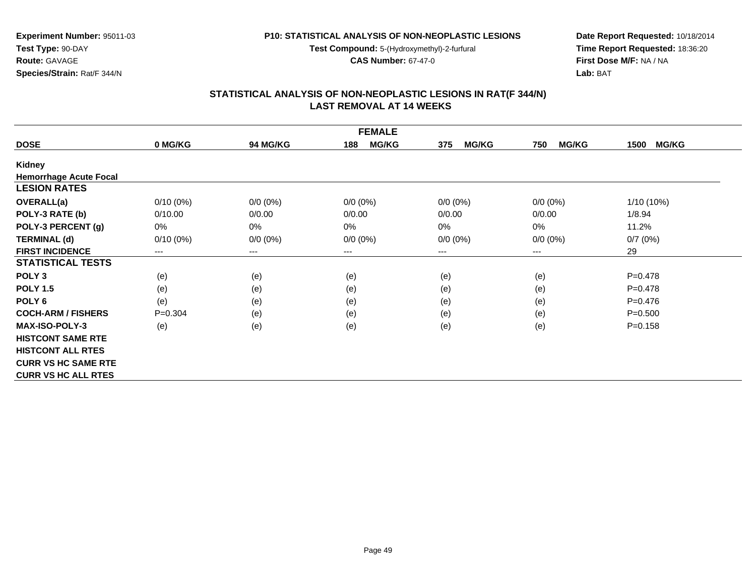**Experiment Number:** 95011-03
**Test Type:** 90-DAY
**Route:** GAVAGE
**Species/Strain:** Rat/F 344/N

**P10: STATISTICAL ANALYSIS OF NON-NEOPLASTIC LESIONS**
**Test Compound:** 5-(Hydroxymethyl)-2-furfural
**CAS Number:** 67-47-0

**Date Report Requested:** 10/18/2014
**Time Report Requested:** 18:36:20
**First Dose M/F:** NA / NA
**Lab:** BAT

## STATISTICAL ANALYSIS OF NON-NEOPLASTIC LESIONS IN RAT(F 344/N)
## LAST REMOVAL AT 14 WEEKS

| FEMALE | | | | | | |
|---|---|---|---|---|---|---|
| **DOSE** | **0 MG/KG** | **94 MG/KG** | **188 MG/KG** | **375 MG/KG** | **750 MG/KG** | **1500 MG/KG** |
| **Kidney** | | | | | | |
| **Hemorrhage Acute Focal** | | | | | | |
| **LESION RATES** | | | | | | |
| **OVERALL(a)** | 0/10 (0%) | 0/0 (0%) | 0/0 (0%) | 0/0 (0%) | 0/0 (0%) | 1/10 (10%) |
| **POLY-3 RATE (b)** | 0/10.00 | 0/0.00 | 0/0.00 | 0/0.00 | 0/0.00 | 1/8.94 |
| **POLY-3 PERCENT (g)** | 0% | 0% | 0% | 0% | 0% | 11.2% |
| **TERMINAL (d)** | 0/10 (0%) | 0/0 (0%) | 0/0 (0%) | 0/0 (0%) | 0/0 (0%) | 0/7 (0%) |
| **FIRST INCIDENCE** | --- | --- | --- | --- | --- | 29 |
| **STATISTICAL TESTS** | | | | | | |
| **POLY 3** | (e) | (e) | (e) | (e) | (e) | P=0.478 |
| **POLY 1.5** | (e) | (e) | (e) | (e) | (e) | P=0.478 |
| **POLY 6** | (e) | (e) | (e) | (e) | (e) | P=0.476 |
| **COCH-ARM / FISHERS** | P=0.304 | (e) | (e) | (e) | (e) | P=0.500 |
| **MAX-ISO-POLY-3** | (e) | (e) | (e) | (e) | (e) | P=0.158 |
| **HISTCONT SAME RTE** | | | | | | |
| **HISTCONT ALL RTES** | | | | | | |
| **CURR VS HC SAME RTE** | | | | | | |
| **CURR VS HC ALL RTES** | | | | | | |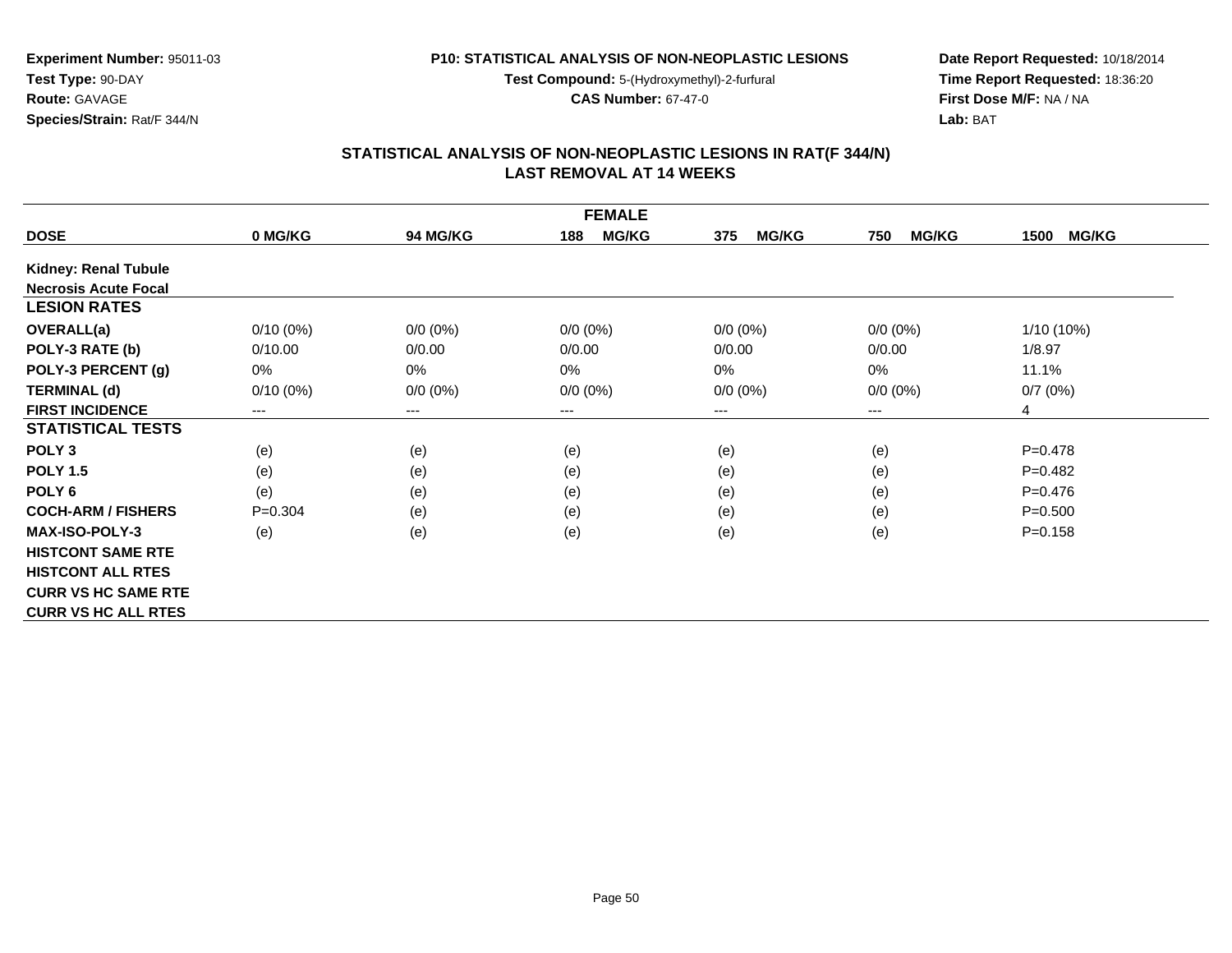**Experiment Number:** 95011-03
**Test Type:** 90-DAY
**Route:** GAVAGE
**Species/Strain:** Rat/F 344/N

**P10: STATISTICAL ANALYSIS OF NON-NEOPLASTIC LESIONS**
**Test Compound:** 5-(Hydroxymethyl)-2-furfural
**CAS Number:** 67-47-0

**Date Report Requested:** 10/18/2014
**Time Report Requested:** 18:36:20
**First Dose M/F:** NA / NA
**Lab:** BAT

## STATISTICAL ANALYSIS OF NON-NEOPLASTIC LESIONS IN RAT(F 344/N)
## LAST REMOVAL AT 14 WEEKS

| FEMALE | | | | | | |
|---|---|---|---|---|---|---|
| **DOSE** | **0 MG/KG** | **94 MG/KG** | **188 MG/KG** | **375 MG/KG** | **750 MG/KG** | **1500 MG/KG** |
| **Kidney: Renal Tubule** | | | | | | |
| **Necrosis Acute Focal** | | | | | | |
| **LESION RATES** | | | | | | |
| **OVERALL(a)** | 0/10 (0%) | 0/0 (0%) | 0/0 (0%) | 0/0 (0%) | 0/0 (0%) | 1/10 (10%) |
| **POLY-3 RATE (b)** | 0/10.00 | 0/0.00 | 0/0.00 | 0/0.00 | 0/0.00 | 1/8.97 |
| **POLY-3 PERCENT (g)** | 0% | 0% | 0% | 0% | 0% | 11.1% |
| **TERMINAL (d)** | 0/10 (0%) | 0/0 (0%) | 0/0 (0%) | 0/0 (0%) | 0/0 (0%) | 0/7 (0%) |
| **FIRST INCIDENCE** | --- | --- | --- | --- | --- | 4 |
| **STATISTICAL TESTS** | | | | | | |
| **POLY 3** | (e) | (e) | (e) | (e) | (e) | P=0.478 |
| **POLY 1.5** | (e) | (e) | (e) | (e) | (e) | P=0.482 |
| **POLY 6** | (e) | (e) | (e) | (e) | (e) | P=0.476 |
| **COCH-ARM / FISHERS** | P=0.304 | (e) | (e) | (e) | (e) | P=0.500 |
| **MAX-ISO-POLY-3** | (e) | (e) | (e) | (e) | (e) | P=0.158 |
| **HISTCONT SAME RTE** | | | | | | |
| **HISTCONT ALL RTES** | | | | | | |
| **CURR VS HC SAME RTE** | | | | | | |
| **CURR VS HC ALL RTES** | | | | | | |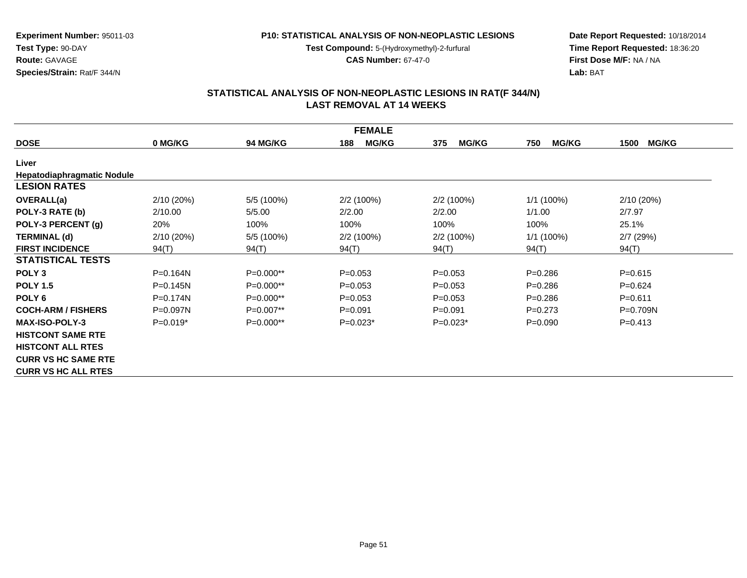**Experiment Number:** 95011-03
**Test Type:** 90-DAY
**Route:** GAVAGE
**Species/Strain:** Rat/F 344/N

**P10: STATISTICAL ANALYSIS OF NON-NEOPLASTIC LESIONS**
**Test Compound:** 5-(Hydroxymethyl)-2-furfural
**CAS Number:** 67-47-0

**Date Report Requested:** 10/18/2014
**Time Report Requested:** 18:36:20
**First Dose M/F:** NA / NA
**Lab:** BAT

## STATISTICAL ANALYSIS OF NON-NEOPLASTIC LESIONS IN RAT(F 344/N)
## LAST REMOVAL AT 14 WEEKS

| FEMALE | | | | | | |
|---|---|---|---|---|---|---|
| **DOSE** | **0 MG/KG** | **94 MG/KG** | **188 MG/KG** | **375 MG/KG** | **750 MG/KG** | **1500 MG/KG** |
| **Liver** | | | | | | |
| **Hepatodiaphragmatic Nodule** | | | | | | |
| **LESION RATES** | | | | | | |
| **OVERALL(a)** | 2/10 (20%) | 5/5 (100%) | 2/2 (100%) | 2/2 (100%) | 1/1 (100%) | 2/10 (20%) |
| **POLY-3 RATE (b)** | 2/10.00 | 5/5.00 | 2/2.00 | 2/2.00 | 1/1.00 | 2/7.97 |
| **POLY-3 PERCENT (g)** | 20% | 100% | 100% | 100% | 100% | 25.1% |
| **TERMINAL (d)** | 2/10 (20%) | 5/5 (100%) | 2/2 (100%) | 2/2 (100%) | 1/1 (100%) | 2/7 (29%) |
| **FIRST INCIDENCE** | 94(T) | 94(T) | 94(T) | 94(T) | 94(T) | 94(T) |
| **STATISTICAL TESTS** | | | | | | |
| **POLY 3** | P=0.164N | P=0.000** | P=0.053 | P=0.053 | P=0.286 | P=0.615 |
| **POLY 1.5** | P=0.145N | P=0.000** | P=0.053 | P=0.053 | P=0.286 | P=0.624 |
| **POLY 6** | P=0.174N | P=0.000** | P=0.053 | P=0.053 | P=0.286 | P=0.611 |
| **COCH-ARM / FISHERS** | P=0.097N | P=0.007** | P=0.091 | P=0.091 | P=0.273 | P=0.709N |
| **MAX-ISO-POLY-3** | P=0.019* | P=0.000** | P=0.023* | P=0.023* | P=0.090 | P=0.413 |
| **HISTCONT SAME RTE** | | | | | | |
| **HISTCONT ALL RTES** | | | | | | |
| **CURR VS HC SAME RTE** | | | | | | |
| **CURR VS HC ALL RTES** | | | | | | |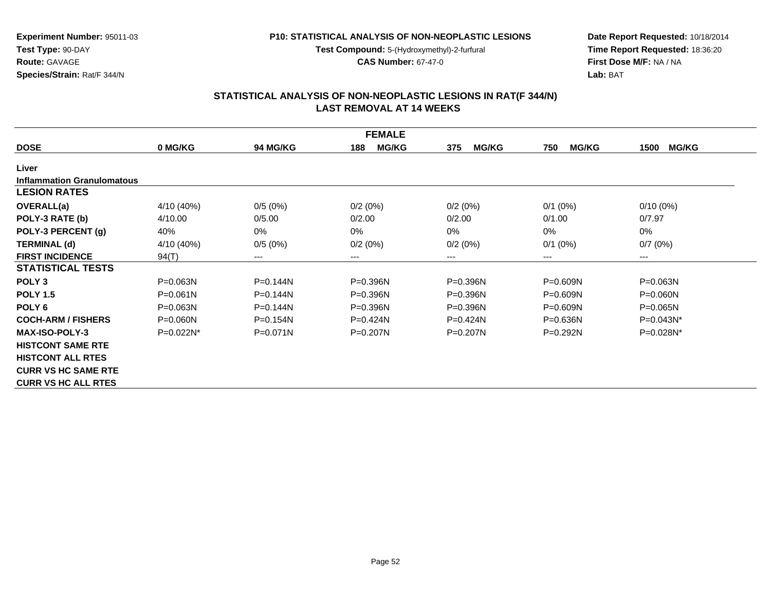**Experiment Number:** 95011-03
**Test Type:** 90-DAY
**Route:** GAVAGE
**Species/Strain:** Rat/F 344/N

**P10: STATISTICAL ANALYSIS OF NON-NEOPLASTIC LESIONS**
**Test Compound:** 5-(Hydroxymethyl)-2-furfural
**CAS Number:** 67-47-0

**Date Report Requested:** 10/18/2014
**Time Report Requested:** 18:36:20
**First Dose M/F:** NA / NA
**Lab:** BAT

## STATISTICAL ANALYSIS OF NON-NEOPLASTIC LESIONS IN RAT(F 344/N) LAST REMOVAL AT 14 WEEKS

| FEMALE | | | | | | |
|---|---|---|---|---|---|---|
| **DOSE** | **0 MG/KG** | **94 MG/KG** | **188 MG/KG** | **375 MG/KG** | **750 MG/KG** | **1500 MG/KG** |
| **Liver** | | | | | | |
| **Inflammation Granulomatous** | | | | | | |
| **LESION RATES** | | | | | | |
| **OVERALL(a)** | 4/10 (40%) | 0/5 (0%) | 0/2 (0%) | 0/2 (0%) | 0/1 (0%) | 0/10 (0%) |
| **POLY-3 RATE (b)** | 4/10.00 | 0/5.00 | 0/2.00 | 0/2.00 | 0/1.00 | 0/7.97 |
| **POLY-3 PERCENT (g)** | 40% | 0% | 0% | 0% | 0% | 0% |
| **TERMINAL (d)** | 4/10 (40%) | 0/5 (0%) | 0/2 (0%) | 0/2 (0%) | 0/1 (0%) | 0/7 (0%) |
| **FIRST INCIDENCE** | 94(T) | --- | --- | --- | --- | --- |
| **STATISTICAL TESTS** | | | | | | |
| **POLY 3** | P=0.063N | P=0.144N | P=0.396N | P=0.396N | P=0.609N | P=0.063N |
| **POLY 1.5** | P=0.061N | P=0.144N | P=0.396N | P=0.396N | P=0.609N | P=0.060N |
| **POLY 6** | P=0.063N | P=0.144N | P=0.396N | P=0.396N | P=0.609N | P=0.065N |
| **COCH-ARM / FISHERS** | P=0.060N | P=0.154N | P=0.424N | P=0.424N | P=0.636N | P=0.043N* |
| **MAX-ISO-POLY-3** | P=0.022N* | P=0.071N | P=0.207N | P=0.207N | P=0.292N | P=0.028N* |
| **HISTCONT SAME RTE** | | | | | | |
| **HISTCONT ALL RTES** | | | | | | |
| **CURR VS HC SAME RTE** | | | | | | |
| **CURR VS HC ALL RTES** | | | | | | |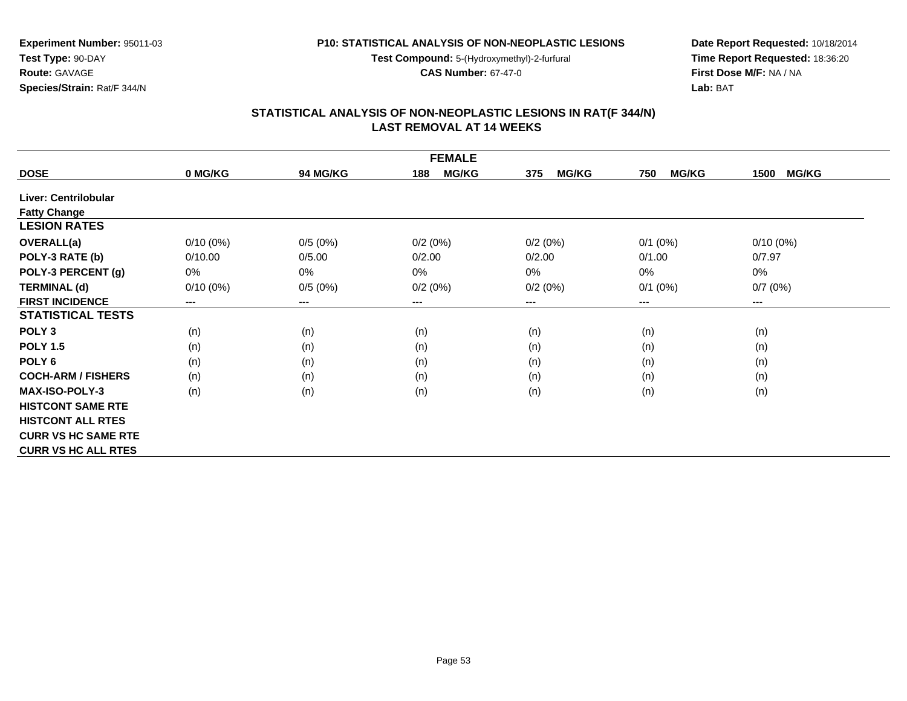**Experiment Number:** 95011-03
**Test Type:** 90-DAY
**Route:** GAVAGE
**Species/Strain:** Rat/F 344/N

**P10: STATISTICAL ANALYSIS OF NON-NEOPLASTIC LESIONS**
**Test Compound:** 5-(Hydroxymethyl)-2-furfural
**CAS Number:** 67-47-0

**Date Report Requested:** 10/18/2014
**Time Report Requested:** 18:36:20
**First Dose M/F:** NA / NA
**Lab:** BAT

## STATISTICAL ANALYSIS OF NON-NEOPLASTIC LESIONS IN RAT(F 344/N)
## LAST REMOVAL AT 14 WEEKS

| FEMALE | | | | | | |
|---|---|---|---|---|---|---|
| **DOSE** | **0 MG/KG** | **94 MG/KG** | **188 MG/KG** | **375 MG/KG** | **750 MG/KG** | **1500 MG/KG** |
| **Liver: Centrilobular Fatty Change** | | | | | | |
| **LESION RATES** | | | | | | |
| **OVERALL(a)** | 0/10 (0%) | 0/5 (0%) | 0/2 (0%) | 0/2 (0%) | 0/1 (0%) | 0/10 (0%) |
| **POLY-3 RATE (b)** | 0/10.00 | 0/5.00 | 0/2.00 | 0/2.00 | 0/1.00 | 0/7.97 |
| **POLY-3 PERCENT (g)** | 0% | 0% | 0% | 0% | 0% | 0% |
| **TERMINAL (d)** | 0/10 (0%) | 0/5 (0%) | 0/2 (0%) | 0/2 (0%) | 0/1 (0%) | 0/7 (0%) |
| **FIRST INCIDENCE** | --- | --- | --- | --- | --- | --- |
| **STATISTICAL TESTS** | | | | | | |
| **POLY 3** | (n) | (n) | (n) | (n) | (n) | (n) |
| **POLY 1.5** | (n) | (n) | (n) | (n) | (n) | (n) |
| **POLY 6** | (n) | (n) | (n) | (n) | (n) | (n) |
| **COCH-ARM / FISHERS** | (n) | (n) | (n) | (n) | (n) | (n) |
| **MAX-ISO-POLY-3** | (n) | (n) | (n) | (n) | (n) | (n) |
| **HISTCONT SAME RTE** | | | | | | |
| **HISTCONT ALL RTES** | | | | | | |
| **CURR VS HC SAME RTE** | | | | | | |
| **CURR VS HC ALL RTES** | | | | | | |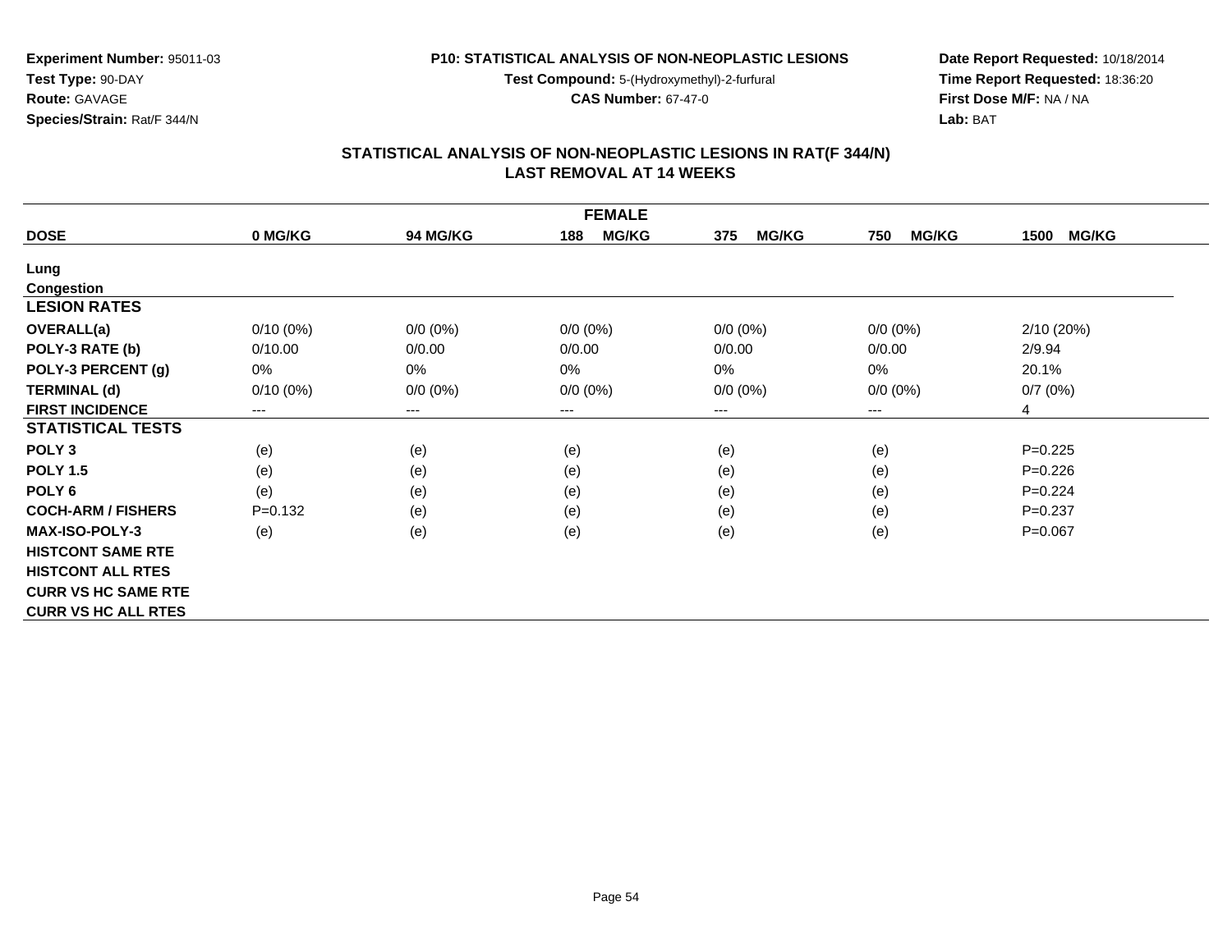**Experiment Number:** 95011-03
**Test Type:** 90-DAY
**Route:** GAVAGE
**Species/Strain:** Rat/F 344/N

**P10: STATISTICAL ANALYSIS OF NON-NEOPLASTIC LESIONS**
**Test Compound:** 5-(Hydroxymethyl)-2-furfural
**CAS Number:** 67-47-0

**Date Report Requested:** 10/18/2014
**Time Report Requested:** 18:36:20
**First Dose M/F:** NA / NA
**Lab:** BAT

## STATISTICAL ANALYSIS OF NON-NEOPLASTIC LESIONS IN RAT(F 344/N) LAST REMOVAL AT 14 WEEKS

| FEMALE | | | | | | |
|---|---|---|---|---|---|---|
| **DOSE** | **0 MG/KG** | **94 MG/KG** | **188 MG/KG** | **375 MG/KG** | **750 MG/KG** | **1500 MG/KG** |
| **Lung** | | | | | | |
| **Congestion** | | | | | | |
| **LESION RATES** | | | | | | |
| **OVERALL(a)** | 0/10 (0%) | 0/0 (0%) | 0/0 (0%) | 0/0 (0%) | 0/0 (0%) | 2/10 (20%) |
| **POLY-3 RATE (b)** | 0/10.00 | 0/0.00 | 0/0.00 | 0/0.00 | 0/0.00 | 2/9.94 |
| **POLY-3 PERCENT (g)** | 0% | 0% | 0% | 0% | 0% | 20.1% |
| **TERMINAL (d)** | 0/10 (0%) | 0/0 (0%) | 0/0 (0%) | 0/0 (0%) | 0/0 (0%) | 0/7 (0%) |
| **FIRST INCIDENCE** | --- | --- | --- | --- | --- | 4 |
| **STATISTICAL TESTS** | | | | | | |
| **POLY 3** | (e) | (e) | (e) | (e) | (e) | P=0.225 |
| **POLY 1.5** | (e) | (e) | (e) | (e) | (e) | P=0.226 |
| **POLY 6** | (e) | (e) | (e) | (e) | (e) | P=0.224 |
| **COCH-ARM / FISHERS** | P=0.132 | (e) | (e) | (e) | (e) | P=0.237 |
| **MAX-ISO-POLY-3** | (e) | (e) | (e) | (e) | (e) | P=0.067 |
| **HISTCONT SAME RTE** | | | | | | |
| **HISTCONT ALL RTES** | | | | | | |
| **CURR VS HC SAME RTE** | | | | | | |
| **CURR VS HC ALL RTES** | | | | | | |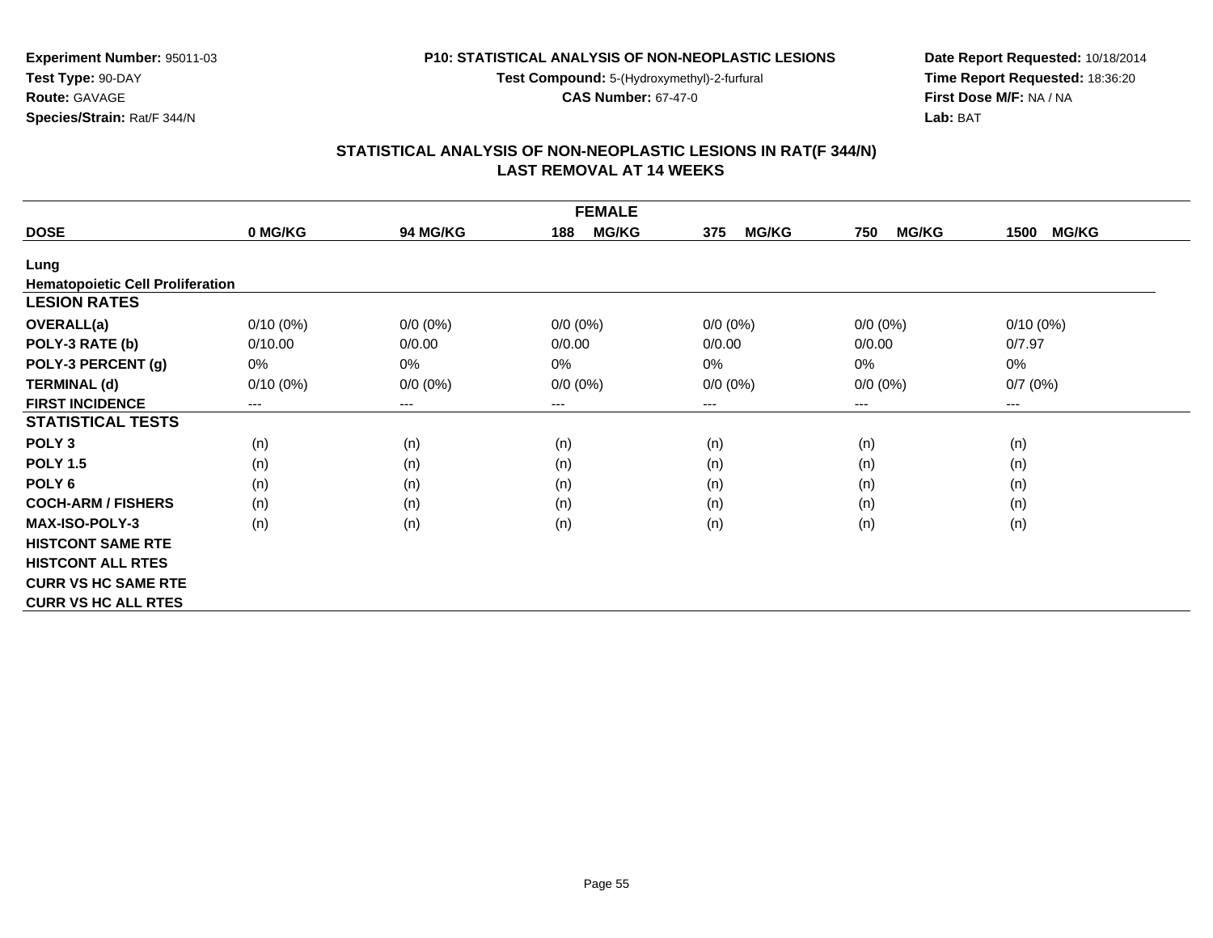**Experiment Number:** 95011-03
**Test Type:** 90-DAY
**Route:** GAVAGE
**Species/Strain:** Rat/F 344/N

**P10: STATISTICAL ANALYSIS OF NON-NEOPLASTIC LESIONS**
**Test Compound:** 5-(Hydroxymethyl)-2-furfural
**CAS Number:** 67-47-0

**Date Report Requested:** 10/18/2014
**Time Report Requested:** 18:36:20
**First Dose M/F:** NA / NA
**Lab:** BAT

## STATISTICAL ANALYSIS OF NON-NEOPLASTIC LESIONS IN RAT(F 344/N)
## LAST REMOVAL AT 14 WEEKS

| FEMALE | | | | | | |
|---|---|---|---|---|---|---|
| **DOSE** | **0 MG/KG** | **94 MG/KG** | **188 MG/KG** | **375 MG/KG** | **750 MG/KG** | **1500 MG/KG** |
| **Lung** | | | | | | |
| **Hematopoietic Cell Proliferation** | | | | | | |
| **LESION RATES** | | | | | | |
| **OVERALL(a)** | 0/10 (0%) | 0/0 (0%) | 0/0 (0%) | 0/0 (0%) | 0/0 (0%) | 0/10 (0%) |
| **POLY-3 RATE (b)** | 0/10.00 | 0/0.00 | 0/0.00 | 0/0.00 | 0/0.00 | 0/7.97 |
| **POLY-3 PERCENT (g)** | 0% | 0% | 0% | 0% | 0% | 0% |
| **TERMINAL (d)** | 0/10 (0%) | 0/0 (0%) | 0/0 (0%) | 0/0 (0%) | 0/0 (0%) | 0/7 (0%) |
| **FIRST INCIDENCE** | --- | --- | --- | --- | --- | --- |
| **STATISTICAL TESTS** | | | | | | |
| **POLY 3** | (n) | (n) | (n) | (n) | (n) | (n) |
| **POLY 1.5** | (n) | (n) | (n) | (n) | (n) | (n) |
| **POLY 6** | (n) | (n) | (n) | (n) | (n) | (n) |
| **COCH-ARM / FISHERS** | (n) | (n) | (n) | (n) | (n) | (n) |
| **MAX-ISO-POLY-3** | (n) | (n) | (n) | (n) | (n) | (n) |
| **HISTCONT SAME RTE** | | | | | | |
| **HISTCONT ALL RTES** | | | | | | |
| **CURR VS HC SAME RTE** | | | | | | |
| **CURR VS HC ALL RTES** | | | | | | |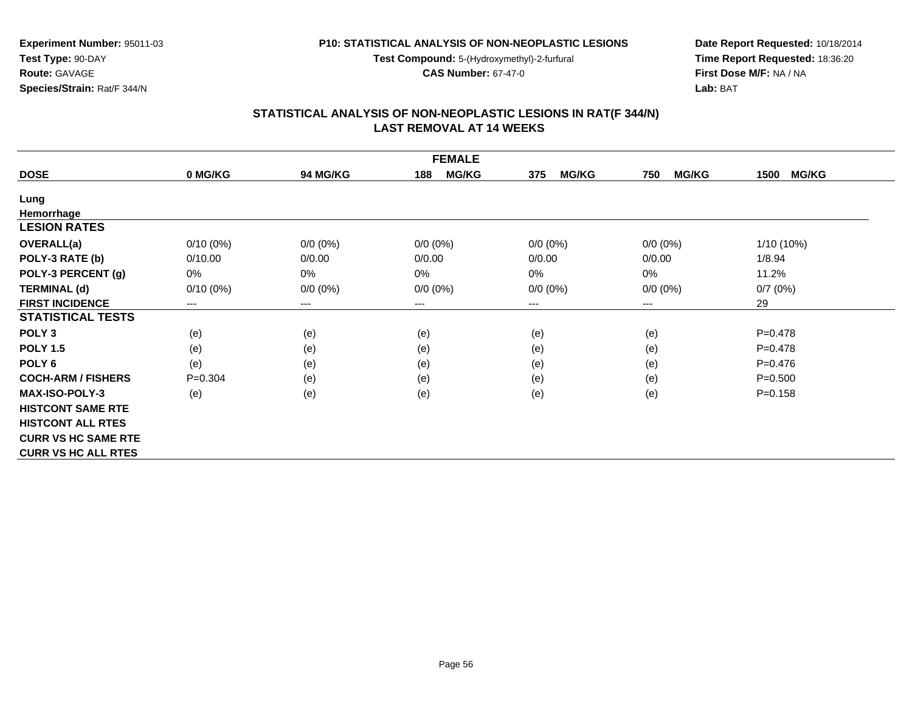Experiment Number: 95011-03
Test Type: 90-DAY
Route: GAVAGE
Species/Strain: Rat/F 344/N

P10: STATISTICAL ANALYSIS OF NON-NEOPLASTIC LESIONS
Test Compound: 5-(Hydroxymethyl)-2-furfural
CAS Number: 67-47-0

Date Report Requested: 10/18/2014
Time Report Requested: 18:36:20
First Dose M/F: NA / NA
Lab: BAT

## STATISTICAL ANALYSIS OF NON-NEOPLASTIC LESIONS IN RAT(F 344/N)
## LAST REMOVAL AT 14 WEEKS

| FEMALE | | | | | | |
|---|---|---|---|---|---|---|
| **DOSE** | **0 MG/KG** | **94 MG/KG** | **188 MG/KG** | **375 MG/KG** | **750 MG/KG** | **1500 MG/KG** |
| **Lung** | | | | | | |
| **Hemorrhage** | | | | | | |
| **LESION RATES** | | | | | | |
| **OVERALL(a)** | 0/10 (0%) | 0/0 (0%) | 0/0 (0%) | 0/0 (0%) | 0/0 (0%) | 1/10 (10%) |
| **POLY-3 RATE (b)** | 0/10.00 | 0/0.00 | 0/0.00 | 0/0.00 | 0/0.00 | 1/8.94 |
| **POLY-3 PERCENT (g)** | 0% | 0% | 0% | 0% | 0% | 11.2% |
| **TERMINAL (d)** | 0/10 (0%) | 0/0 (0%) | 0/0 (0%) | 0/0 (0%) | 0/0 (0%) | 0/7 (0%) |
| **FIRST INCIDENCE** | --- | --- | --- | --- | --- | 29 |
| **STATISTICAL TESTS** | | | | | | |
| **POLY 3** | (e) | (e) | (e) | (e) | (e) | P=0.478 |
| **POLY 1.5** | (e) | (e) | (e) | (e) | (e) | P=0.478 |
| **POLY 6** | (e) | (e) | (e) | (e) | (e) | P=0.476 |
| **COCH-ARM / FISHERS** | P=0.304 | (e) | (e) | (e) | (e) | P=0.500 |
| **MAX-ISO-POLY-3** | (e) | (e) | (e) | (e) | (e) | P=0.158 |
| **HISTCONT SAME RTE** | | | | | | |
| **HISTCONT ALL RTES** | | | | | | |
| **CURR VS HC SAME RTE** | | | | | | |
| **CURR VS HC ALL RTES** | | | | | | |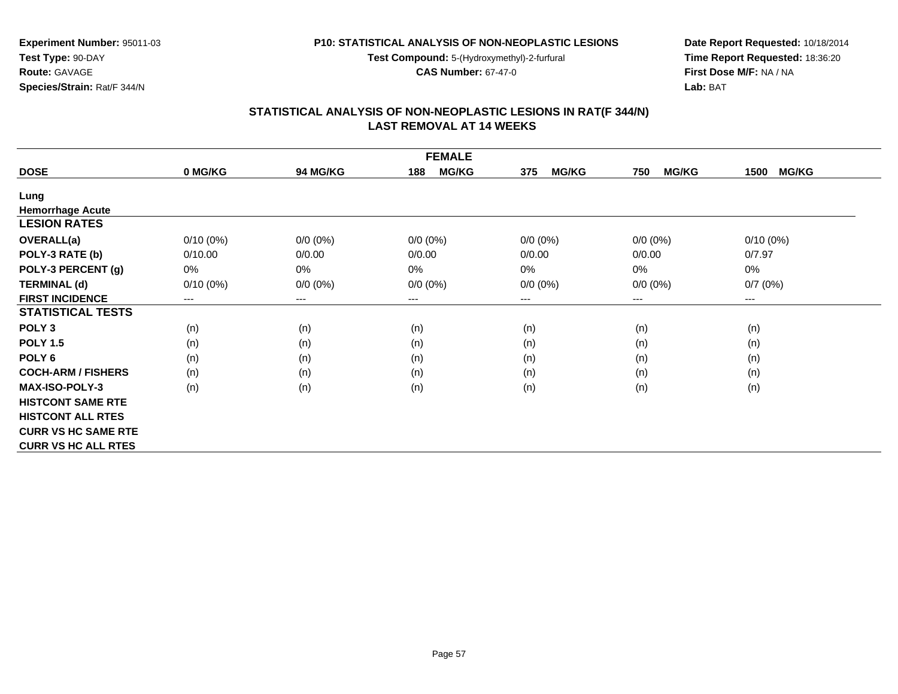**Experiment Number:** 95011-03
**Test Type:** 90-DAY
**Route:** GAVAGE
**Species/Strain:** Rat/F 344/N

**P10: STATISTICAL ANALYSIS OF NON-NEOPLASTIC LESIONS**
**Test Compound:** 5-(Hydroxymethyl)-2-furfural
**CAS Number:** 67-47-0

**Date Report Requested:** 10/18/2014
**Time Report Requested:** 18:36:20
**First Dose M/F:** NA / NA
**Lab:** BAT

## STATISTICAL ANALYSIS OF NON-NEOPLASTIC LESIONS IN RAT(F 344/N)
## LAST REMOVAL AT 14 WEEKS

| FEMALE | | | | | | |
|---|---|---|---|---|---|---|
| **DOSE** | **0 MG/KG** | **94 MG/KG** | **188 MG/KG** | **375 MG/KG** | **750 MG/KG** | **1500 MG/KG** |
| **Lung** | | | | | | |
| **Hemorrhage Acute** | | | | | | |
| **LESION RATES** | | | | | | |
| **OVERALL(a)** | 0/10 (0%) | 0/0 (0%) | 0/0 (0%) | 0/0 (0%) | 0/0 (0%) | 0/10 (0%) |
| **POLY-3 RATE (b)** | 0/10.00 | 0/0.00 | 0/0.00 | 0/0.00 | 0/0.00 | 0/7.97 |
| **POLY-3 PERCENT (g)** | 0% | 0% | 0% | 0% | 0% | 0% |
| **TERMINAL (d)** | 0/10 (0%) | 0/0 (0%) | 0/0 (0%) | 0/0 (0%) | 0/0 (0%) | 0/7 (0%) |
| **FIRST INCIDENCE** | --- | --- | --- | --- | --- | --- |
| **STATISTICAL TESTS** | | | | | | |
| **POLY 3** | (n) | (n) | (n) | (n) | (n) | (n) |
| **POLY 1.5** | (n) | (n) | (n) | (n) | (n) | (n) |
| **POLY 6** | (n) | (n) | (n) | (n) | (n) | (n) |
| **COCH-ARM / FISHERS** | (n) | (n) | (n) | (n) | (n) | (n) |
| **MAX-ISO-POLY-3** | (n) | (n) | (n) | (n) | (n) | (n) |
| **HISTCONT SAME RTE** | | | | | | |
| **HISTCONT ALL RTES** | | | | | | |
| **CURR VS HC SAME RTE** | | | | | | |
| **CURR VS HC ALL RTES** | | | | | | |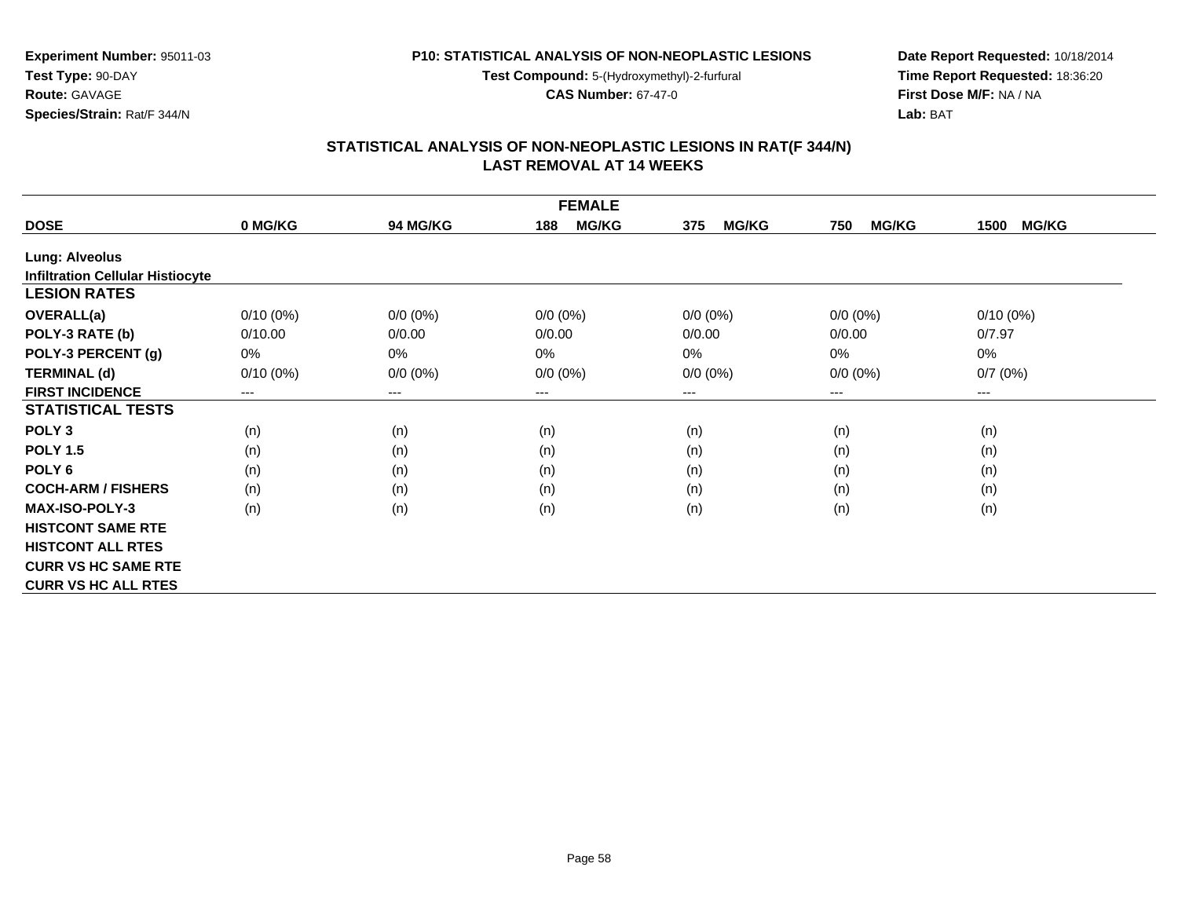**Experiment Number:** 95011-03
**Test Type:** 90-DAY
**Route:** GAVAGE
**Species/Strain:** Rat/F 344/N

**P10: STATISTICAL ANALYSIS OF NON-NEOPLASTIC LESIONS**
**Test Compound:** 5-(Hydroxymethyl)-2-furfural
**CAS Number:** 67-47-0

**Date Report Requested:** 10/18/2014
**Time Report Requested:** 18:36:20
**First Dose M/F:** NA / NA
**Lab:** BAT

## STATISTICAL ANALYSIS OF NON-NEOPLASTIC LESIONS IN RAT(F 344/N)
## LAST REMOVAL AT 14 WEEKS

| FEMALE | | | | | | |
|---|---|---|---|---|---|---|
| **DOSE** | **0 MG/KG** | **94 MG/KG** | **188 MG/KG** | **375 MG/KG** | **750 MG/KG** | **1500 MG/KG** |
| **Lung: Alveolus** | | | | | | |
| **Infiltration Cellular Histiocyte** | | | | | | |
| **LESION RATES** | | | | | | |
| **OVERALL(a)** | 0/10 (0%) | 0/0 (0%) | 0/0 (0%) | 0/0 (0%) | 0/0 (0%) | 0/10 (0%) |
| **POLY-3 RATE (b)** | 0/10.00 | 0/0.00 | 0/0.00 | 0/0.00 | 0/0.00 | 0/7.97 |
| **POLY-3 PERCENT (g)** | 0% | 0% | 0% | 0% | 0% | 0% |
| **TERMINAL (d)** | 0/10 (0%) | 0/0 (0%) | 0/0 (0%) | 0/0 (0%) | 0/0 (0%) | 0/7 (0%) |
| **FIRST INCIDENCE** | --- | --- | --- | --- | --- | --- |
| **STATISTICAL TESTS** | | | | | | |
| **POLY 3** | (n) | (n) | (n) | (n) | (n) | (n) |
| **POLY 1.5** | (n) | (n) | (n) | (n) | (n) | (n) |
| **POLY 6** | (n) | (n) | (n) | (n) | (n) | (n) |
| **COCH-ARM / FISHERS** | (n) | (n) | (n) | (n) | (n) | (n) |
| **MAX-ISO-POLY-3** | (n) | (n) | (n) | (n) | (n) | (n) |
| **HISTCONT SAME RTE** | | | | | | |
| **HISTCONT ALL RTES** | | | | | | |
| **CURR VS HC SAME RTE** | | | | | | |
| **CURR VS HC ALL RTES** | | | | | | |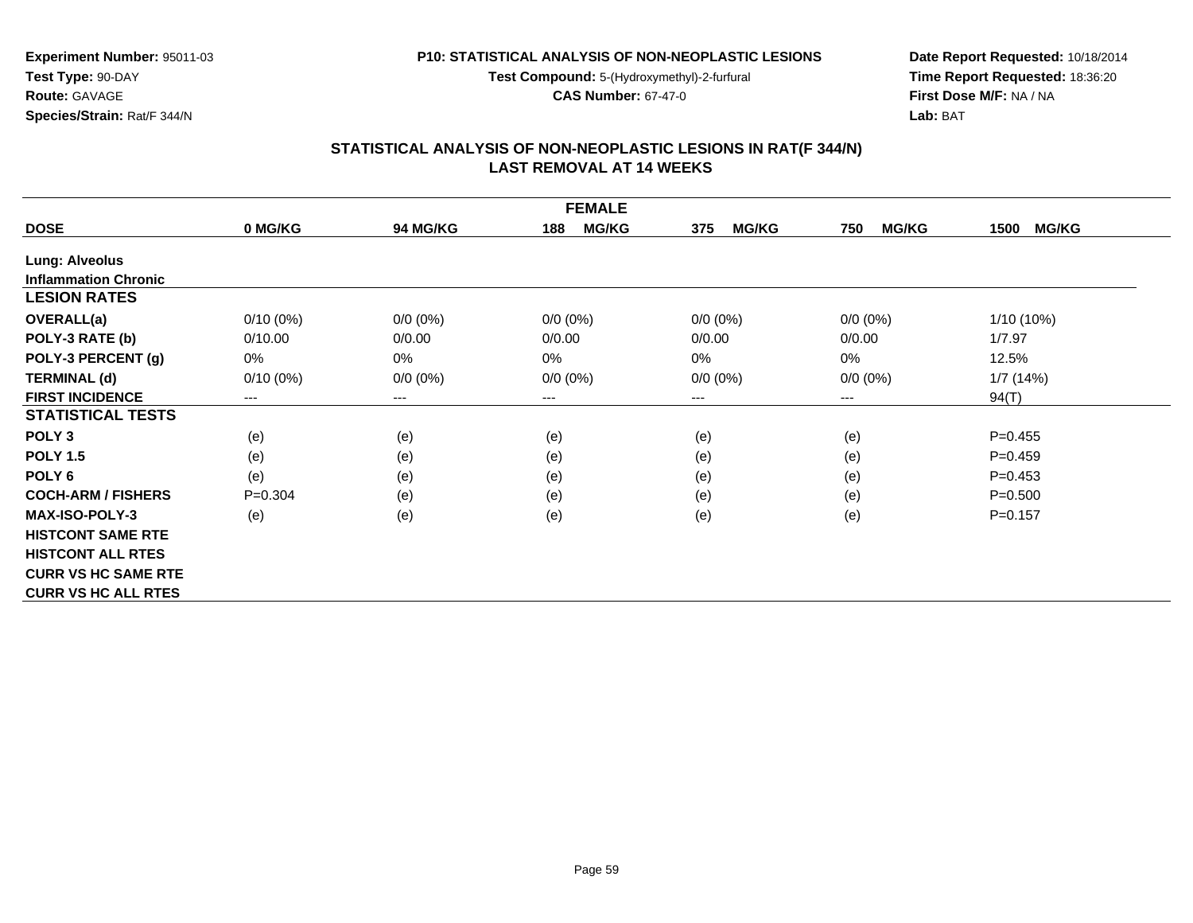**Experiment Number:** 95011-03
**Test Type:** 90-DAY
**Route:** GAVAGE
**Species/Strain:** Rat/F 344/N

**P10: STATISTICAL ANALYSIS OF NON-NEOPLASTIC LESIONS**
**Test Compound:** 5-(Hydroxymethyl)-2-furfural
**CAS Number:** 67-47-0

**Date Report Requested:** 10/18/2014
**Time Report Requested:** 18:36:20
**First Dose M/F:** NA / NA
**Lab:** BAT

## STATISTICAL ANALYSIS OF NON-NEOPLASTIC LESIONS IN RAT(F 344/N) LAST REMOVAL AT 14 WEEKS

| FEMALE | | | | | | |
|---|---|---|---|---|---|---|
| **DOSE** | **0 MG/KG** | **94 MG/KG** | **188 MG/KG** | **375 MG/KG** | **750 MG/KG** | **1500 MG/KG** |
| **Lung: Alveolus** | | | | | | |
| **Inflammation Chronic** | | | | | | |
| **LESION RATES** | | | | | | |
| **OVERALL(a)** | 0/10 (0%) | 0/0 (0%) | 0/0 (0%) | 0/0 (0%) | 0/0 (0%) | 1/10 (10%) |
| **POLY-3 RATE (b)** | 0/10.00 | 0/0.00 | 0/0.00 | 0/0.00 | 0/0.00 | 1/7.97 |
| **POLY-3 PERCENT (g)** | 0% | 0% | 0% | 0% | 0% | 12.5% |
| **TERMINAL (d)** | 0/10 (0%) | 0/0 (0%) | 0/0 (0%) | 0/0 (0%) | 0/0 (0%) | 1/7 (14%) |
| **FIRST INCIDENCE** | --- | --- | --- | --- | --- | 94(T) |
| **STATISTICAL TESTS** | | | | | | |
| **POLY 3** | (e) | (e) | (e) | (e) | (e) | P=0.455 |
| **POLY 1.5** | (e) | (e) | (e) | (e) | (e) | P=0.459 |
| **POLY 6** | (e) | (e) | (e) | (e) | (e) | P=0.453 |
| **COCH-ARM / FISHERS** | P=0.304 | (e) | (e) | (e) | (e) | P=0.500 |
| **MAX-ISO-POLY-3** | (e) | (e) | (e) | (e) | (e) | P=0.157 |
| **HISTCONT SAME RTE** | | | | | | |
| **HISTCONT ALL RTES** | | | | | | |
| **CURR VS HC SAME RTE** | | | | | | |
| **CURR VS HC ALL RTES** | | | | | | |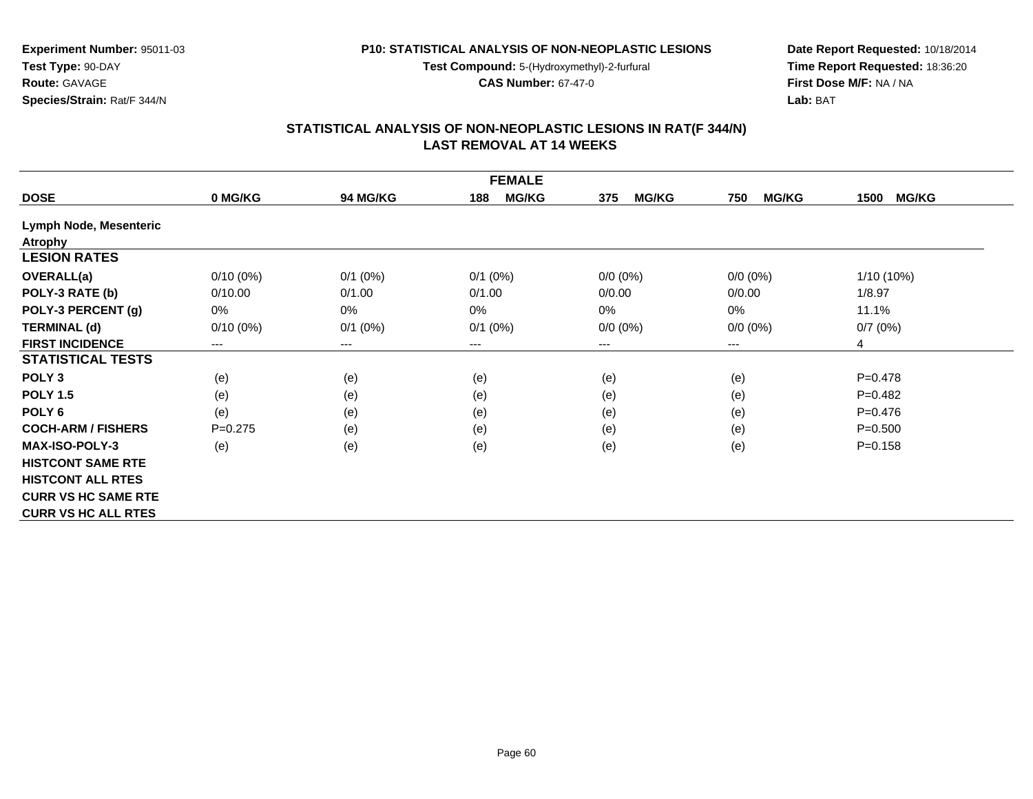**Experiment Number:** 95011-03
**Test Type:** 90-DAY
**Route:** GAVAGE
**Species/Strain:** Rat/F 344/N

**P10: STATISTICAL ANALYSIS OF NON-NEOPLASTIC LESIONS**
**Test Compound:** 5-(Hydroxymethyl)-2-furfural
**CAS Number:** 67-47-0

**Date Report Requested:** 10/18/2014
**Time Report Requested:** 18:36:20
**First Dose M/F:** NA / NA
**Lab:** BAT

## STATISTICAL ANALYSIS OF NON-NEOPLASTIC LESIONS IN RAT(F 344/N)
## LAST REMOVAL AT 14 WEEKS

| FEMALE | | | | | | |
|---|---|---|---|---|---|---|
| **DOSE** | **0 MG/KG** | **94 MG/KG** | **188 MG/KG** | **375 MG/KG** | **750 MG/KG** | **1500 MG/KG** |
| **Lymph Node, Mesenteric** | | | | | | |
| **Atrophy** | | | | | | |
| **LESION RATES** | | | | | | |
| **OVERALL(a)** | 0/10 (0%) | 0/1 (0%) | 0/1 (0%) | 0/0 (0%) | 0/0 (0%) | 1/10 (10%) |
| **POLY-3 RATE (b)** | 0/10.00 | 0/1.00 | 0/1.00 | 0/0.00 | 0/0.00 | 1/8.97 |
| **POLY-3 PERCENT (g)** | 0% | 0% | 0% | 0% | 0% | 11.1% |
| **TERMINAL (d)** | 0/10 (0%) | 0/1 (0%) | 0/1 (0%) | 0/0 (0%) | 0/0 (0%) | 0/7 (0%) |
| **FIRST INCIDENCE** | --- | --- | --- | --- | --- | 4 |
| **STATISTICAL TESTS** | | | | | | |
| **POLY 3** | (e) | (e) | (e) | (e) | (e) | P=0.478 |
| **POLY 1.5** | (e) | (e) | (e) | (e) | (e) | P=0.482 |
| **POLY 6** | (e) | (e) | (e) | (e) | (e) | P=0.476 |
| **COCH-ARM / FISHERS** | P=0.275 | (e) | (e) | (e) | (e) | P=0.500 |
| **MAX-ISO-POLY-3** | (e) | (e) | (e) | (e) | (e) | P=0.158 |
| **HISTCONT SAME RTE** | | | | | | |
| **HISTCONT ALL RTES** | | | | | | |
| **CURR VS HC SAME RTE** | | | | | | |
| **CURR VS HC ALL RTES** | | | | | | |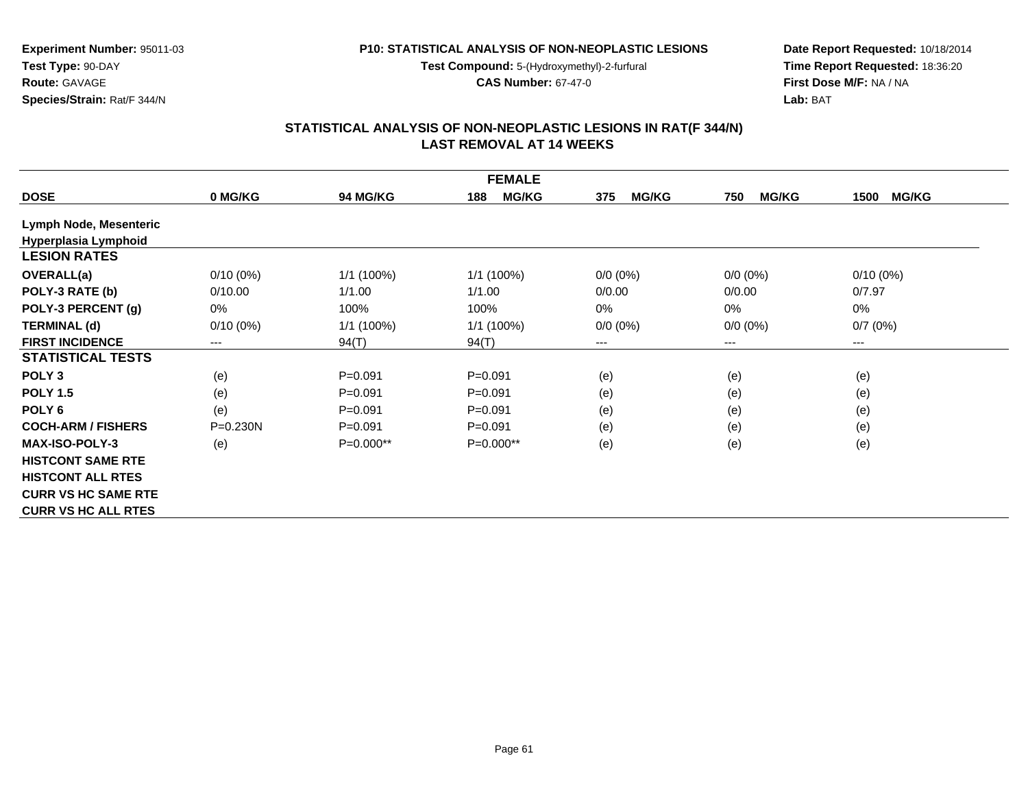**Experiment Number:** 95011-03
**Test Type:** 90-DAY
**Route:** GAVAGE
**Species/Strain:** Rat/F 344/N

**P10: STATISTICAL ANALYSIS OF NON-NEOPLASTIC LESIONS**
**Test Compound:** 5-(Hydroxymethyl)-2-furfural
**CAS Number:** 67-47-0

**Date Report Requested:** 10/18/2014
**Time Report Requested:** 18:36:20
**First Dose M/F:** NA / NA
**Lab:** BAT

## STATISTICAL ANALYSIS OF NON-NEOPLASTIC LESIONS IN RAT(F 344/N) LAST REMOVAL AT 14 WEEKS

| FEMALE | | | | | | |
|---|---|---|---|---|---|---|
| **DOSE** | **0 MG/KG** | **94 MG/KG** | **188 MG/KG** | **375 MG/KG** | **750 MG/KG** | **1500 MG/KG** |
| **Lymph Node, Mesenteric** | | | | | | |
| **Hyperplasia Lymphoid** | | | | | | |
| **LESION RATES** | | | | | | |
| **OVERALL(a)** | 0/10 (0%) | 1/1 (100%) | 1/1 (100%) | 0/0 (0%) | 0/0 (0%) | 0/10 (0%) |
| **POLY-3 RATE (b)** | 0/10.00 | 1/1.00 | 1/1.00 | 0/0.00 | 0/0.00 | 0/7.97 |
| **POLY-3 PERCENT (g)** | 0% | 100% | 100% | 0% | 0% | 0% |
| **TERMINAL (d)** | 0/10 (0%) | 1/1 (100%) | 1/1 (100%) | 0/0 (0%) | 0/0 (0%) | 0/7 (0%) |
| **FIRST INCIDENCE** | --- | 94(T) | 94(T) | --- | --- | --- |
| **STATISTICAL TESTS** | | | | | | |
| **POLY 3** | (e) | P=0.091 | P=0.091 | (e) | (e) | (e) |
| **POLY 1.5** | (e) | P=0.091 | P=0.091 | (e) | (e) | (e) |
| **POLY 6** | (e) | P=0.091 | P=0.091 | (e) | (e) | (e) |
| **COCH-ARM / FISHERS** | P=0.230N | P=0.091 | P=0.091 | (e) | (e) | (e) |
| **MAX-ISO-POLY-3** | (e) | P=0.000** | P=0.000** | (e) | (e) | (e) |
| **HISTCONT SAME RTE** | | | | | | |
| **HISTCONT ALL RTES** | | | | | | |
| **CURR VS HC SAME RTE** | | | | | | |
| **CURR VS HC ALL RTES** | | | | | | |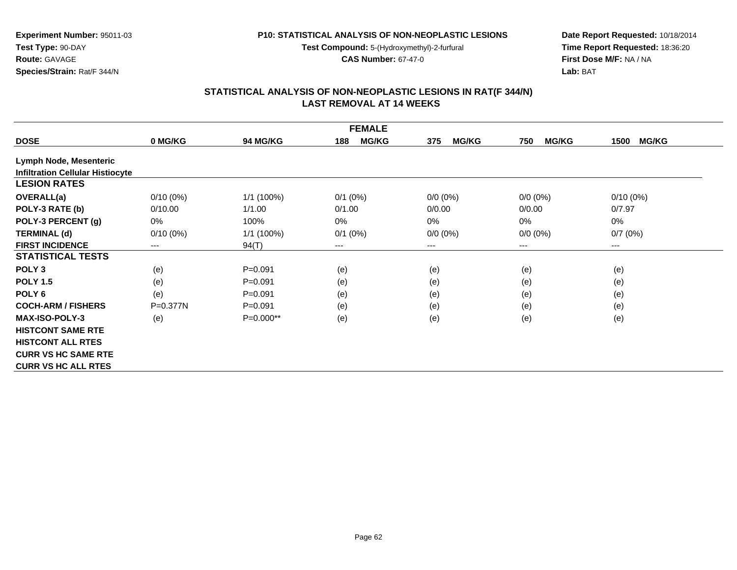**Experiment Number:** 95011-03
**Test Type:** 90-DAY
**Route:** GAVAGE
**Species/Strain:** Rat/F 344/N

**P10: STATISTICAL ANALYSIS OF NON-NEOPLASTIC LESIONS**
**Test Compound:** 5-(Hydroxymethyl)-2-furfural
**CAS Number:** 67-47-0

**Date Report Requested:** 10/18/2014
**Time Report Requested:** 18:36:20
**First Dose M/F:** NA / NA
**Lab:** BAT

## STATISTICAL ANALYSIS OF NON-NEOPLASTIC LESIONS IN RAT(F 344/N)
## LAST REMOVAL AT 14 WEEKS

| FEMALE | | | | | | |
|---|---|---|---|---|---|---|
| **DOSE** | **0 MG/KG** | **94 MG/KG** | **188 MG/KG** | **375 MG/KG** | **750 MG/KG** | **1500 MG/KG** |
| **Lymph Node, Mesenteric** | | | | | | |
| **Infiltration Cellular Histiocyte** | | | | | | |
| **LESION RATES** | | | | | | |
| **OVERALL(a)** | 0/10 (0%) | 1/1 (100%) | 0/1 (0%) | 0/0 (0%) | 0/0 (0%) | 0/10 (0%) |
| **POLY-3 RATE (b)** | 0/10.00 | 1/1.00 | 0/1.00 | 0/0.00 | 0/0.00 | 0/7.97 |
| **POLY-3 PERCENT (g)** | 0% | 100% | 0% | 0% | 0% | 0% |
| **TERMINAL (d)** | 0/10 (0%) | 1/1 (100%) | 0/1 (0%) | 0/0 (0%) | 0/0 (0%) | 0/7 (0%) |
| **FIRST INCIDENCE** | --- | 94(T) | --- | --- | --- | --- |
| **STATISTICAL TESTS** | | | | | | |
| **POLY 3** | (e) | P=0.091 | (e) | (e) | (e) | (e) |
| **POLY 1.5** | (e) | P=0.091 | (e) | (e) | (e) | (e) |
| **POLY 6** | (e) | P=0.091 | (e) | (e) | (e) | (e) |
| **COCH-ARM / FISHERS** | P=0.377N | P=0.091 | (e) | (e) | (e) | (e) |
| **MAX-ISO-POLY-3** | (e) | P=0.000** | (e) | (e) | (e) | (e) |
| **HISTCONT SAME RTE** | | | | | | |
| **HISTCONT ALL RTES** | | | | | | |
| **CURR VS HC SAME RTE** | | | | | | |
| **CURR VS HC ALL RTES** | | | | | | |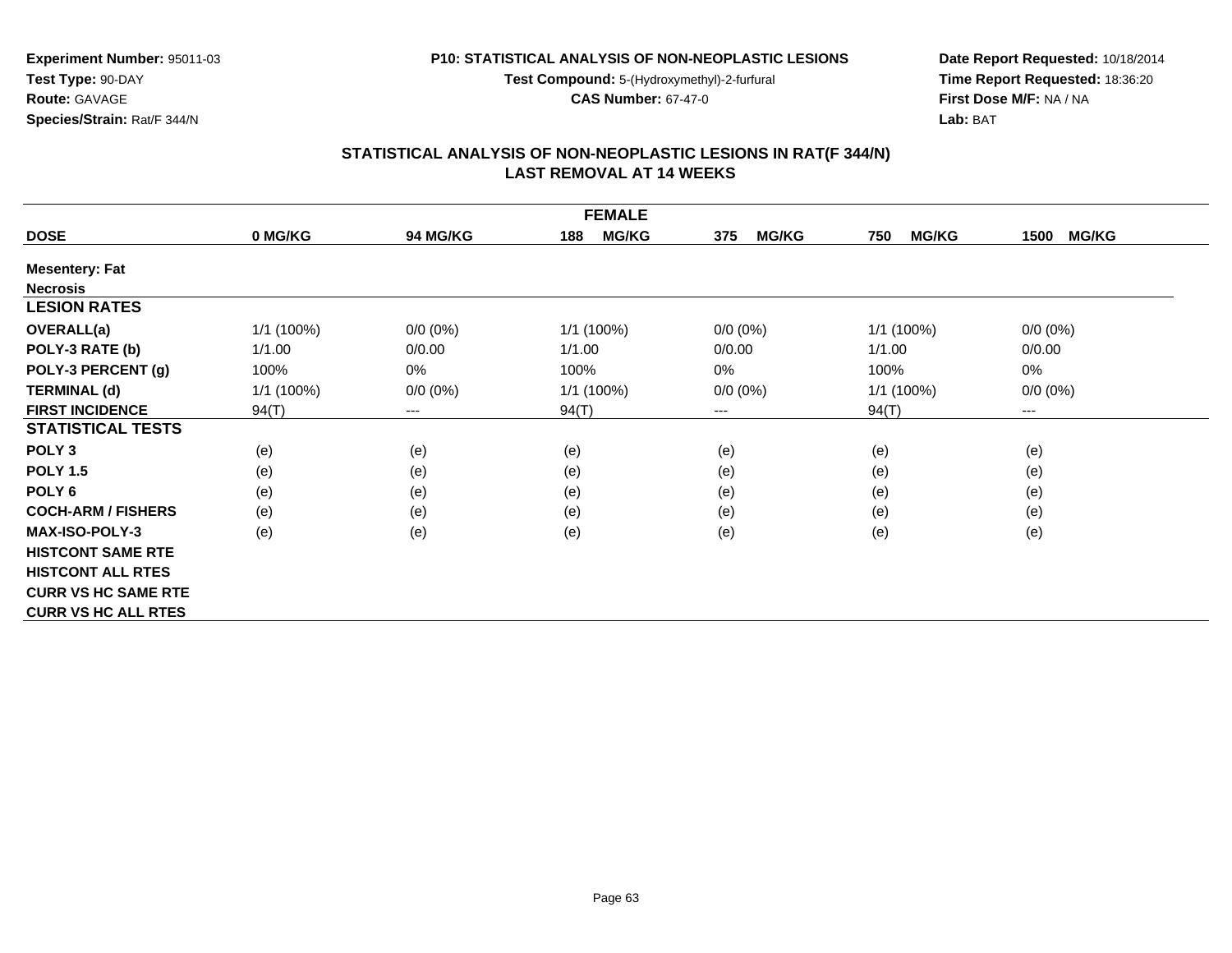**Experiment Number:** 95011-03
**Test Type:** 90-DAY
**Route:** GAVAGE
**Species/Strain:** Rat/F 344/N

**P10: STATISTICAL ANALYSIS OF NON-NEOPLASTIC LESIONS**
**Test Compound:** 5-(Hydroxymethyl)-2-furfural
**CAS Number:** 67-47-0

**Date Report Requested:** 10/18/2014
**Time Report Requested:** 18:36:20
**First Dose M/F:** NA / NA
**Lab:** BAT

## STATISTICAL ANALYSIS OF NON-NEOPLASTIC LESIONS IN RAT(F 344/N)
## LAST REMOVAL AT 14 WEEKS

| FEMALE | | | | | | |
|---|---|---|---|---|---|---|
| **DOSE** | **0 MG/KG** | **94 MG/KG** | **188 MG/KG** | **375 MG/KG** | **750 MG/KG** | **1500 MG/KG** |
| **Mesentery: Fat** | | | | | | |
| **Necrosis** | | | | | | |
| **LESION RATES** | | | | | | |
| **OVERALL(a)** | 1/1 (100%) | 0/0 (0%) | 1/1 (100%) | 0/0 (0%) | 1/1 (100%) | 0/0 (0%) |
| **POLY-3 RATE (b)** | 1/1.00 | 0/0.00 | 1/1.00 | 0/0.00 | 1/1.00 | 0/0.00 |
| **POLY-3 PERCENT (g)** | 100% | 0% | 100% | 0% | 100% | 0% |
| **TERMINAL (d)** | 1/1 (100%) | 0/0 (0%) | 1/1 (100%) | 0/0 (0%) | 1/1 (100%) | 0/0 (0%) |
| **FIRST INCIDENCE** | 94(T) | --- | 94(T) | --- | 94(T) | --- |
| **STATISTICAL TESTS** | | | | | | |
| **POLY 3** | (e) | (e) | (e) | (e) | (e) | (e) |
| **POLY 1.5** | (e) | (e) | (e) | (e) | (e) | (e) |
| **POLY 6** | (e) | (e) | (e) | (e) | (e) | (e) |
| **COCH-ARM / FISHERS** | (e) | (e) | (e) | (e) | (e) | (e) |
| **MAX-ISO-POLY-3** | (e) | (e) | (e) | (e) | (e) | (e) |
| **HISTCONT SAME RTE** | | | | | | |
| **HISTCONT ALL RTES** | | | | | | |
| **CURR VS HC SAME RTE** | | | | | | |
| **CURR VS HC ALL RTES** | | | | | | |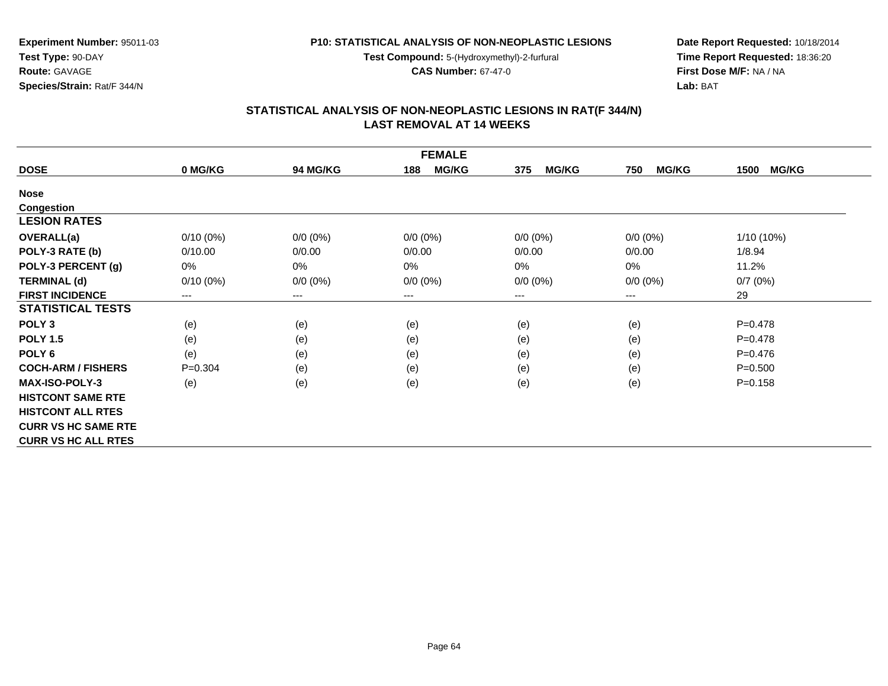**Experiment Number:** 95011-03
**Test Type:** 90-DAY
**Route:** GAVAGE
**Species/Strain:** Rat/F 344/N

**P10: STATISTICAL ANALYSIS OF NON-NEOPLASTIC LESIONS**
**Test Compound:** 5-(Hydroxymethyl)-2-furfural
**CAS Number:** 67-47-0

**Date Report Requested:** 10/18/2014
**Time Report Requested:** 18:36:20
**First Dose M/F:** NA / NA
**Lab:** BAT

## STATISTICAL ANALYSIS OF NON-NEOPLASTIC LESIONS IN RAT(F 344/N)
## LAST REMOVAL AT 14 WEEKS

| FEMALE | | | | | | |
|---|---|---|---|---|---|---|
| **DOSE** | **0 MG/KG** | **94 MG/KG** | **188 MG/KG** | **375 MG/KG** | **750 MG/KG** | **1500 MG/KG** |
| **Nose** | | | | | | |
| **Congestion** | | | | | | |
| **LESION RATES** | | | | | | |
| **OVERALL(a)** | 0/10 (0%) | 0/0 (0%) | 0/0 (0%) | 0/0 (0%) | 0/0 (0%) | 1/10 (10%) |
| **POLY-3 RATE (b)** | 0/10.00 | 0/0.00 | 0/0.00 | 0/0.00 | 0/0.00 | 1/8.94 |
| **POLY-3 PERCENT (g)** | 0% | 0% | 0% | 0% | 0% | 11.2% |
| **TERMINAL (d)** | 0/10 (0%) | 0/0 (0%) | 0/0 (0%) | 0/0 (0%) | 0/0 (0%) | 0/7 (0%) |
| **FIRST INCIDENCE** | --- | --- | --- | --- | --- | 29 |
| **STATISTICAL TESTS** | | | | | | |
| **POLY 3** | (e) | (e) | (e) | (e) | (e) | P=0.478 |
| **POLY 1.5** | (e) | (e) | (e) | (e) | (e) | P=0.478 |
| **POLY 6** | (e) | (e) | (e) | (e) | (e) | P=0.476 |
| **COCH-ARM / FISHERS** | P=0.304 | (e) | (e) | (e) | (e) | P=0.500 |
| **MAX-ISO-POLY-3** | (e) | (e) | (e) | (e) | (e) | P=0.158 |
| **HISTCONT SAME RTE** | | | | | | |
| **HISTCONT ALL RTES** | | | | | | |
| **CURR VS HC SAME RTE** | | | | | | |
| **CURR VS HC ALL RTES** | | | | | | |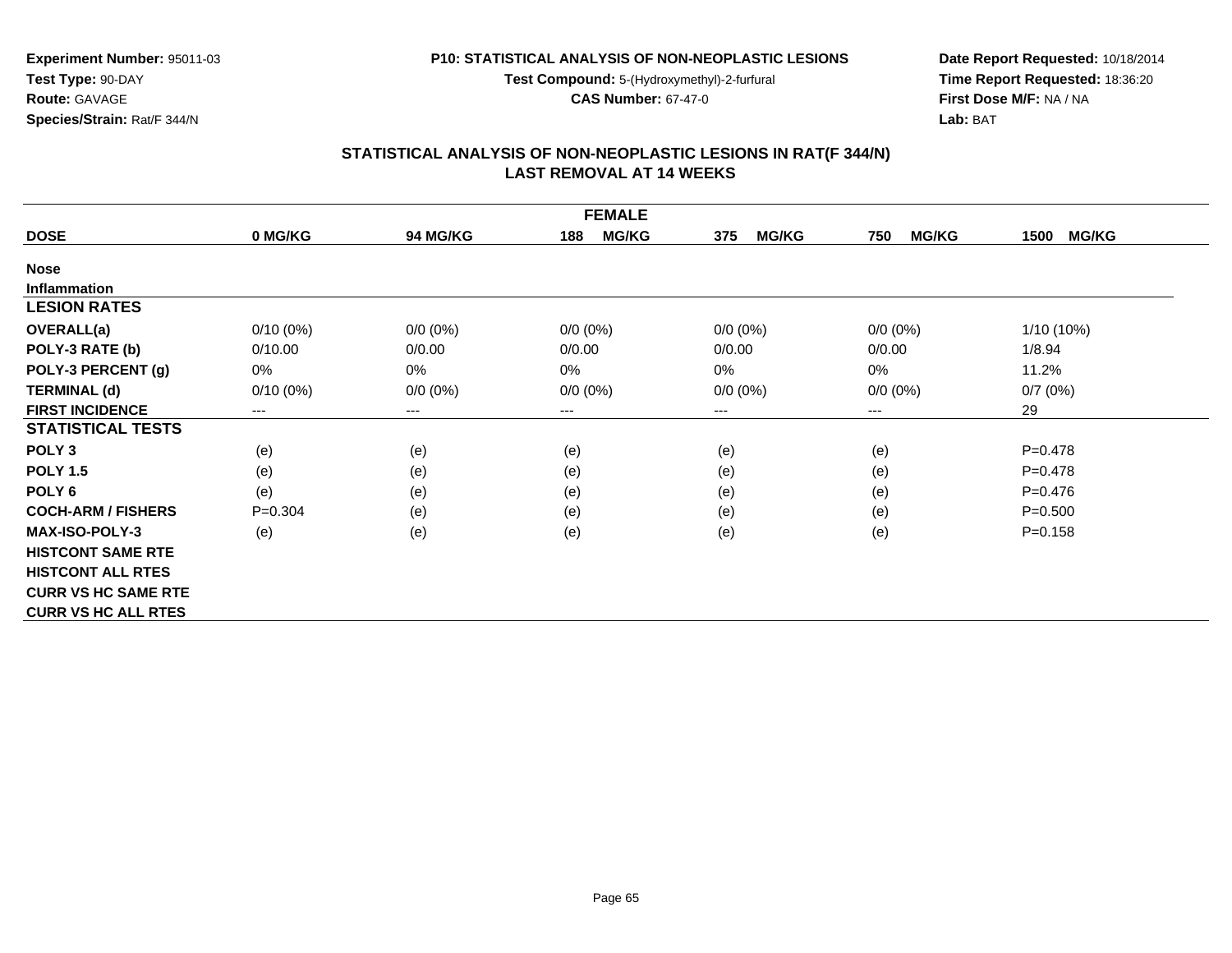**Experiment Number:** 95011-03
**Test Type:** 90-DAY
**Route:** GAVAGE
**Species/Strain:** Rat/F 344/N

**P10: STATISTICAL ANALYSIS OF NON-NEOPLASTIC LESIONS**
**Test Compound:** 5-(Hydroxymethyl)-2-furfural
**CAS Number:** 67-47-0

**Date Report Requested:** 10/18/2014
**Time Report Requested:** 18:36:20
**First Dose M/F:** NA / NA
**Lab:** BAT

## STATISTICAL ANALYSIS OF NON-NEOPLASTIC LESIONS IN RAT(F 344/N)
## LAST REMOVAL AT 14 WEEKS

| FEMALE | | | | | | |
|---|---|---|---|---|---|---|
| **DOSE** | **0 MG/KG** | **94 MG/KG** | **188 MG/KG** | **375 MG/KG** | **750 MG/KG** | **1500 MG/KG** |
| **Nose** | | | | | | |
| **Inflammation** | | | | | | |
| **LESION RATES** | | | | | | |
| **OVERALL(a)** | 0/10 (0%) | 0/0 (0%) | 0/0 (0%) | 0/0 (0%) | 0/0 (0%) | 1/10 (10%) |
| **POLY-3 RATE (b)** | 0/10.00 | 0/0.00 | 0/0.00 | 0/0.00 | 0/0.00 | 1/8.94 |
| **POLY-3 PERCENT (g)** | 0% | 0% | 0% | 0% | 0% | 11.2% |
| **TERMINAL (d)** | 0/10 (0%) | 0/0 (0%) | 0/0 (0%) | 0/0 (0%) | 0/0 (0%) | 0/7 (0%) |
| **FIRST INCIDENCE** | --- | --- | --- | --- | --- | 29 |
| **STATISTICAL TESTS** | | | | | | |
| **POLY 3** | (e) | (e) | (e) | (e) | (e) | P=0.478 |
| **POLY 1.5** | (e) | (e) | (e) | (e) | (e) | P=0.478 |
| **POLY 6** | (e) | (e) | (e) | (e) | (e) | P=0.476 |
| **COCH-ARM / FISHERS** | P=0.304 | (e) | (e) | (e) | (e) | P=0.500 |
| **MAX-ISO-POLY-3** | (e) | (e) | (e) | (e) | (e) | P=0.158 |
| **HISTCONT SAME RTE** | | | | | | |
| **HISTCONT ALL RTES** | | | | | | |
| **CURR VS HC SAME RTE** | | | | | | |
| **CURR VS HC ALL RTES** | | | | | | |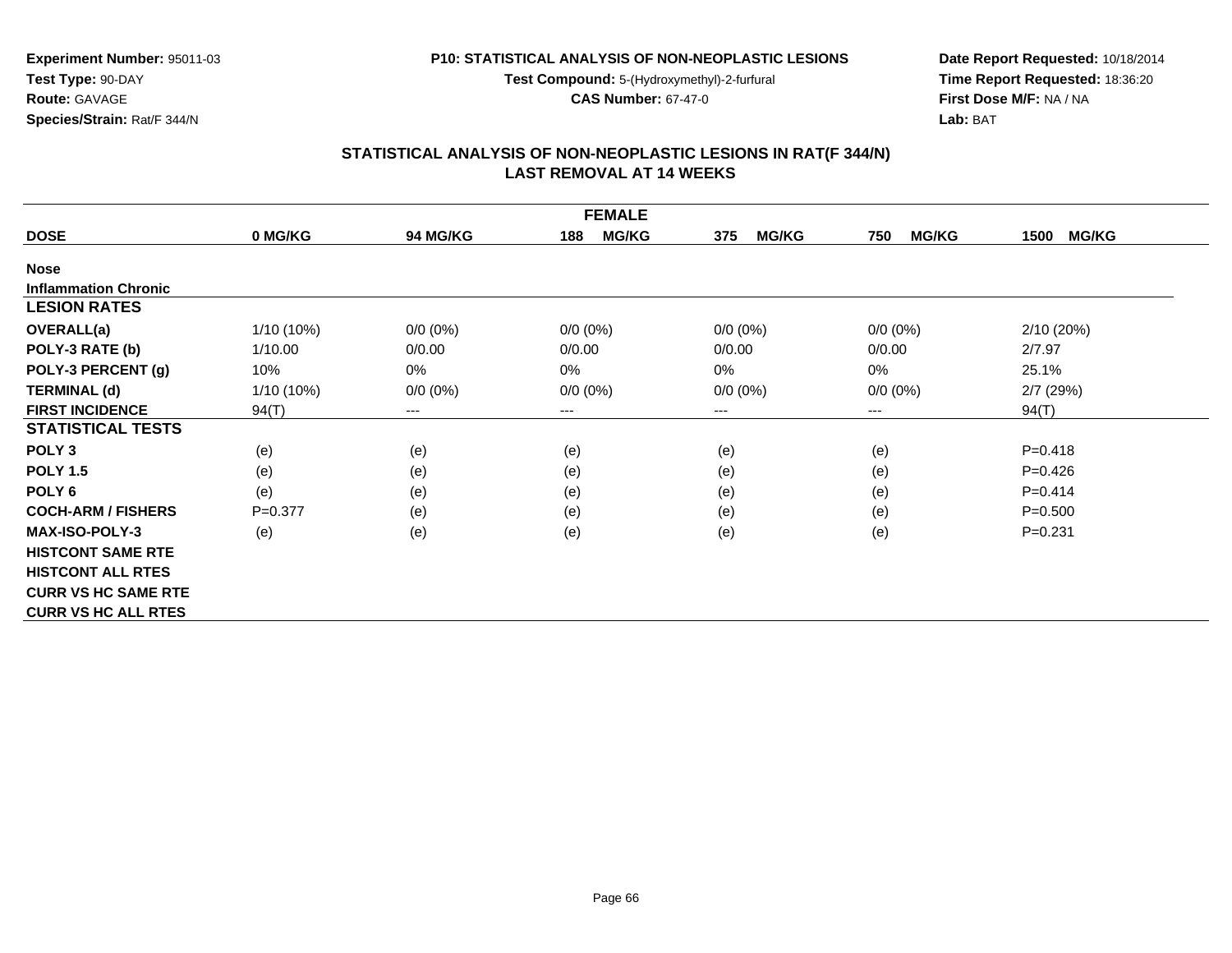**Experiment Number:** 95011-03
**Test Type:** 90-DAY
**Route:** GAVAGE
**Species/Strain:** Rat/F 344/N

**P10: STATISTICAL ANALYSIS OF NON-NEOPLASTIC LESIONS**
**Test Compound:** 5-(Hydroxymethyl)-2-furfural
**CAS Number:** 67-47-0

**Date Report Requested:** 10/18/2014
**Time Report Requested:** 18:36:20
**First Dose M/F:** NA / NA
**Lab:** BAT

## STATISTICAL ANALYSIS OF NON-NEOPLASTIC LESIONS IN RAT(F 344/N)
## LAST REMOVAL AT 14 WEEKS

| FEMALE | | | | | | |
|---|---|---|---|---|---|---|
| **DOSE** | **0 MG/KG** | **94 MG/KG** | **188 MG/KG** | **375 MG/KG** | **750 MG/KG** | **1500 MG/KG** |
| **Nose** | | | | | | |
| **Inflammation Chronic** | | | | | | |
| **LESION RATES** | | | | | | |
| **OVERALL(a)** | 1/10 (10%) | 0/0 (0%) | 0/0 (0%) | 0/0 (0%) | 0/0 (0%) | 2/10 (20%) |
| **POLY-3 RATE (b)** | 1/10.00 | 0/0.00 | 0/0.00 | 0/0.00 | 0/0.00 | 2/7.97 |
| **POLY-3 PERCENT (g)** | 10% | 0% | 0% | 0% | 0% | 25.1% |
| **TERMINAL (d)** | 1/10 (10%) | 0/0 (0%) | 0/0 (0%) | 0/0 (0%) | 0/0 (0%) | 2/7 (29%) |
| **FIRST INCIDENCE** | 94(T) | --- | --- | --- | --- | 94(T) |
| **STATISTICAL TESTS** | | | | | | |
| **POLY 3** | (e) | (e) | (e) | (e) | (e) | P=0.418 |
| **POLY 1.5** | (e) | (e) | (e) | (e) | (e) | P=0.426 |
| **POLY 6** | (e) | (e) | (e) | (e) | (e) | P=0.414 |
| **COCH-ARM / FISHERS** | P=0.377 | (e) | (e) | (e) | (e) | P=0.500 |
| **MAX-ISO-POLY-3** | (e) | (e) | (e) | (e) | (e) | P=0.231 |
| **HISTCONT SAME RTE** | | | | | | |
| **HISTCONT ALL RTES** | | | | | | |
| **CURR VS HC SAME RTE** | | | | | | |
| **CURR VS HC ALL RTES** | | | | | | |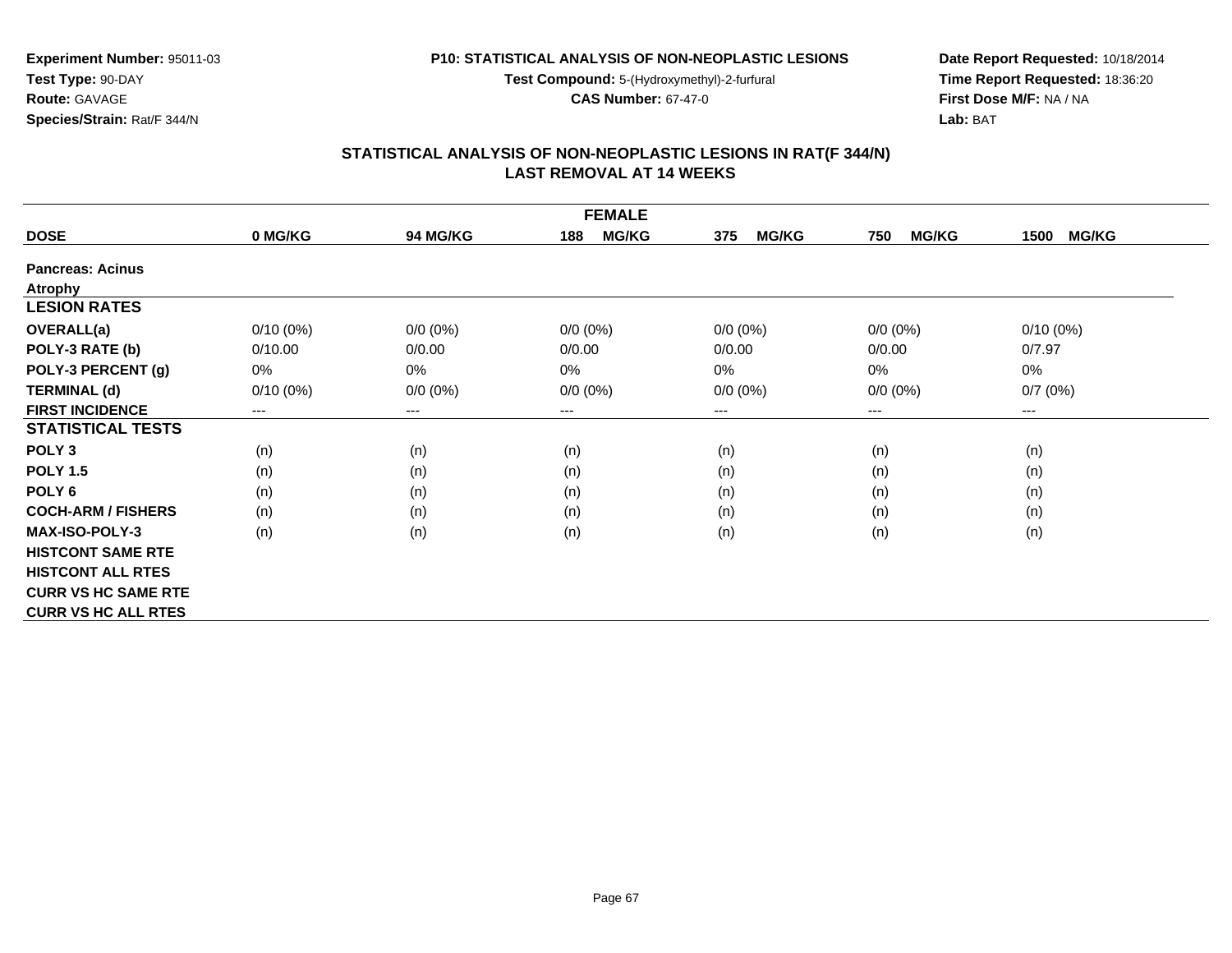**Experiment Number:** 95011-03
**Test Type:** 90-DAY
**Route:** GAVAGE
**Species/Strain:** Rat/F 344/N

**P10: STATISTICAL ANALYSIS OF NON-NEOPLASTIC LESIONS**
**Test Compound:** 5-(Hydroxymethyl)-2-furfural
**CAS Number:** 67-47-0

**Date Report Requested:** 10/18/2014
**Time Report Requested:** 18:36:20
**First Dose M/F:** NA / NA
**Lab:** BAT

## STATISTICAL ANALYSIS OF NON-NEOPLASTIC LESIONS IN RAT(F 344/N) LAST REMOVAL AT 14 WEEKS

| FEMALE | | | | | | |
|---|---|---|---|---|---|---|
| **DOSE** | **0 MG/KG** | **94 MG/KG** | **188 MG/KG** | **375 MG/KG** | **750 MG/KG** | **1500 MG/KG** |
| **Pancreas: Acinus** | | | | | | |
| **Atrophy** | | | | | | |
| **LESION RATES** | | | | | | |
| **OVERALL(a)** | 0/10 (0%) | 0/0 (0%) | 0/0 (0%) | 0/0 (0%) | 0/0 (0%) | 0/10 (0%) |
| **POLY-3 RATE (b)** | 0/10.00 | 0/0.00 | 0/0.00 | 0/0.00 | 0/0.00 | 0/7.97 |
| **POLY-3 PERCENT (g)** | 0% | 0% | 0% | 0% | 0% | 0% |
| **TERMINAL (d)** | 0/10 (0%) | 0/0 (0%) | 0/0 (0%) | 0/0 (0%) | 0/0 (0%) | 0/7 (0%) |
| **FIRST INCIDENCE** | --- | --- | --- | --- | --- | --- |
| **STATISTICAL TESTS** | | | | | | |
| **POLY 3** | (n) | (n) | (n) | (n) | (n) | (n) |
| **POLY 1.5** | (n) | (n) | (n) | (n) | (n) | (n) |
| **POLY 6** | (n) | (n) | (n) | (n) | (n) | (n) |
| **COCH-ARM / FISHERS** | (n) | (n) | (n) | (n) | (n) | (n) |
| **MAX-ISO-POLY-3** | (n) | (n) | (n) | (n) | (n) | (n) |
| **HISTCONT SAME RTE** | | | | | | |
| **HISTCONT ALL RTES** | | | | | | |
| **CURR VS HC SAME RTE** | | | | | | |
| **CURR VS HC ALL RTES** | | | | | | |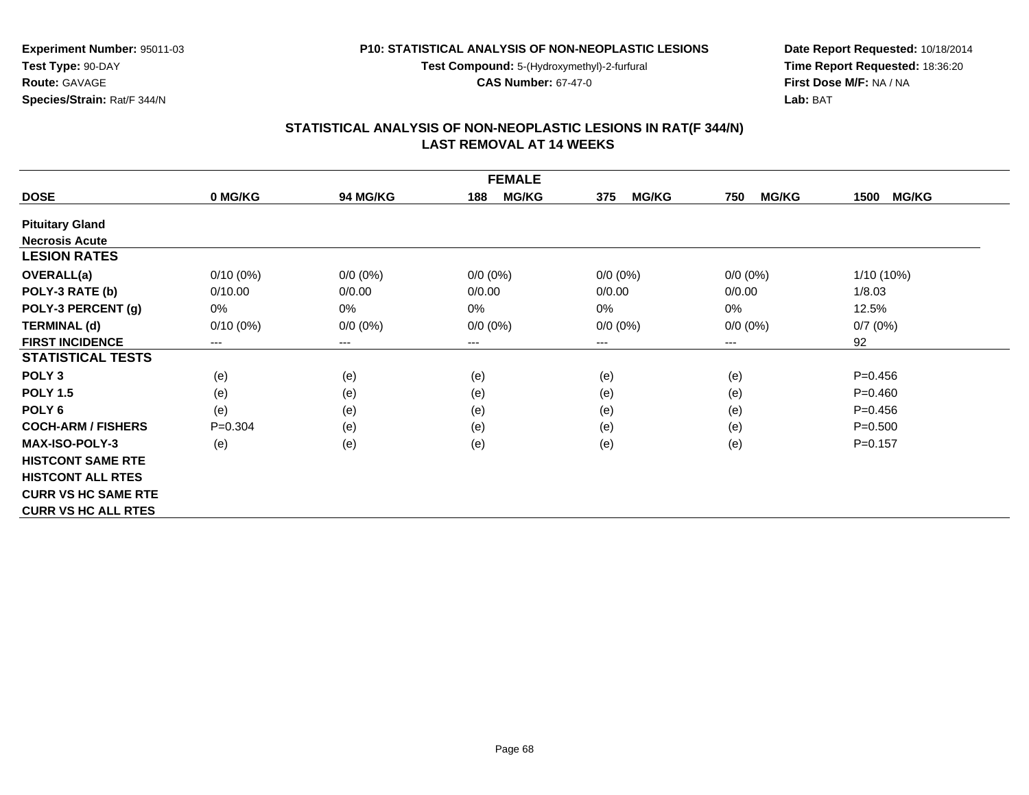**Experiment Number:** 95011-03
**Test Type:** 90-DAY
**Route:** GAVAGE
**Species/Strain:** Rat/F 344/N

**P10: STATISTICAL ANALYSIS OF NON-NEOPLASTIC LESIONS**
**Test Compound:** 5-(Hydroxymethyl)-2-furfural
**CAS Number:** 67-47-0

**Date Report Requested:** 10/18/2014
**Time Report Requested:** 18:36:20
**First Dose M/F:** NA / NA
**Lab:** BAT

## STATISTICAL ANALYSIS OF NON-NEOPLASTIC LESIONS IN RAT(F 344/N)
## LAST REMOVAL AT 14 WEEKS

| FEMALE | | | | | | |
|---|---|---|---|---|---|---|
| **DOSE** | **0 MG/KG** | **94 MG/KG** | **188 MG/KG** | **375 MG/KG** | **750 MG/KG** | **1500 MG/KG** |
| **Pituitary Gland** | | | | | | |
| **Necrosis Acute** | | | | | | |
| **LESION RATES** | | | | | | |
| **OVERALL(a)** | 0/10 (0%) | 0/0 (0%) | 0/0 (0%) | 0/0 (0%) | 0/0 (0%) | 1/10 (10%) |
| **POLY-3 RATE (b)** | 0/10.00 | 0/0.00 | 0/0.00 | 0/0.00 | 0/0.00 | 1/8.03 |
| **POLY-3 PERCENT (g)** | 0% | 0% | 0% | 0% | 0% | 12.5% |
| **TERMINAL (d)** | 0/10 (0%) | 0/0 (0%) | 0/0 (0%) | 0/0 (0%) | 0/0 (0%) | 0/7 (0%) |
| **FIRST INCIDENCE** | --- | --- | --- | --- | --- | 92 |
| **STATISTICAL TESTS** | | | | | | |
| **POLY 3** | (e) | (e) | (e) | (e) | (e) | P=0.456 |
| **POLY 1.5** | (e) | (e) | (e) | (e) | (e) | P=0.460 |
| **POLY 6** | (e) | (e) | (e) | (e) | (e) | P=0.456 |
| **COCH-ARM / FISHERS** | P=0.304 | (e) | (e) | (e) | (e) | P=0.500 |
| **MAX-ISO-POLY-3** | (e) | (e) | (e) | (e) | (e) | P=0.157 |
| **HISTCONT SAME RTE** | | | | | | |
| **HISTCONT ALL RTES** | | | | | | |
| **CURR VS HC SAME RTE** | | | | | | |
| **CURR VS HC ALL RTES** | | | | | | |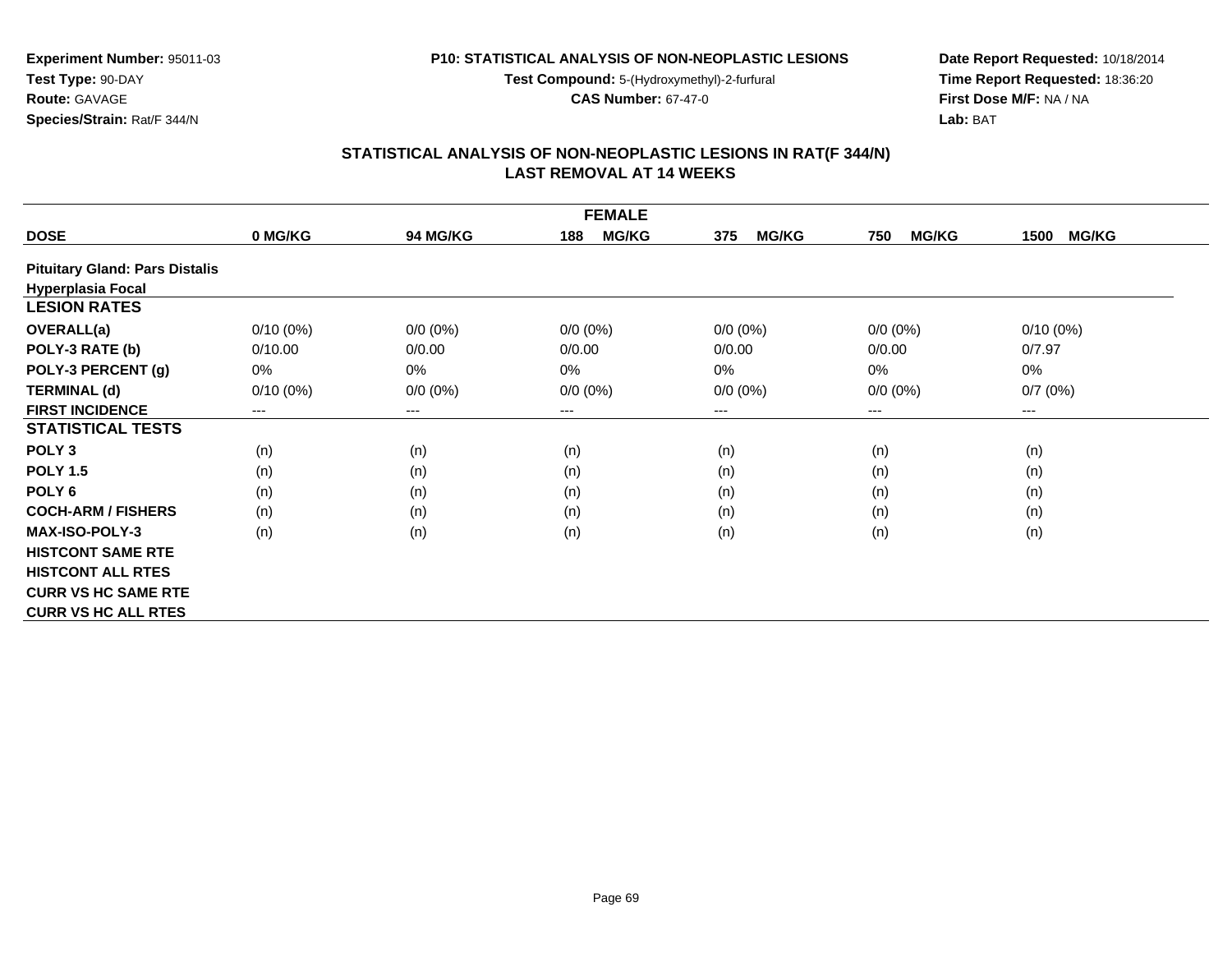Experiment Number: 95011-03
Test Type: 90-DAY
Route: GAVAGE
Species/Strain: Rat/F 344/N

**P10: STATISTICAL ANALYSIS OF NON-NEOPLASTIC LESIONS**
**Test Compound:** 5-(Hydroxymethyl)-2-furfural
**CAS Number:** 67-47-0

Date Report Requested: 10/18/2014
Time Report Requested: 18:36:20
First Dose M/F: NA / NA
Lab: BAT

## STATISTICAL ANALYSIS OF NON-NEOPLASTIC LESIONS IN RAT(F 344/N) LAST REMOVAL AT 14 WEEKS

| FEMALE | | | | | | |
|---|---|---|---|---|---|---|
| **DOSE** | **0 MG/KG** | **94 MG/KG** | **188 MG/KG** | **375 MG/KG** | **750 MG/KG** | **1500 MG/KG** |
| **Pituitary Gland: Pars Distalis Hyperplasia Focal** | | | | | | |
| **LESION RATES** | | | | | | |
| **OVERALL(a)** | 0/10 (0%) | 0/0 (0%) | 0/0 (0%) | 0/0 (0%) | 0/0 (0%) | 0/10 (0%) |
| **POLY-3 RATE (b)** | 0/10.00 | 0/0.00 | 0/0.00 | 0/0.00 | 0/0.00 | 0/7.97 |
| **POLY-3 PERCENT (g)** | 0% | 0% | 0% | 0% | 0% | 0% |
| **TERMINAL (d)** | 0/10 (0%) | 0/0 (0%) | 0/0 (0%) | 0/0 (0%) | 0/0 (0%) | 0/7 (0%) |
| **FIRST INCIDENCE** | --- | --- | --- | --- | --- | --- |
| **STATISTICAL TESTS** | | | | | | |
| **POLY 3** | (n) | (n) | (n) | (n) | (n) | (n) |
| **POLY 1.5** | (n) | (n) | (n) | (n) | (n) | (n) |
| **POLY 6** | (n) | (n) | (n) | (n) | (n) | (n) |
| **COCH-ARM / FISHERS** | (n) | (n) | (n) | (n) | (n) | (n) |
| **MAX-ISO-POLY-3** | (n) | (n) | (n) | (n) | (n) | (n) |
| **HISTCONT SAME RTE** | | | | | | |
| **HISTCONT ALL RTES** | | | | | | |
| **CURR VS HC SAME RTE** | | | | | | |
| **CURR VS HC ALL RTES** | | | | | | |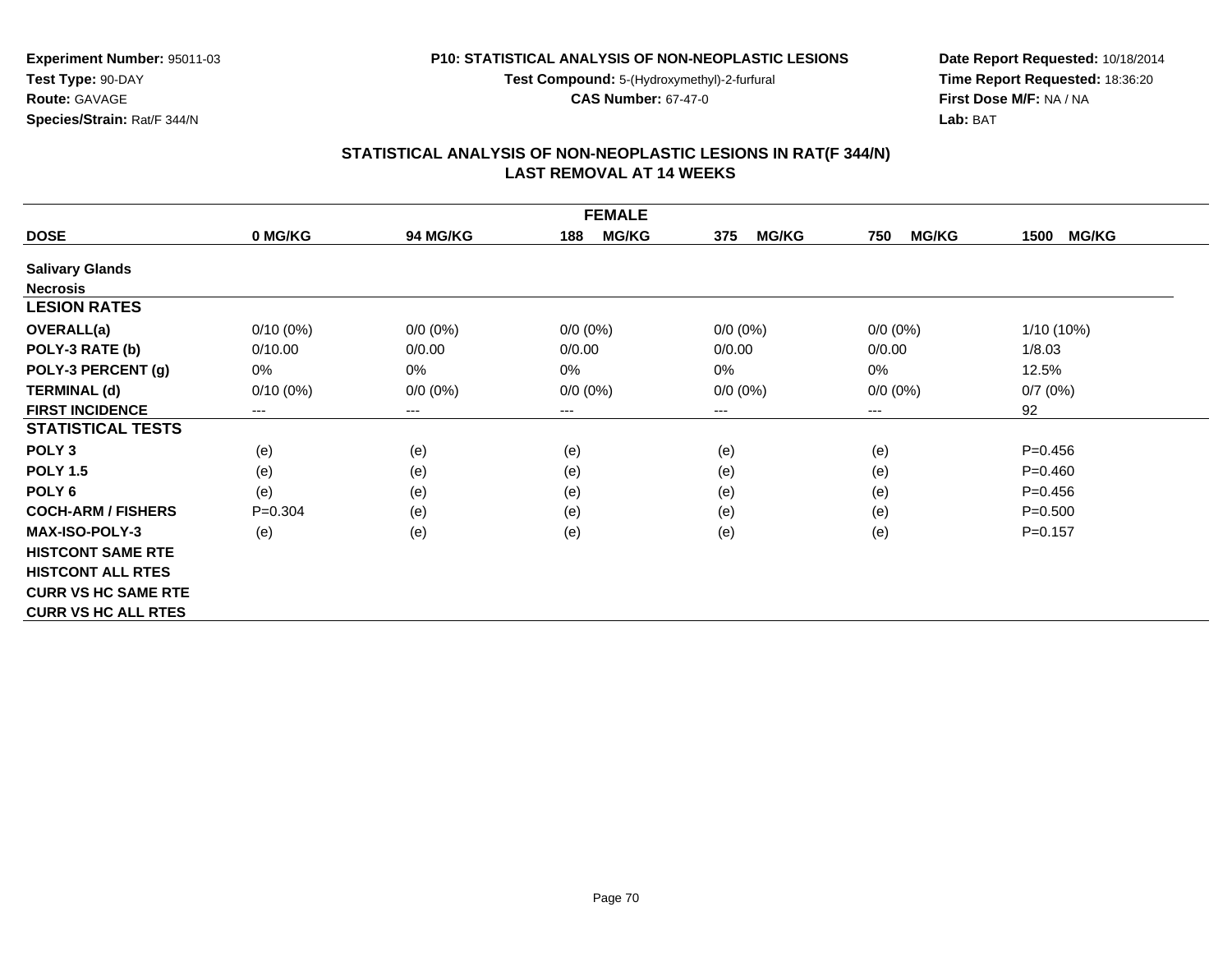**Experiment Number:** 95011-03
**Test Type:** 90-DAY
**Route:** GAVAGE
**Species/Strain:** Rat/F 344/N

**P10: STATISTICAL ANALYSIS OF NON-NEOPLASTIC LESIONS**
**Test Compound:** 5-(Hydroxymethyl)-2-furfural
**CAS Number:** 67-47-0

**Date Report Requested:** 10/18/2014
**Time Report Requested:** 18:36:20
**First Dose M/F:** NA / NA
**Lab:** BAT

## STATISTICAL ANALYSIS OF NON-NEOPLASTIC LESIONS IN RAT(F 344/N)
## LAST REMOVAL AT 14 WEEKS

| FEMALE | | | | | | |
|---|---|---|---|---|---|---|
| **DOSE** | **0 MG/KG** | **94 MG/KG** | **188 MG/KG** | **375 MG/KG** | **750 MG/KG** | **1500 MG/KG** |
| **Salivary Glands** | | | | | | |
| **Necrosis** | | | | | | |
| **LESION RATES** | | | | | | |
| **OVERALL(a)** | 0/10 (0%) | 0/0 (0%) | 0/0 (0%) | 0/0 (0%) | 0/0 (0%) | 1/10 (10%) |
| **POLY-3 RATE (b)** | 0/10.00 | 0/0.00 | 0/0.00 | 0/0.00 | 0/0.00 | 1/8.03 |
| **POLY-3 PERCENT (g)** | 0% | 0% | 0% | 0% | 0% | 12.5% |
| **TERMINAL (d)** | 0/10 (0%) | 0/0 (0%) | 0/0 (0%) | 0/0 (0%) | 0/0 (0%) | 0/7 (0%) |
| **FIRST INCIDENCE** | --- | --- | --- | --- | --- | 92 |
| **STATISTICAL TESTS** | | | | | | |
| **POLY 3** | (e) | (e) | (e) | (e) | (e) | P=0.456 |
| **POLY 1.5** | (e) | (e) | (e) | (e) | (e) | P=0.460 |
| **POLY 6** | (e) | (e) | (e) | (e) | (e) | P=0.456 |
| **COCH-ARM / FISHERS** | P=0.304 | (e) | (e) | (e) | (e) | P=0.500 |
| **MAX-ISO-POLY-3** | (e) | (e) | (e) | (e) | (e) | P=0.157 |
| **HISTCONT SAME RTE** | | | | | | |
| **HISTCONT ALL RTES** | | | | | | |
| **CURR VS HC SAME RTE** | | | | | | |
| **CURR VS HC ALL RTES** | | | | | | |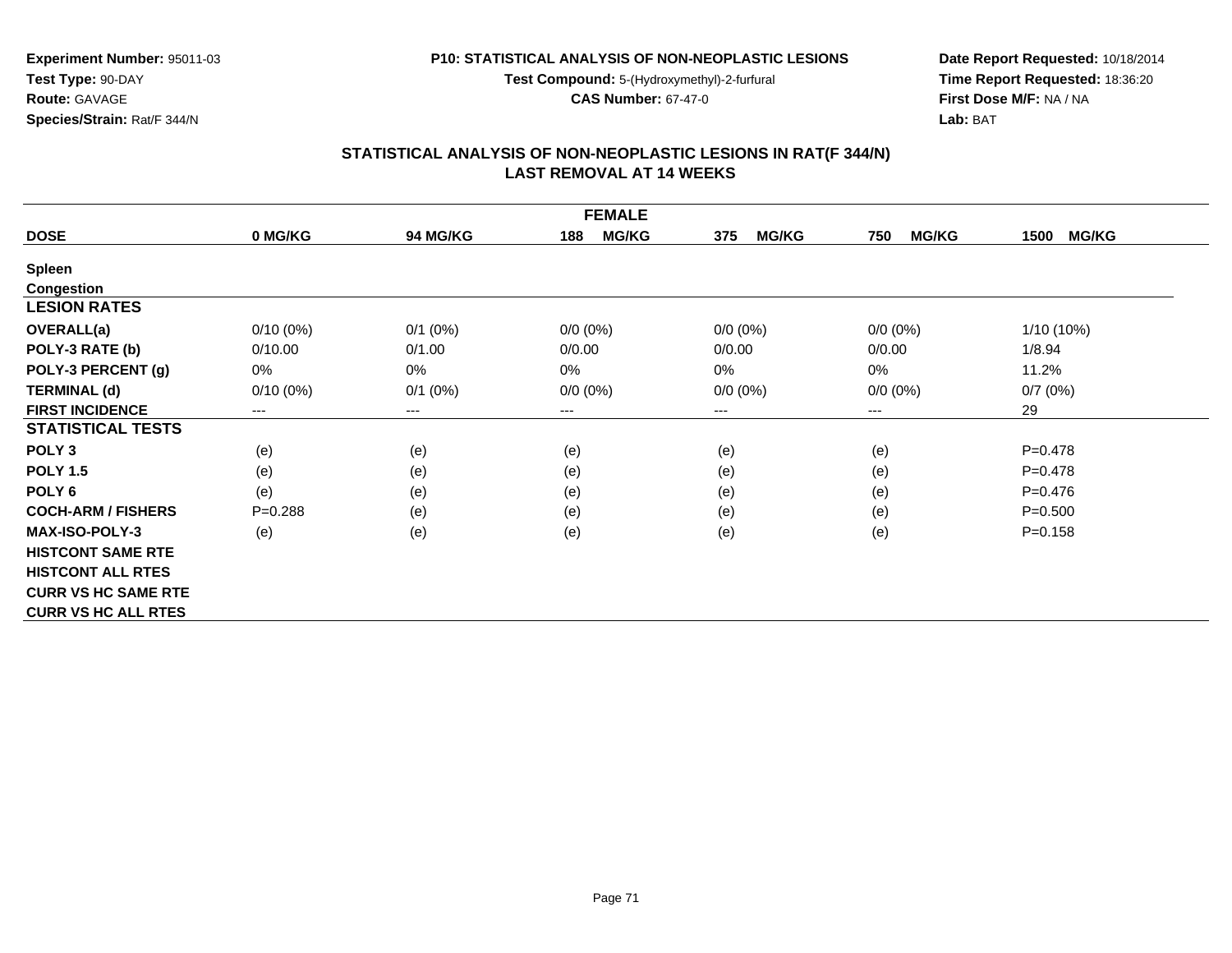**Experiment Number:** 95011-03
**Test Type:** 90-DAY
**Route:** GAVAGE
**Species/Strain:** Rat/F 344/N

**P10: STATISTICAL ANALYSIS OF NON-NEOPLASTIC LESIONS**
**Test Compound:** 5-(Hydroxymethyl)-2-furfural
**CAS Number:** 67-47-0

**Date Report Requested:** 10/18/2014
**Time Report Requested:** 18:36:20
**First Dose M/F:** NA / NA
**Lab:** BAT

## STATISTICAL ANALYSIS OF NON-NEOPLASTIC LESIONS IN RAT(F 344/N)
## LAST REMOVAL AT 14 WEEKS

| FEMALE | | | | | | |
|---|---|---|---|---|---|---|
| **DOSE** | **0 MG/KG** | **94 MG/KG** | **188 MG/KG** | **375 MG/KG** | **750 MG/KG** | **1500 MG/KG** |
| **Spleen** | | | | | | |
| **Congestion** | | | | | | |
| **LESION RATES** | | | | | | |
| **OVERALL(a)** | 0/10 (0%) | 0/1 (0%) | 0/0 (0%) | 0/0 (0%) | 0/0 (0%) | 1/10 (10%) |
| **POLY-3 RATE (b)** | 0/10.00 | 0/1.00 | 0/0.00 | 0/0.00 | 0/0.00 | 1/8.94 |
| **POLY-3 PERCENT (g)** | 0% | 0% | 0% | 0% | 0% | 11.2% |
| **TERMINAL (d)** | 0/10 (0%) | 0/1 (0%) | 0/0 (0%) | 0/0 (0%) | 0/0 (0%) | 0/7 (0%) |
| **FIRST INCIDENCE** | --- | --- | --- | --- | --- | 29 |
| **STATISTICAL TESTS** | | | | | | |
| **POLY 3** | (e) | (e) | (e) | (e) | (e) | P=0.478 |
| **POLY 1.5** | (e) | (e) | (e) | (e) | (e) | P=0.478 |
| **POLY 6** | (e) | (e) | (e) | (e) | (e) | P=0.476 |
| **COCH-ARM / FISHERS** | P=0.288 | (e) | (e) | (e) | (e) | P=0.500 |
| **MAX-ISO-POLY-3** | (e) | (e) | (e) | (e) | (e) | P=0.158 |
| **HISTCONT SAME RTE** | | | | | | |
| **HISTCONT ALL RTES** | | | | | | |
| **CURR VS HC SAME RTE** | | | | | | |
| **CURR VS HC ALL RTES** | | | | | | |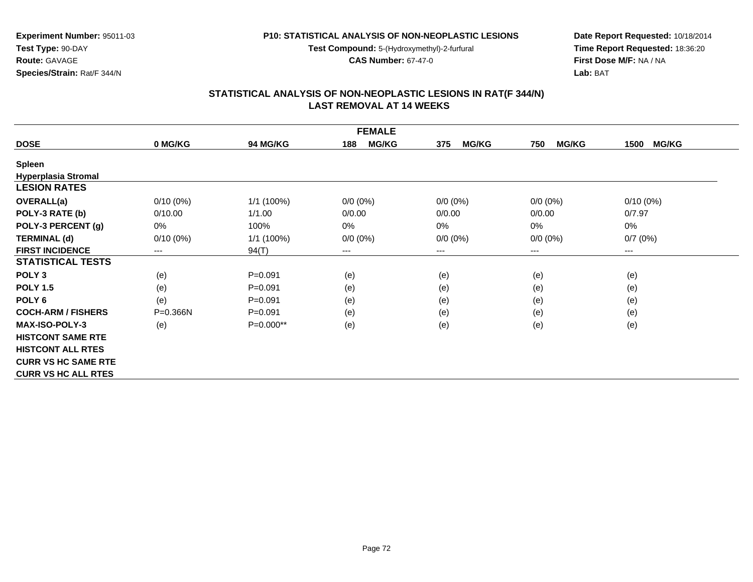**Experiment Number:** 95011-03
**Test Type:** 90-DAY
**Route:** GAVAGE
**Species/Strain:** Rat/F 344/N

**P10: STATISTICAL ANALYSIS OF NON-NEOPLASTIC LESIONS**
**Test Compound:** 5-(Hydroxymethyl)-2-furfural
**CAS Number:** 67-47-0

**Date Report Requested:** 10/18/2014
**Time Report Requested:** 18:36:20
**First Dose M/F:** NA / NA
**Lab:** BAT

## STATISTICAL ANALYSIS OF NON-NEOPLASTIC LESIONS IN RAT(F 344/N)
## LAST REMOVAL AT 14 WEEKS

| FEMALE | | | | | | |
|---|---|---|---|---|---|---|
| **DOSE** | **0 MG/KG** | **94 MG/KG** | **188 MG/KG** | **375 MG/KG** | **750 MG/KG** | **1500 MG/KG** |
| **Spleen** | | | | | | |
| **Hyperplasia Stromal** | | | | | | |
| **LESION RATES** | | | | | | |
| **OVERALL(a)** | 0/10 (0%) | 1/1 (100%) | 0/0 (0%) | 0/0 (0%) | 0/0 (0%) | 0/10 (0%) |
| **POLY-3 RATE (b)** | 0/10.00 | 1/1.00 | 0/0.00 | 0/0.00 | 0/0.00 | 0/7.97 |
| **POLY-3 PERCENT (g)** | 0% | 100% | 0% | 0% | 0% | 0% |
| **TERMINAL (d)** | 0/10 (0%) | 1/1 (100%) | 0/0 (0%) | 0/0 (0%) | 0/0 (0%) | 0/7 (0%) |
| **FIRST INCIDENCE** | --- | 94(T) | --- | --- | --- | --- |
| **STATISTICAL TESTS** | | | | | | |
| **POLY 3** | (e) | P=0.091 | (e) | (e) | (e) | (e) |
| **POLY 1.5** | (e) | P=0.091 | (e) | (e) | (e) | (e) |
| **POLY 6** | (e) | P=0.091 | (e) | (e) | (e) | (e) |
| **COCH-ARM / FISHERS** | P=0.366N | P=0.091 | (e) | (e) | (e) | (e) |
| **MAX-ISO-POLY-3** | (e) | P=0.000** | (e) | (e) | (e) | (e) |
| **HISTCONT SAME RTE** | | | | | | |
| **HISTCONT ALL RTES** | | | | | | |
| **CURR VS HC SAME RTE** | | | | | | |
| **CURR VS HC ALL RTES** | | | | | | |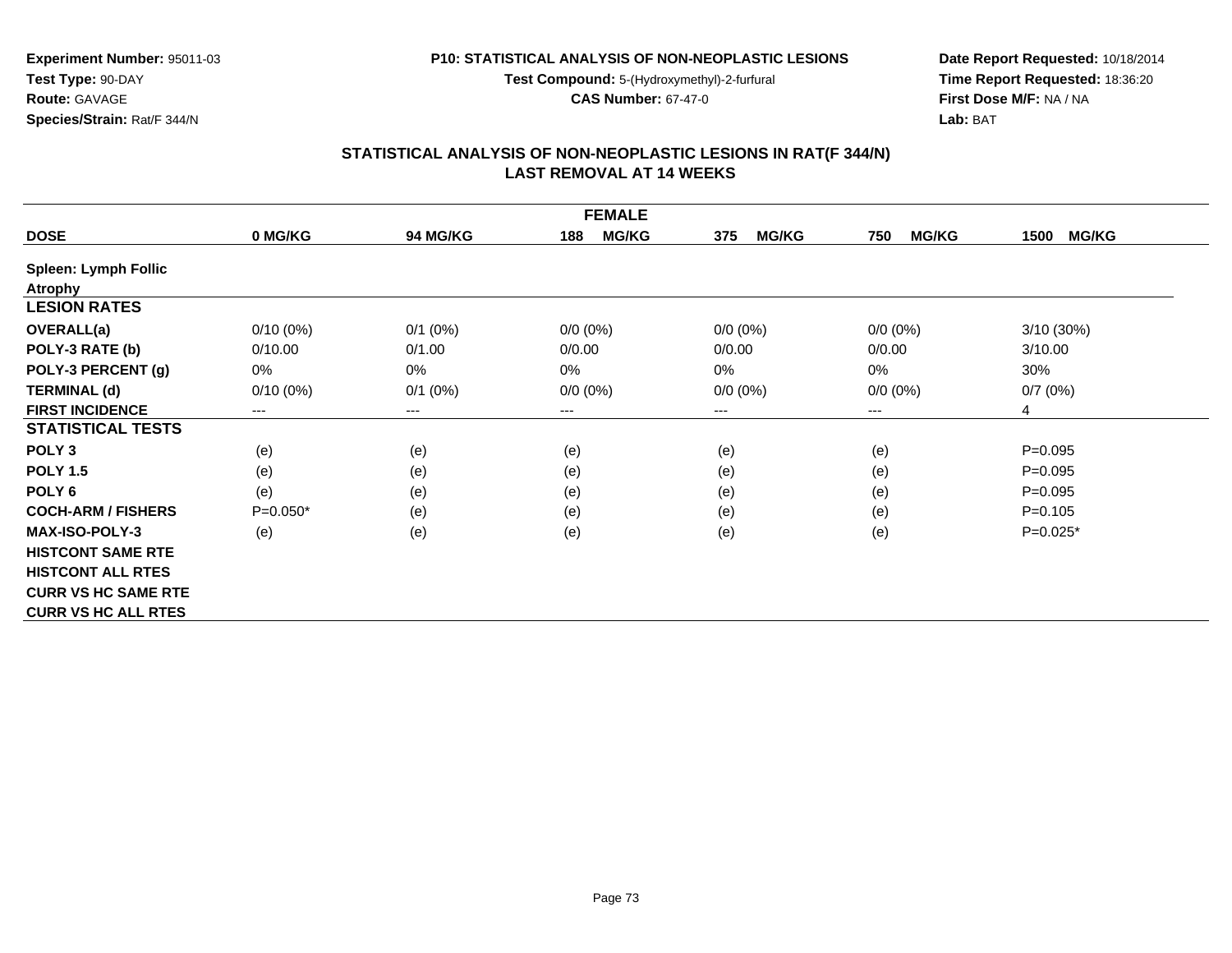**Experiment Number:** 95011-03
**Test Type:** 90-DAY
**Route:** GAVAGE
**Species/Strain:** Rat/F 344/N

**P10: STATISTICAL ANALYSIS OF NON-NEOPLASTIC LESIONS**
**Test Compound:** 5-(Hydroxymethyl)-2-furfural
**CAS Number:** 67-47-0

**Date Report Requested:** 10/18/2014
**Time Report Requested:** 18:36:20
**First Dose M/F:** NA / NA
**Lab:** BAT

## STATISTICAL ANALYSIS OF NON-NEOPLASTIC LESIONS IN RAT(F 344/N) LAST REMOVAL AT 14 WEEKS

| FEMALE | | | | | | |
|---|---|---|---|---|---|---|
| **DOSE** | **0 MG/KG** | **94 MG/KG** | **188 MG/KG** | **375 MG/KG** | **750 MG/KG** | **1500 MG/KG** |
| **Spleen: Lymph Follic Atrophy** | | | | | | |
| **LESION RATES** | | | | | | |
| **OVERALL(a)** | 0/10 (0%) | 0/1 (0%) | 0/0 (0%) | 0/0 (0%) | 0/0 (0%) | 3/10 (30%) |
| **POLY-3 RATE (b)** | 0/10.00 | 0/1.00 | 0/0.00 | 0/0.00 | 0/0.00 | 3/10.00 |
| **POLY-3 PERCENT (g)** | 0% | 0% | 0% | 0% | 0% | 30% |
| **TERMINAL (d)** | 0/10 (0%) | 0/1 (0%) | 0/0 (0%) | 0/0 (0%) | 0/0 (0%) | 0/7 (0%) |
| **FIRST INCIDENCE** | --- | --- | --- | --- | --- | 4 |
| **STATISTICAL TESTS** | | | | | | |
| **POLY 3** | (e) | (e) | (e) | (e) | (e) | P=0.095 |
| **POLY 1.5** | (e) | (e) | (e) | (e) | (e) | P=0.095 |
| **POLY 6** | (e) | (e) | (e) | (e) | (e) | P=0.095 |
| **COCH-ARM / FISHERS** | P=0.050* | (e) | (e) | (e) | (e) | P=0.105 |
| **MAX-ISO-POLY-3** | (e) | (e) | (e) | (e) | (e) | P=0.025* |
| **HISTCONT SAME RTE** | | | | | | |
| **HISTCONT ALL RTES** | | | | | | |
| **CURR VS HC SAME RTE** | | | | | | |
| **CURR VS HC ALL RTES** | | | | | | |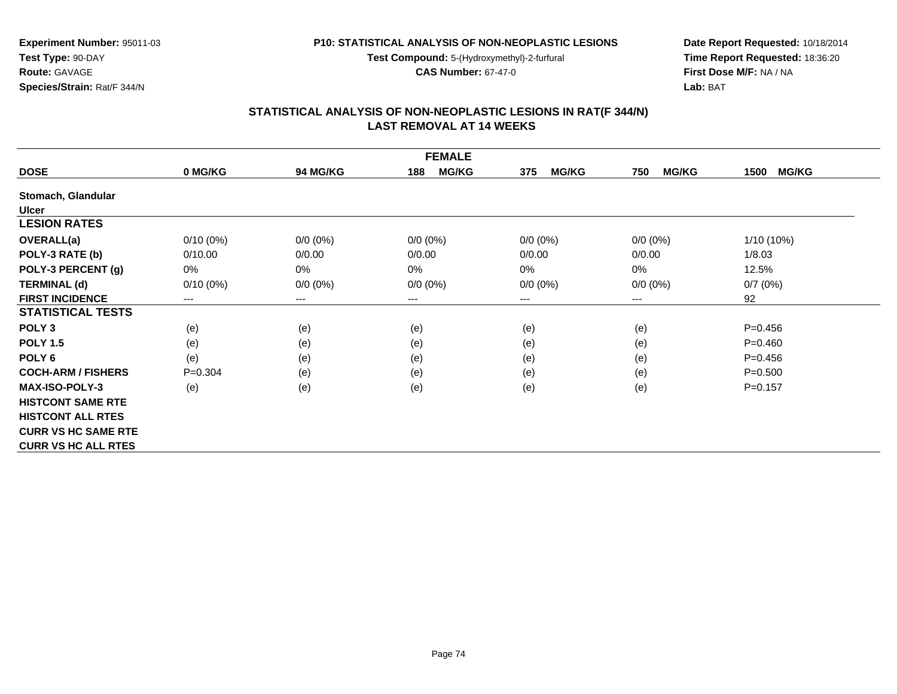**Experiment Number:** 95011-03
**Test Type:** 90-DAY
**Route:** GAVAGE
**Species/Strain:** Rat/F 344/N

**P10: STATISTICAL ANALYSIS OF NON-NEOPLASTIC LESIONS**
**Test Compound:** 5-(Hydroxymethyl)-2-furfural
**CAS Number:** 67-47-0

**Date Report Requested:** 10/18/2014
**Time Report Requested:** 18:36:20
**First Dose M/F:** NA / NA
**Lab:** BAT

## STATISTICAL ANALYSIS OF NON-NEOPLASTIC LESIONS IN RAT(F 344/N)
## LAST REMOVAL AT 14 WEEKS

| FEMALE | | | | | | |
|---|---|---|---|---|---|---|
| **DOSE** | **0 MG/KG** | **94 MG/KG** | **188 MG/KG** | **375 MG/KG** | **750 MG/KG** | **1500 MG/KG** |
| **Stomach, Glandular** | | | | | | |
| **Ulcer** | | | | | | |
| **LESION RATES** | | | | | | |
| **OVERALL(a)** | 0/10 (0%) | 0/0 (0%) | 0/0 (0%) | 0/0 (0%) | 0/0 (0%) | 1/10 (10%) |
| **POLY-3 RATE (b)** | 0/10.00 | 0/0.00 | 0/0.00 | 0/0.00 | 0/0.00 | 1/8.03 |
| **POLY-3 PERCENT (g)** | 0% | 0% | 0% | 0% | 0% | 12.5% |
| **TERMINAL (d)** | 0/10 (0%) | 0/0 (0%) | 0/0 (0%) | 0/0 (0%) | 0/0 (0%) | 0/7 (0%) |
| **FIRST INCIDENCE** | --- | --- | --- | --- | --- | 92 |
| **STATISTICAL TESTS** | | | | | | |
| **POLY 3** | (e) | (e) | (e) | (e) | (e) | P=0.456 |
| **POLY 1.5** | (e) | (e) | (e) | (e) | (e) | P=0.460 |
| **POLY 6** | (e) | (e) | (e) | (e) | (e) | P=0.456 |
| **COCH-ARM / FISHERS** | P=0.304 | (e) | (e) | (e) | (e) | P=0.500 |
| **MAX-ISO-POLY-3** | (e) | (e) | (e) | (e) | (e) | P=0.157 |
| **HISTCONT SAME RTE** | | | | | | |
| **HISTCONT ALL RTES** | | | | | | |
| **CURR VS HC SAME RTE** | | | | | | |
| **CURR VS HC ALL RTES** | | | | | | |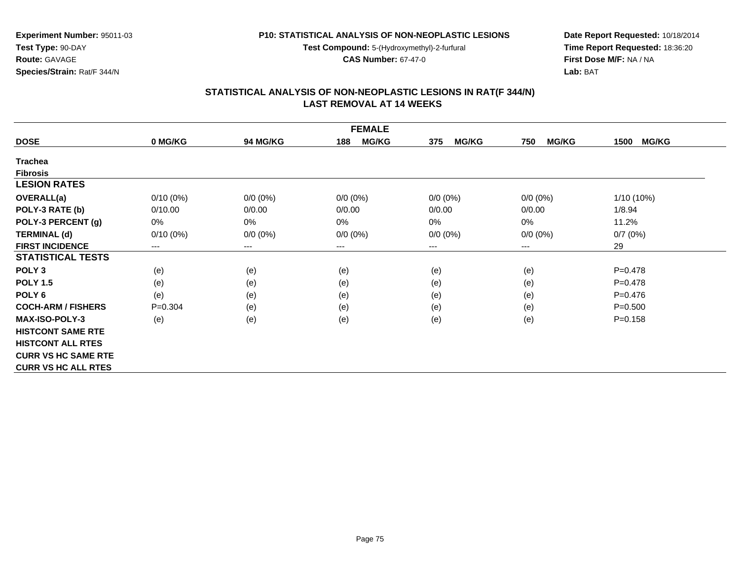**Experiment Number:** 95011-03
**Test Type:** 90-DAY
**Route:** GAVAGE
**Species/Strain:** Rat/F 344/N

**P10: STATISTICAL ANALYSIS OF NON-NEOPLASTIC LESIONS**
**Test Compound:** 5-(Hydroxymethyl)-2-furfural
**CAS Number:** 67-47-0

**Date Report Requested:** 10/18/2014
**Time Report Requested:** 18:36:20
**First Dose M/F:** NA / NA
**Lab:** BAT

## STATISTICAL ANALYSIS OF NON-NEOPLASTIC LESIONS IN RAT(F 344/N) LAST REMOVAL AT 14 WEEKS

| FEMALE | | | | | | |
|---|---|---|---|---|---|---|
| **DOSE** | **0 MG/KG** | **94 MG/KG** | **188 MG/KG** | **375 MG/KG** | **750 MG/KG** | **1500 MG/KG** |
| **Trachea** | | | | | | |
| **Fibrosis** | | | | | | |
| **LESION RATES** | | | | | | |
| **OVERALL(a)** | 0/10 (0%) | 0/0 (0%) | 0/0 (0%) | 0/0 (0%) | 0/0 (0%) | 1/10 (10%) |
| **POLY-3 RATE (b)** | 0/10.00 | 0/0.00 | 0/0.00 | 0/0.00 | 0/0.00 | 1/8.94 |
| **POLY-3 PERCENT (g)** | 0% | 0% | 0% | 0% | 0% | 11.2% |
| **TERMINAL (d)** | 0/10 (0%) | 0/0 (0%) | 0/0 (0%) | 0/0 (0%) | 0/0 (0%) | 0/7 (0%) |
| **FIRST INCIDENCE** | --- | --- | --- | --- | --- | 29 |
| **STATISTICAL TESTS** | | | | | | |
| **POLY 3** | (e) | (e) | (e) | (e) | (e) | P=0.478 |
| **POLY 1.5** | (e) | (e) | (e) | (e) | (e) | P=0.478 |
| **POLY 6** | (e) | (e) | (e) | (e) | (e) | P=0.476 |
| **COCH-ARM / FISHERS** | P=0.304 | (e) | (e) | (e) | (e) | P=0.500 |
| **MAX-ISO-POLY-3** | (e) | (e) | (e) | (e) | (e) | P=0.158 |
| **HISTCONT SAME RTE** | | | | | | |
| **HISTCONT ALL RTES** | | | | | | |
| **CURR VS HC SAME RTE** | | | | | | |
| **CURR VS HC ALL RTES** | | | | | | |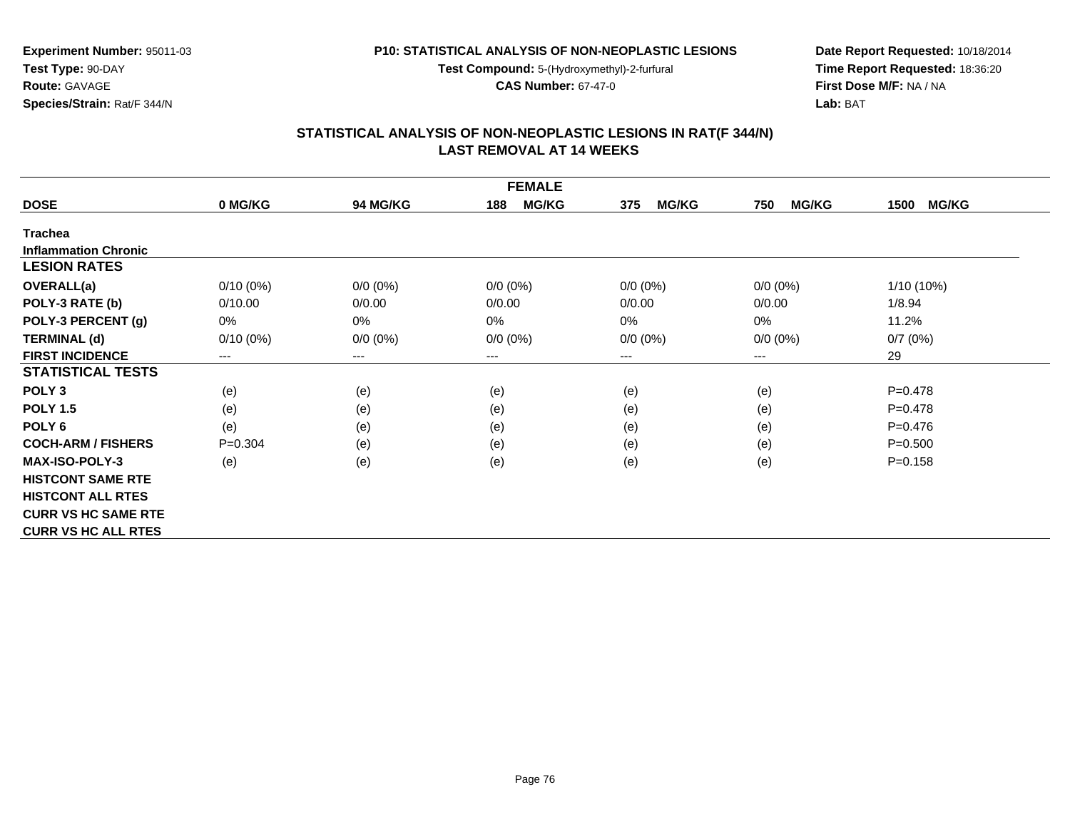Experiment Number: 95011-03
Test Type: 90-DAY
Route: GAVAGE
Species/Strain: Rat/F 344/N

**P10: STATISTICAL ANALYSIS OF NON-NEOPLASTIC LESIONS**
**Test Compound:** 5-(Hydroxymethyl)-2-furfural
**CAS Number:** 67-47-0

**Date Report Requested:** 10/18/2014
**Time Report Requested:** 18:36:20
**First Dose M/F:** NA / NA
**Lab:** BAT

## STATISTICAL ANALYSIS OF NON-NEOPLASTIC LESIONS IN RAT(F 344/N)
## LAST REMOVAL AT 14 WEEKS

| FEMALE | | | | | | |
|---|---|---|---|---|---|---|
| **DOSE** | **0 MG/KG** | **94 MG/KG** | **188 MG/KG** | **375 MG/KG** | **750 MG/KG** | **1500 MG/KG** |
| **Trachea** | | | | | | |
| **Inflammation Chronic** | | | | | | |
| **LESION RATES** | | | | | | |
| **OVERALL(a)** | 0/10 (0%) | 0/0 (0%) | 0/0 (0%) | 0/0 (0%) | 0/0 (0%) | 1/10 (10%) |
| **POLY-3 RATE (b)** | 0/10.00 | 0/0.00 | 0/0.00 | 0/0.00 | 0/0.00 | 1/8.94 |
| **POLY-3 PERCENT (g)** | 0% | 0% | 0% | 0% | 0% | 11.2% |
| **TERMINAL (d)** | 0/10 (0%) | 0/0 (0%) | 0/0 (0%) | 0/0 (0%) | 0/0 (0%) | 0/7 (0%) |
| **FIRST INCIDENCE** | --- | --- | --- | --- | --- | 29 |
| **STATISTICAL TESTS** | | | | | | |
| **POLY 3** | (e) | (e) | (e) | (e) | (e) | P=0.478 |
| **POLY 1.5** | (e) | (e) | (e) | (e) | (e) | P=0.478 |
| **POLY 6** | (e) | (e) | (e) | (e) | (e) | P=0.476 |
| **COCH-ARM / FISHERS** | P=0.304 | (e) | (e) | (e) | (e) | P=0.500 |
| **MAX-ISO-POLY-3** | (e) | (e) | (e) | (e) | (e) | P=0.158 |
| **HISTCONT SAME RTE** | | | | | | |
| **HISTCONT ALL RTES** | | | | | | |
| **CURR VS HC SAME RTE** | | | | | | |
| **CURR VS HC ALL RTES** | | | | | | |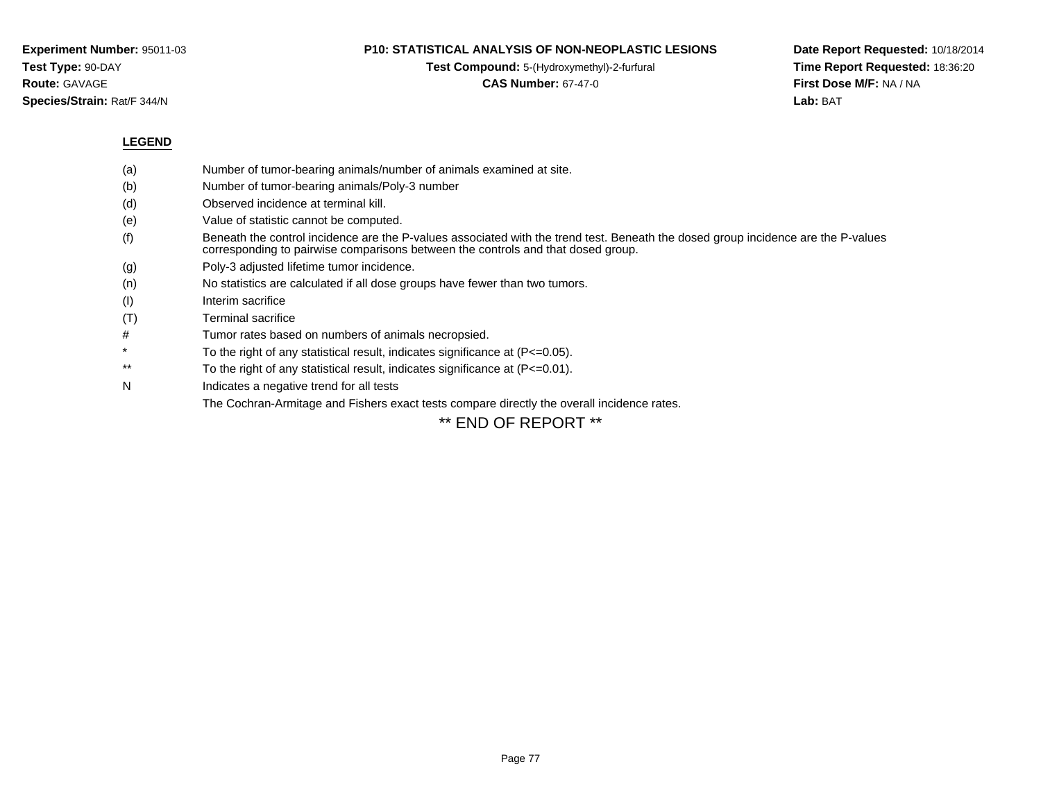**Experiment Number:** 95011-03
**Test Type:** 90-DAY
**Route:** GAVAGE
**Species/Strain:** Rat/F 344/N

**P10: STATISTICAL ANALYSIS OF NON-NEOPLASTIC LESIONS**
**Test Compound:** 5-(Hydroxymethyl)-2-furfural
**CAS Number:** 67-47-0

**Date Report Requested:** 10/18/2014
**Time Report Requested:** 18:36:20
**First Dose M/F:** NA / NA
**Lab:** BAT

## LEGEND

| | |
|---|---|
| (a) | Number of tumor-bearing animals/number of animals examined at site. |
| (b) | Number of tumor-bearing animals/Poly-3 number |
| (d) | Observed incidence at terminal kill. |
| (e) | Value of statistic cannot be computed. |
| (f) | Beneath the control incidence are the P-values associated with the trend test. Beneath the dosed group incidence are the P-values corresponding to pairwise comparisons between the controls and that dosed group. |
| (g) | Poly-3 adjusted lifetime tumor incidence. |
| (n) | No statistics are calculated if all dose groups have fewer than two tumors. |
| (I) | Interim sacrifice |
| (T) | Terminal sacrifice |
| # | Tumor rates based on numbers of animals necropsied. |
| * | To the right of any statistical result, indicates significance at (P<=0.05). |
| ** | To the right of any statistical result, indicates significance at (P<=0.01). |
| N | Indicates a negative trend for all tests |
| | The Cochran-Armitage and Fishers exact tests compare directly the overall incidence rates. |

** END OF REPORT **